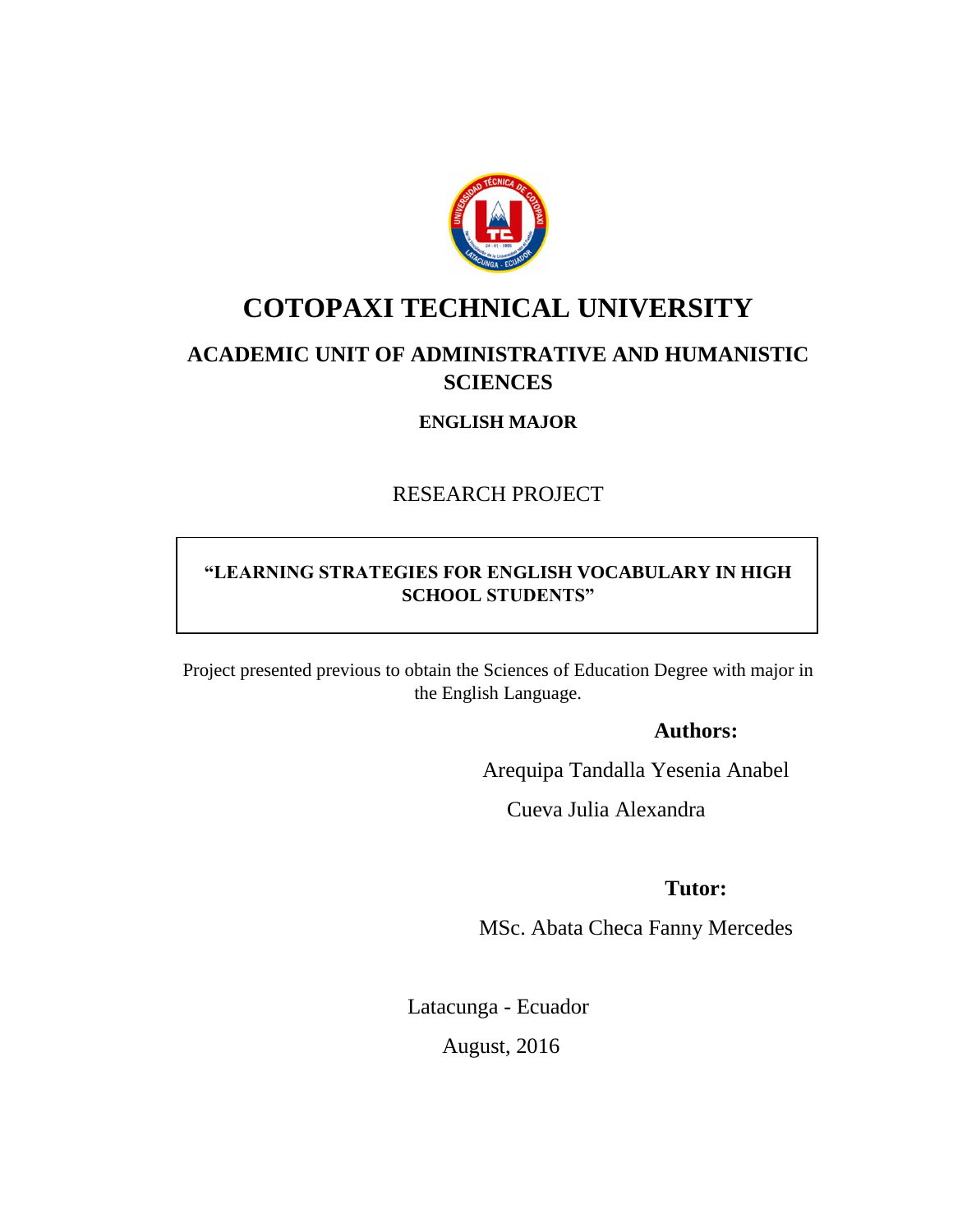# COTOPAXI TECHNICAL UNIVERSITY

## ACADEMIC UNIT OF ADMINISTRATIVE AND HUMANISTIC SCIENCES

### ENGLISH MAJOR

RESEARCH PROJECT

**"LEARNING STRATEGIES FOR ENGLISH VOCABULARY IN HIGH SCHOOL STUDENTS"**

Project presented previous to obtain the Sciences of Education Degree with major in the English Language.

**Authors:**

Arequipa Tandalla Yesenia Anabel

Cueva Julia Alexandra

**Tutor:**

MSc. Abata Checa Fanny Mercedes

Latacunga - Ecuador

August, 2016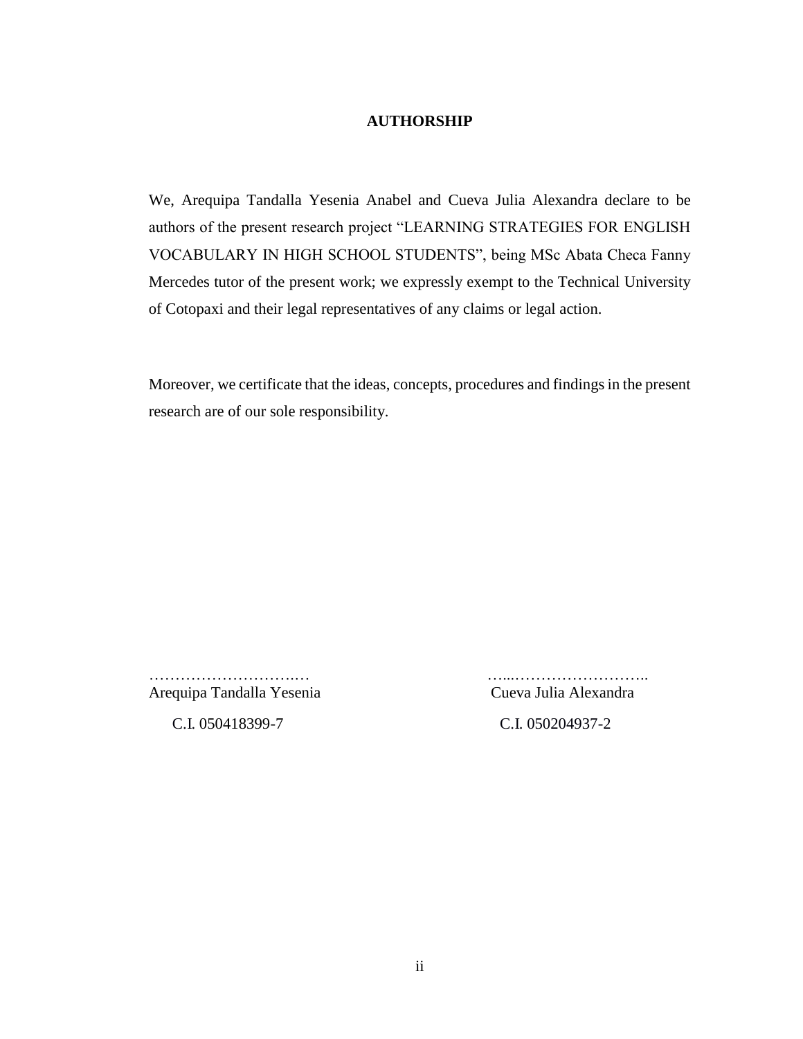# AUTHORSHIP

We, Arequipa Tandalla Yesenia Anabel and Cueva Julia Alexandra declare to be authors of the present research project "LEARNING STRATEGIES FOR ENGLISH VOCABULARY IN HIGH SCHOOL STUDENTS", being MSc Abata Checa Fanny Mercedes tutor of the present work; we expressly exempt to the Technical University of Cotopaxi and their legal representatives of any claims or legal action.

Moreover, we certificate that the ideas, concepts, procedures and findings in the present research are of our sole responsibility.

| ………………………..… | …...…………………….. |
|---|---|
| Arequipa Tandalla Yesenia | Cueva Julia Alexandra |
| C.I. 050418399-7 | C.I. 050204937-2 |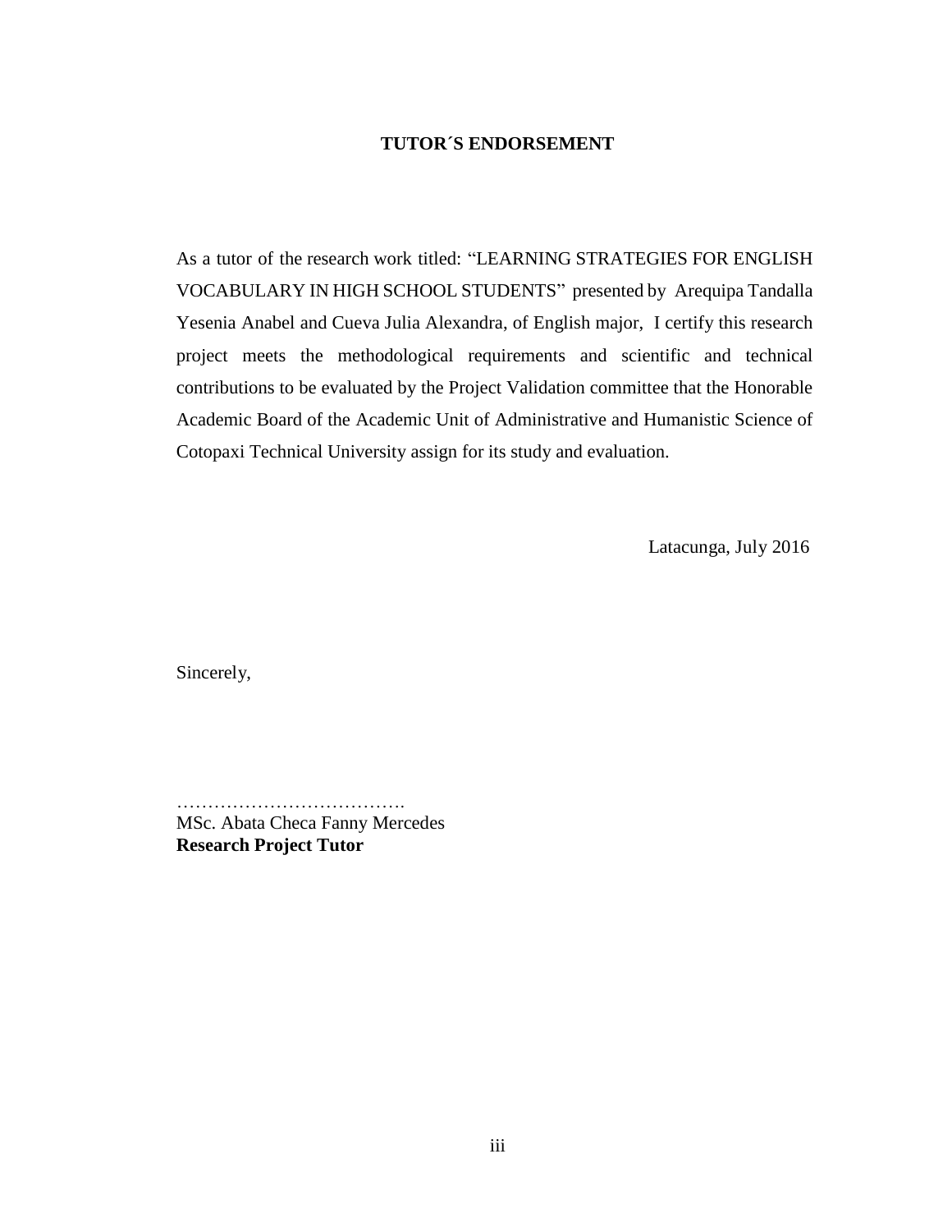# TUTOR´S ENDORSEMENT

As a tutor of the research work titled: "LEARNING STRATEGIES FOR ENGLISH VOCABULARY IN HIGH SCHOOL STUDENTS" presented by Arequipa Tandalla Yesenia Anabel and Cueva Julia Alexandra, of English major, I certify this research project meets the methodological requirements and scientific and technical contributions to be evaluated by the Project Validation committee that the Honorable Academic Board of the Academic Unit of Administrative and Humanistic Science of Cotopaxi Technical University assign for its study and evaluation.

Latacunga, July 2016

Sincerely,

……………………………….
MSc. Abata Checa Fanny Mercedes
**Research Project Tutor**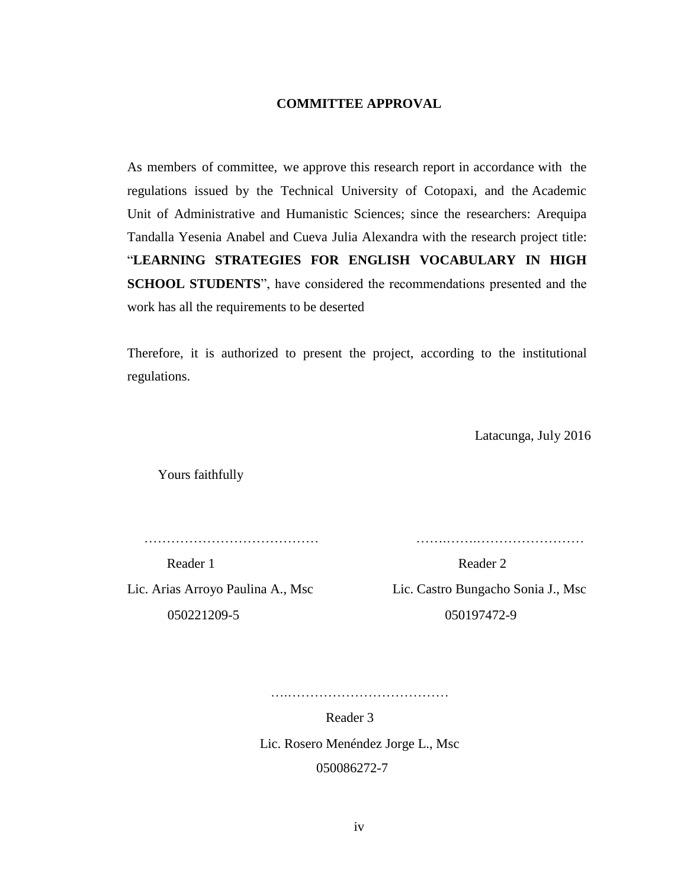## COMMITTEE APPROVAL

As members of committee, we approve this research report in accordance with the regulations issued by the Technical University of Cotopaxi, and the Academic Unit of Administrative and Humanistic Sciences; since the researchers: Arequipa Tandalla Yesenia Anabel and Cueva Julia Alexandra with the research project title: "**LEARNING STRATEGIES FOR ENGLISH VOCABULARY IN HIGH SCHOOL STUDENTS**", have considered the recommendations presented and the work has all the requirements to be deserted

Therefore, it is authorized to present the project, according to the institutional regulations.

Latacunga, July 2016

Yours faithfully

…………………………………

Reader 1

Lic. Arias Arroyo Paulina A., Msc

050221209-5

…………………………………

Reader 2

Lic. Castro Bungacho Sonia J., Msc

050197472-9

…………………………………

Reader 3

Lic. Rosero Menéndez Jorge L., Msc

050086272-7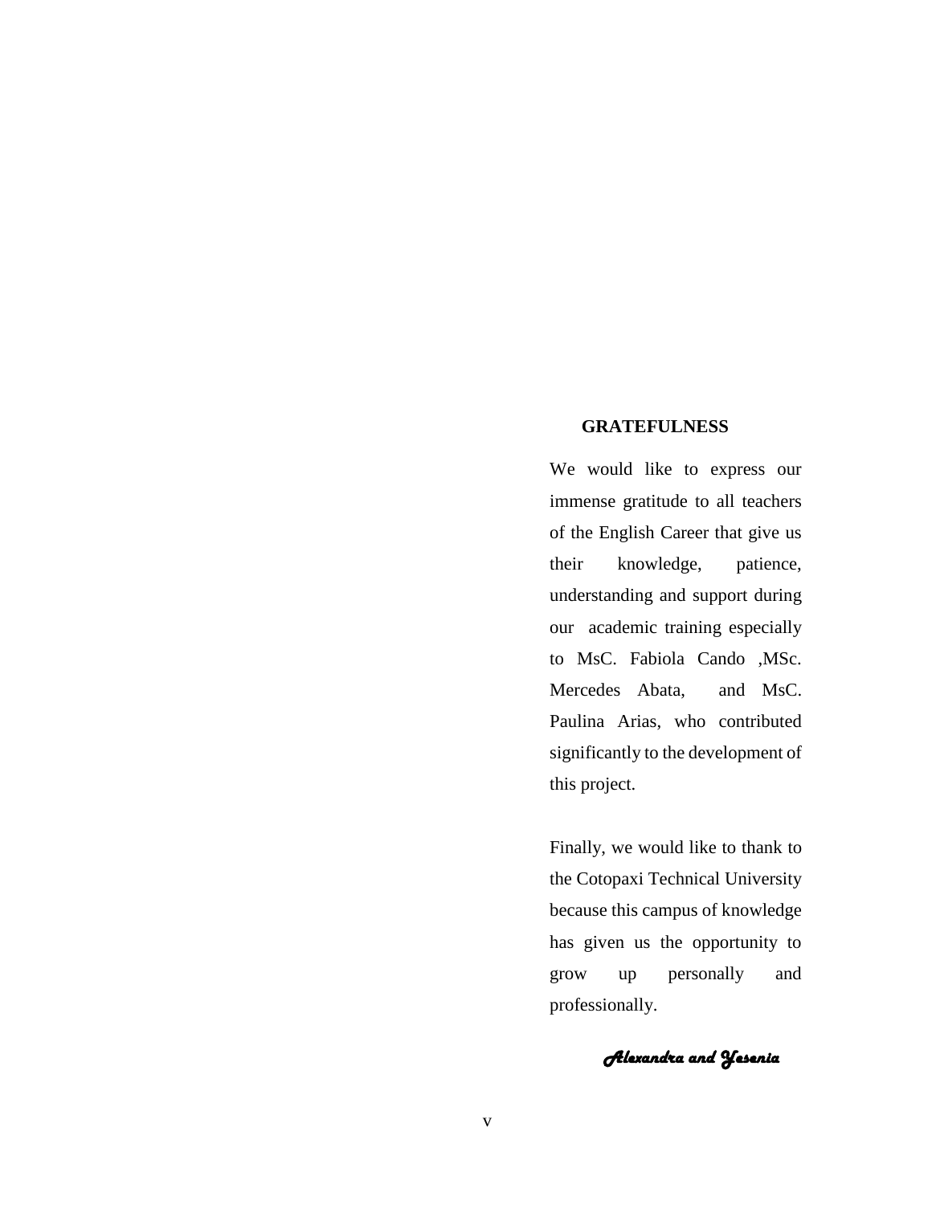## GRATEFULNESS

We would like to express our immense gratitude to all teachers of the English Career that give us their knowledge, patience, understanding and support during our academic training especially to MsC. Fabiola Cando ,MSc. Mercedes Abata, and MsC. Paulina Arias, who contributed significantly to the development of this project.

Finally, we would like to thank to the Cotopaxi Technical University because this campus of knowledge has given us the opportunity to grow up personally and professionally.

*Alexandra and Yesenia*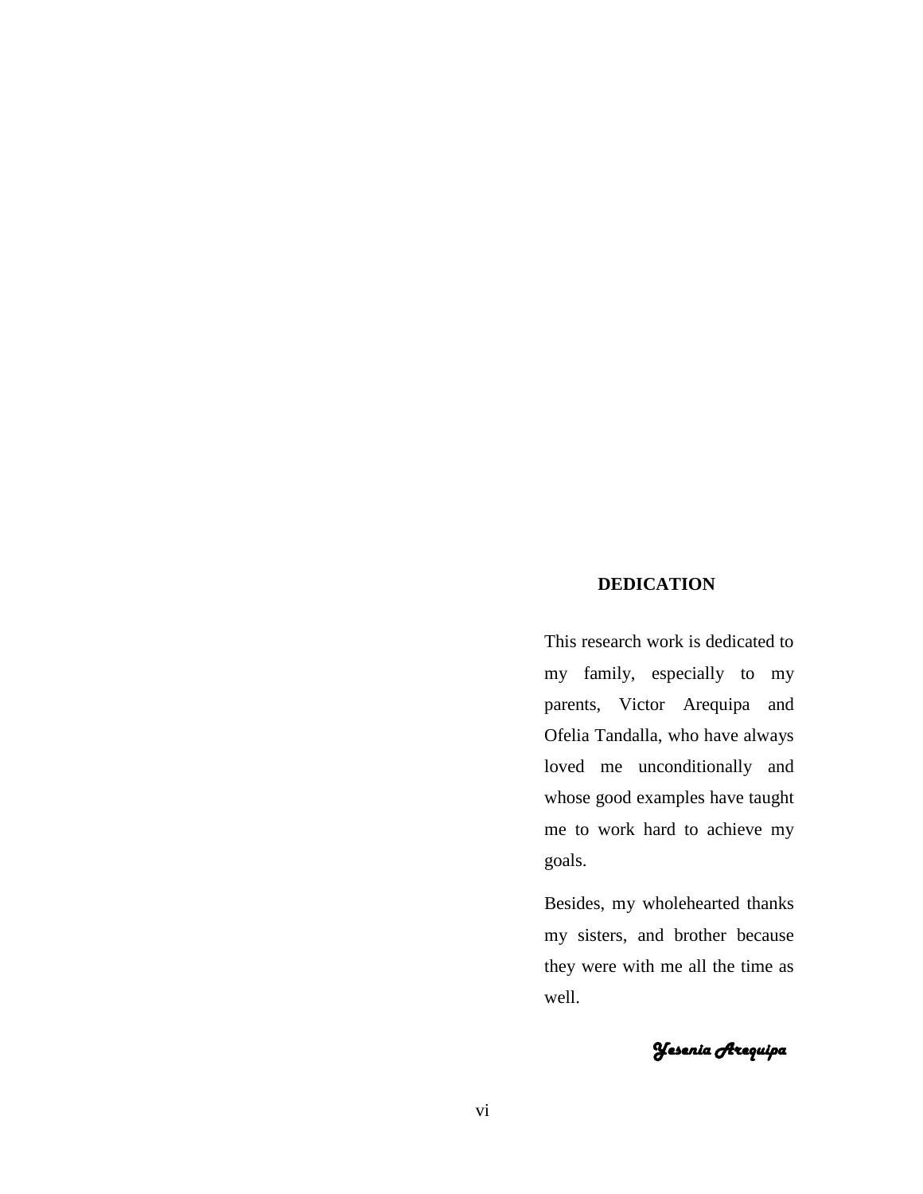# DEDICATION

This research work is dedicated to my family, especially to my parents, Victor Arequipa and Ofelia Tandalla, who have always loved me unconditionally and whose good examples have taught me to work hard to achieve my goals.

Besides, my wholehearted thanks my sisters, and brother because they were with me all the time as well.

*Yesenia Arequipa*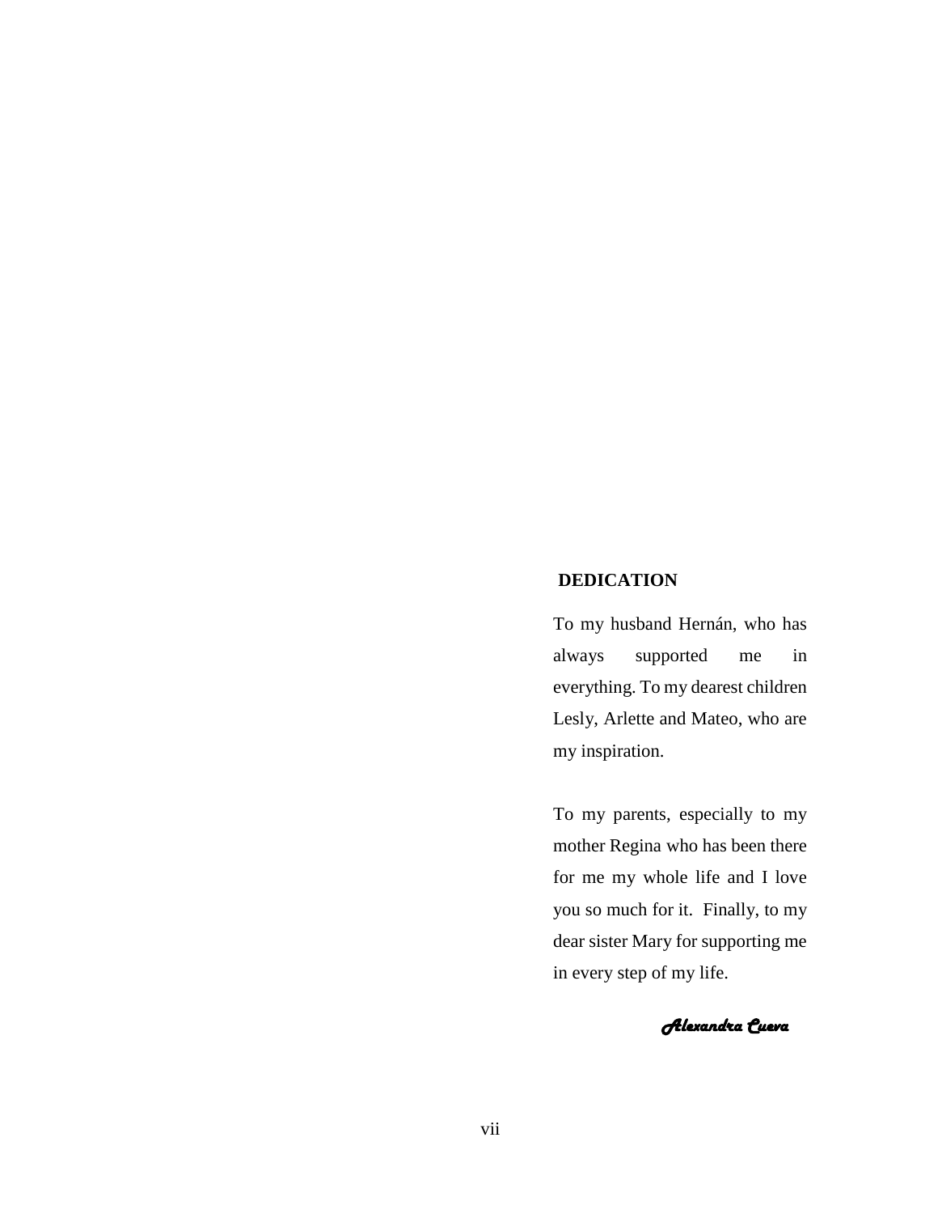## DEDICATION

To my husband Hernán, who has always supported me in everything. To my dearest children Lesly, Arlette and Mateo, who are my inspiration.

To my parents, especially to my mother Regina who has been there for me my whole life and I love you so much for it. Finally, to my dear sister Mary for supporting me in every step of my life.

*Alexandra Cueva*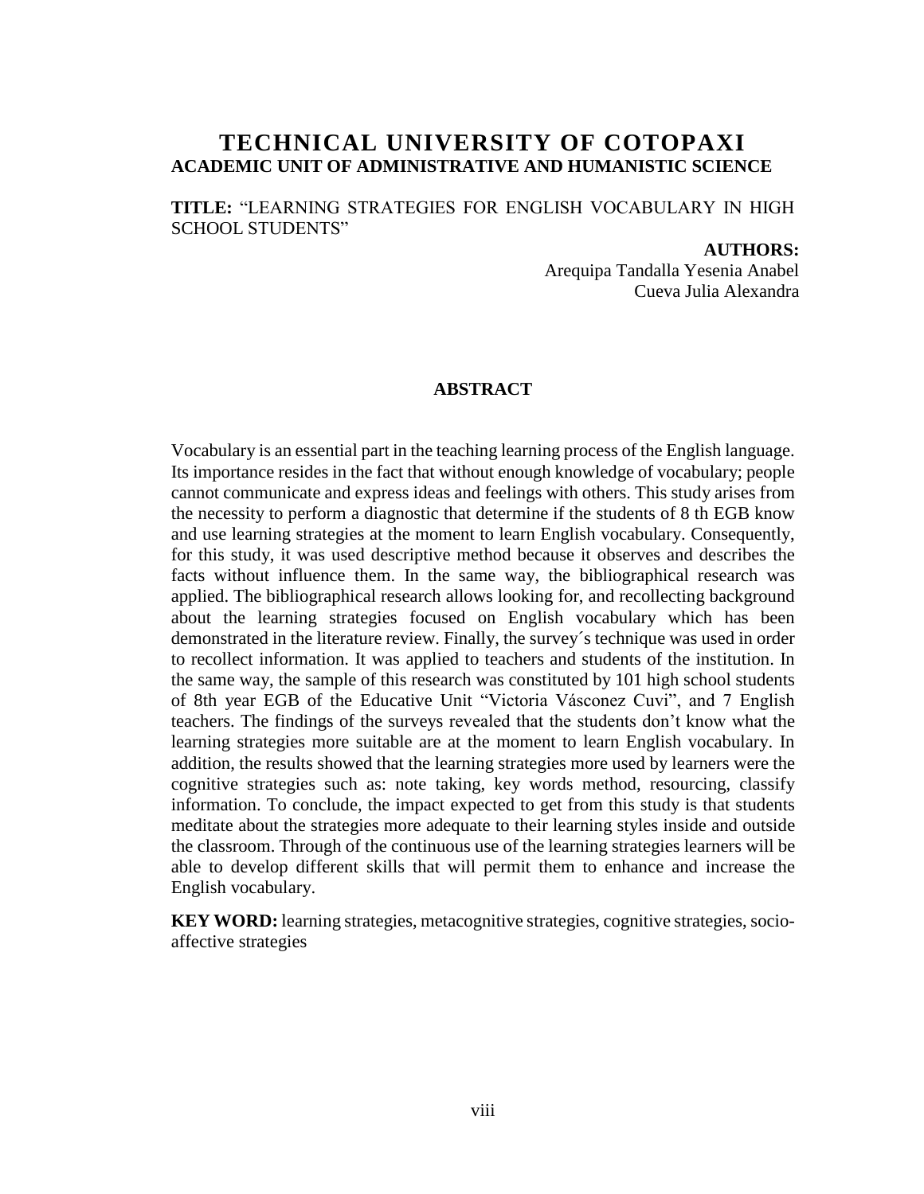# TECHNICAL UNIVERSITY OF COTOPAXI

## ACADEMIC UNIT OF ADMINISTRATIVE AND HUMANISTIC SCIENCE

**TITLE:** "LEARNING STRATEGIES FOR ENGLISH VOCABULARY IN HIGH SCHOOL STUDENTS"

**AUTHORS:**
Arequipa Tandalla Yesenia Anabel
Cueva Julia Alexandra

### ABSTRACT

Vocabulary is an essential part in the teaching learning process of the English language. Its importance resides in the fact that without enough knowledge of vocabulary; people cannot communicate and express ideas and feelings with others. This study arises from the necessity to perform a diagnostic that determine if the students of 8 th EGB know and use learning strategies at the moment to learn English vocabulary. Consequently, for this study, it was used descriptive method because it observes and describes the facts without influence them. In the same way, the bibliographical research was applied. The bibliographical research allows looking for, and recollecting background about the learning strategies focused on English vocabulary which has been demonstrated in the literature review. Finally, the survey´s technique was used in order to recollect information. It was applied to teachers and students of the institution. In the same way, the sample of this research was constituted by 101 high school students of 8th year EGB of the Educative Unit "Victoria Vásconez Cuvi", and 7 English teachers. The findings of the surveys revealed that the students don't know what the learning strategies more suitable are at the moment to learn English vocabulary. In addition, the results showed that the learning strategies more used by learners were the cognitive strategies such as: note taking, key words method, resourcing, classify information. To conclude, the impact expected to get from this study is that students meditate about the strategies more adequate to their learning styles inside and outside the classroom. Through of the continuous use of the learning strategies learners will be able to develop different skills that will permit them to enhance and increase the English vocabulary.

**KEY WORD:** learning strategies, metacognitive strategies, cognitive strategies, socio-affective strategies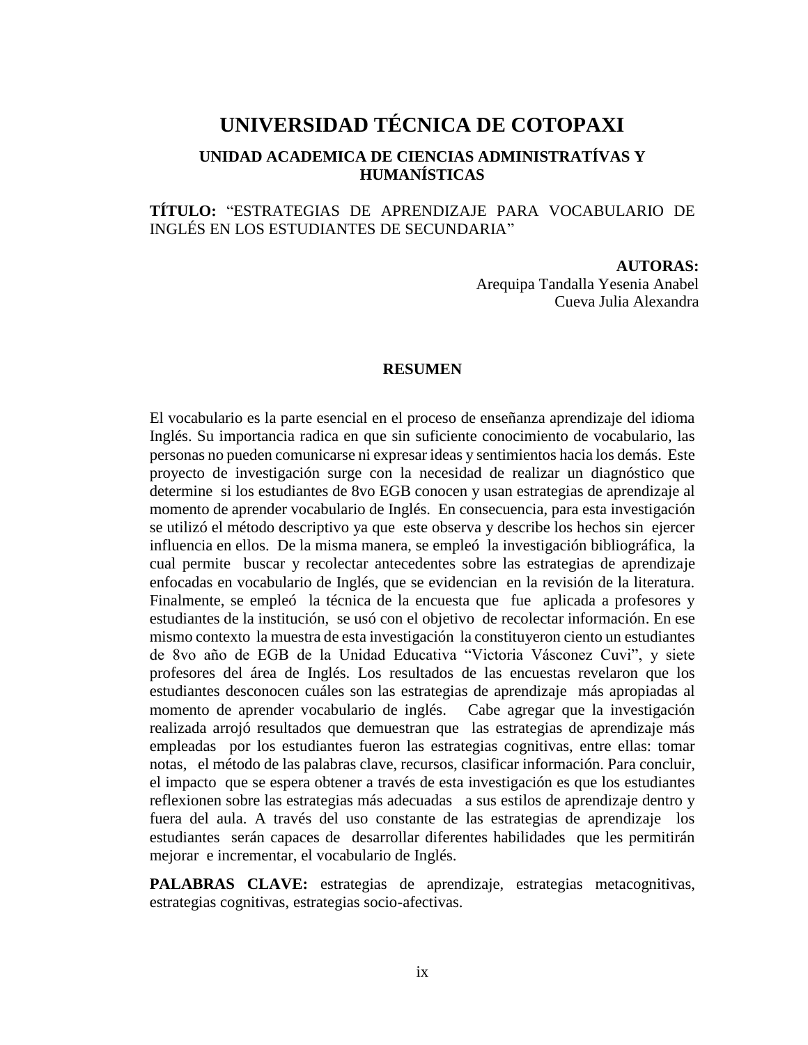# UNIVERSIDAD TÉCNICA DE COTOPAXI

## UNIDAD ACADEMICA DE CIENCIAS ADMINISTRATÍVAS Y HUMANÍSTICAS

**TÍTULO:** "ESTRATEGIAS DE APRENDIZAJE PARA VOCABULARIO DE INGLÉS EN LOS ESTUDIANTES DE SECUNDARIA"

**AUTORAS:**
Arequipa Tandalla Yesenia Anabel
Cueva Julia Alexandra

### RESUMEN

El vocabulario es la parte esencial en el proceso de enseñanza aprendizaje del idioma Inglés. Su importancia radica en que sin suficiente conocimiento de vocabulario, las personas no pueden comunicarse ni expresar ideas y sentimientos hacia los demás. Este proyecto de investigación surge con la necesidad de realizar un diagnóstico que determine si los estudiantes de 8vo EGB conocen y usan estrategias de aprendizaje al momento de aprender vocabulario de Inglés. En consecuencia, para esta investigación se utilizó el método descriptivo ya que este observa y describe los hechos sin ejercer influencia en ellos. De la misma manera, se empleó la investigación bibliográfica, la cual permite buscar y recolectar antecedentes sobre las estrategias de aprendizaje enfocadas en vocabulario de Inglés, que se evidencian en la revisión de la literatura. Finalmente, se empleó la técnica de la encuesta que fue aplicada a profesores y estudiantes de la institución, se usó con el objetivo de recolectar información. En ese mismo contexto la muestra de esta investigación la constituyeron ciento un estudiantes de 8vo año de EGB de la Unidad Educativa "Victoria Vásconez Cuvi", y siete profesores del área de Inglés. Los resultados de las encuestas revelaron que los estudiantes desconocen cuáles son las estrategias de aprendizaje más apropiadas al momento de aprender vocabulario de inglés. Cabe agregar que la investigación realizada arrojó resultados que demuestran que las estrategias de aprendizaje más empleadas por los estudiantes fueron las estrategias cognitivas, entre ellas: tomar notas, el método de las palabras clave, recursos, clasificar información. Para concluir, el impacto que se espera obtener a través de esta investigación es que los estudiantes reflexionen sobre las estrategias más adecuadas a sus estilos de aprendizaje dentro y fuera del aula. A través del uso constante de las estrategias de aprendizaje los estudiantes serán capaces de desarrollar diferentes habilidades que les permitirán mejorar e incrementar, el vocabulario de Inglés.

**PALABRAS CLAVE:** estrategias de aprendizaje, estrategias metacognitivas, estrategias cognitivas, estrategias socio-afectivas.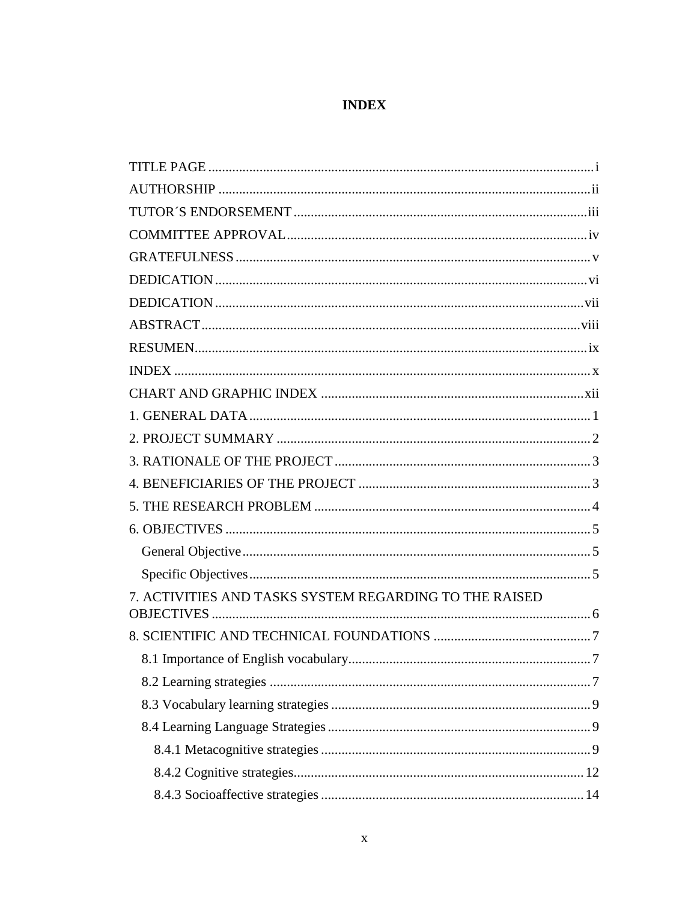# INDEX

TITLE PAGE ................................................................................................................ i
AUTHORSHIP ............................................................................................................ ii
TUTOR´S ENDORSEMENT ..................................................................................... iii
COMMITTEE APPROVAL ........................................................................................ iv
GRATEFULNESS ....................................................................................................... v
DEDICATION ............................................................................................................ vi
DEDICATION ............................................................................................................ vii
ABSTRACT ............................................................................................................... viii
RESUMEN .................................................................................................................. ix
INDEX ......................................................................................................................... x
CHART AND GRAPHIC INDEX ............................................................................. xii
1. GENERAL DATA ..................................................................................................... 1
2. PROJECT SUMMARY ............................................................................................. 2
3. RATIONALE OF THE PROJECT ............................................................................ 3
4. BENEFICIARIES OF THE PROJECT ...................................................................... 3
5. THE RESEARCH PROBLEM .................................................................................. 4
6. OBJECTIVES ............................................................................................................ 5
  General Objective ....................................................................................................... 5
  Specific Objectives ..................................................................................................... 5
7. ACTIVITIES AND TASKS SYSTEM REGARDING TO THE RAISED OBJECTIVES .................................................................................................................. 6
8. SCIENTIFIC AND TECHNICAL FOUNDATIONS ................................................ 7
  8.1 Importance of English vocabulary ....................................................................... 7
  8.2 Learning strategies ............................................................................................... 7
  8.3 Vocabulary learning strategies ............................................................................. 9
  8.4 Learning Language Strategies .............................................................................. 9
    8.4.1 Metacognitive strategies ................................................................................. 9
    8.4.2 Cognitive strategies ...................................................................................... 12
    8.4.3 Socioaffective strategies ............................................................................... 14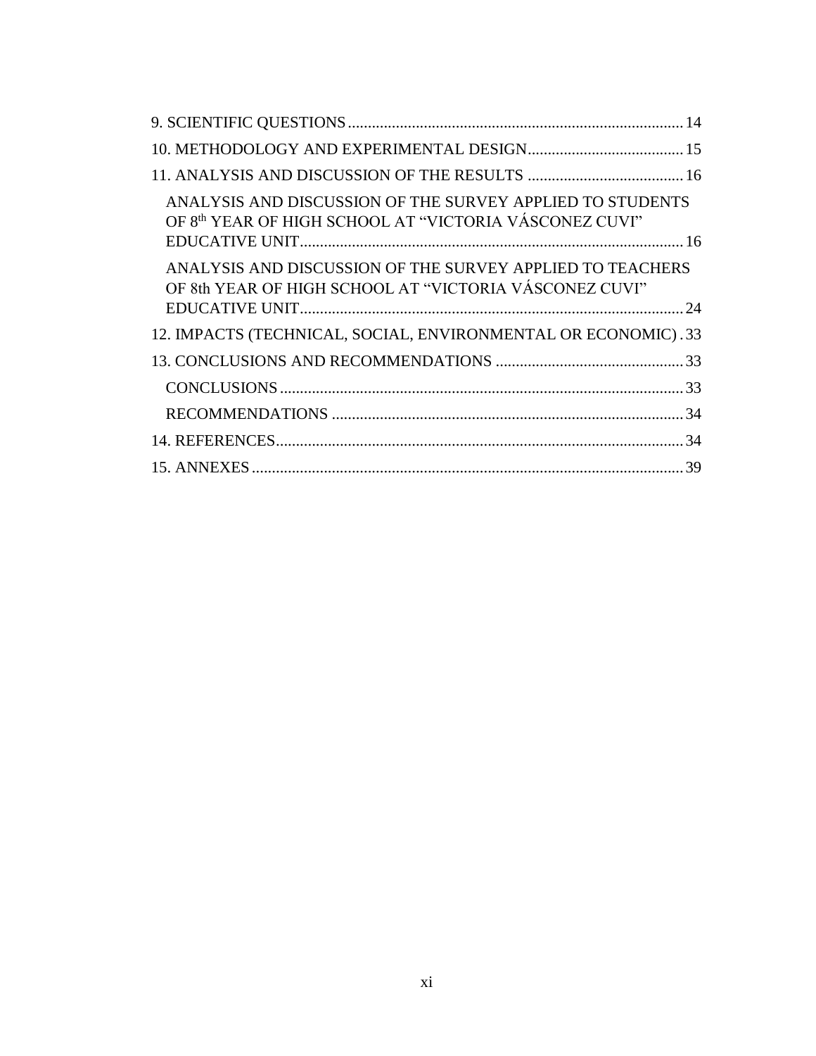9. SCIENTIFIC QUESTIONS .......... 14

10. METHODOLOGY AND EXPERIMENTAL DESIGN .......... 15

11. ANALYSIS AND DISCUSSION OF THE RESULTS .......... 16

ANALYSIS AND DISCUSSION OF THE SURVEY APPLIED TO STUDENTS OF 8th YEAR OF HIGH SCHOOL AT "VICTORIA VÁSCONEZ CUVI" EDUCATIVE UNIT .......... 16

ANALYSIS AND DISCUSSION OF THE SURVEY APPLIED TO TEACHERS OF 8th YEAR OF HIGH SCHOOL AT "VICTORIA VÁSCONEZ CUVI" EDUCATIVE UNIT .......... 24

12. IMPACTS (TECHNICAL, SOCIAL, ENVIRONMENTAL OR ECONOMIC) .......... 33

13. CONCLUSIONS AND RECOMMENDATIONS .......... 33

CONCLUSIONS .......... 33

RECOMMENDATIONS .......... 34

14. REFERENCES .......... 34

15. ANNEXES .......... 39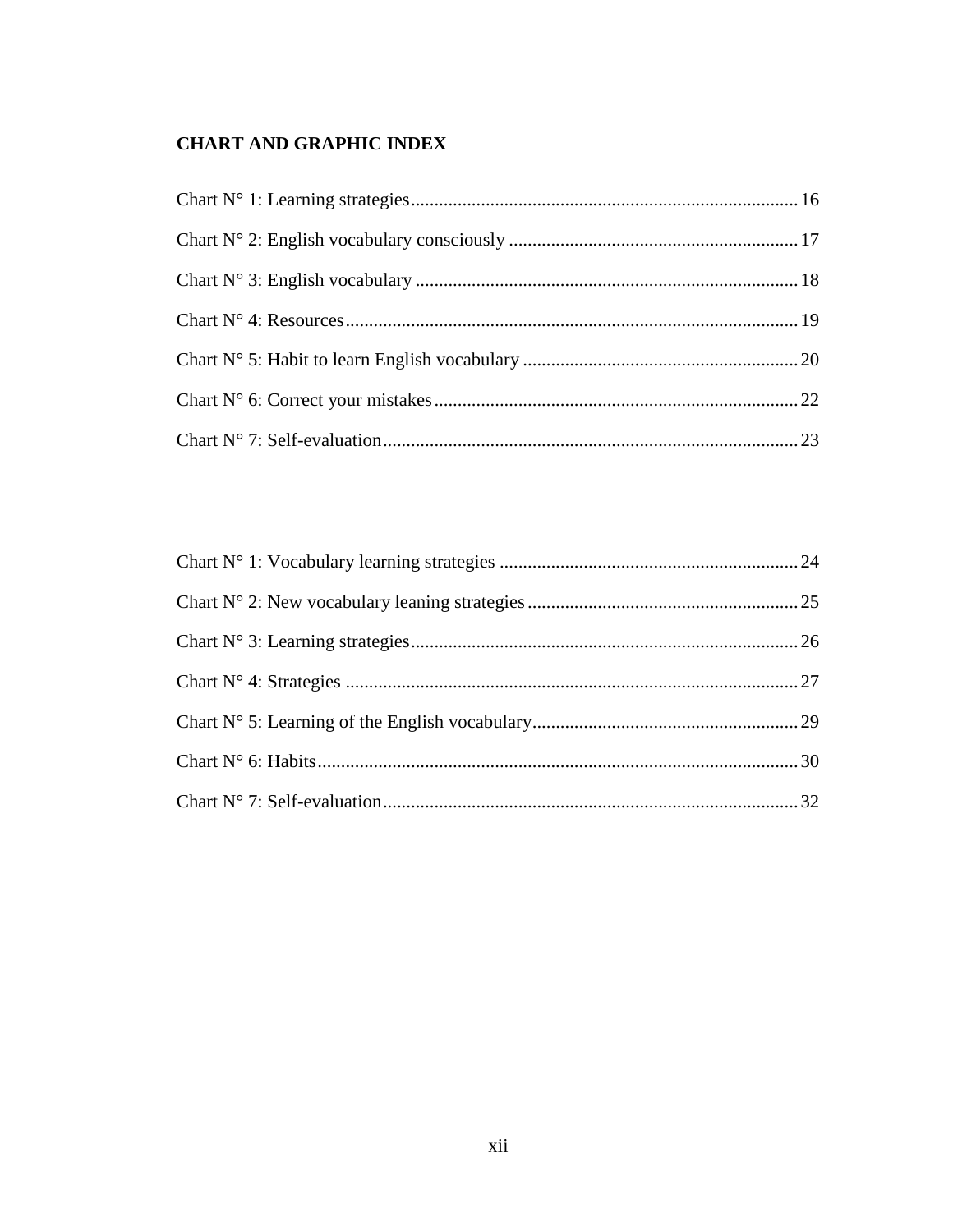## CHART AND GRAPHIC INDEX

Chart N° 1: Learning strategies.................................................................................. 16

Chart N° 2: English vocabulary consciously ............................................................. 17

Chart N° 3: English vocabulary ................................................................................. 18

Chart N° 4: Resources................................................................................................ 19

Chart N° 5: Habit to learn English vocabulary .......................................................... 20

Chart N° 6: Correct your mistakes............................................................................. 22

Chart N° 7: Self-evaluation........................................................................................ 23

Chart N° 1: Vocabulary learning strategies ............................................................... 24

Chart N° 2: New vocabulary leaning strategies......................................................... 25

Chart N° 3: Learning strategies.................................................................................. 26

Chart N° 4: Strategies ................................................................................................ 27

Chart N° 5: Learning of the English vocabulary........................................................ 29

Chart N° 6: Habits...................................................................................................... 30

Chart N° 7: Self-evaluation........................................................................................ 32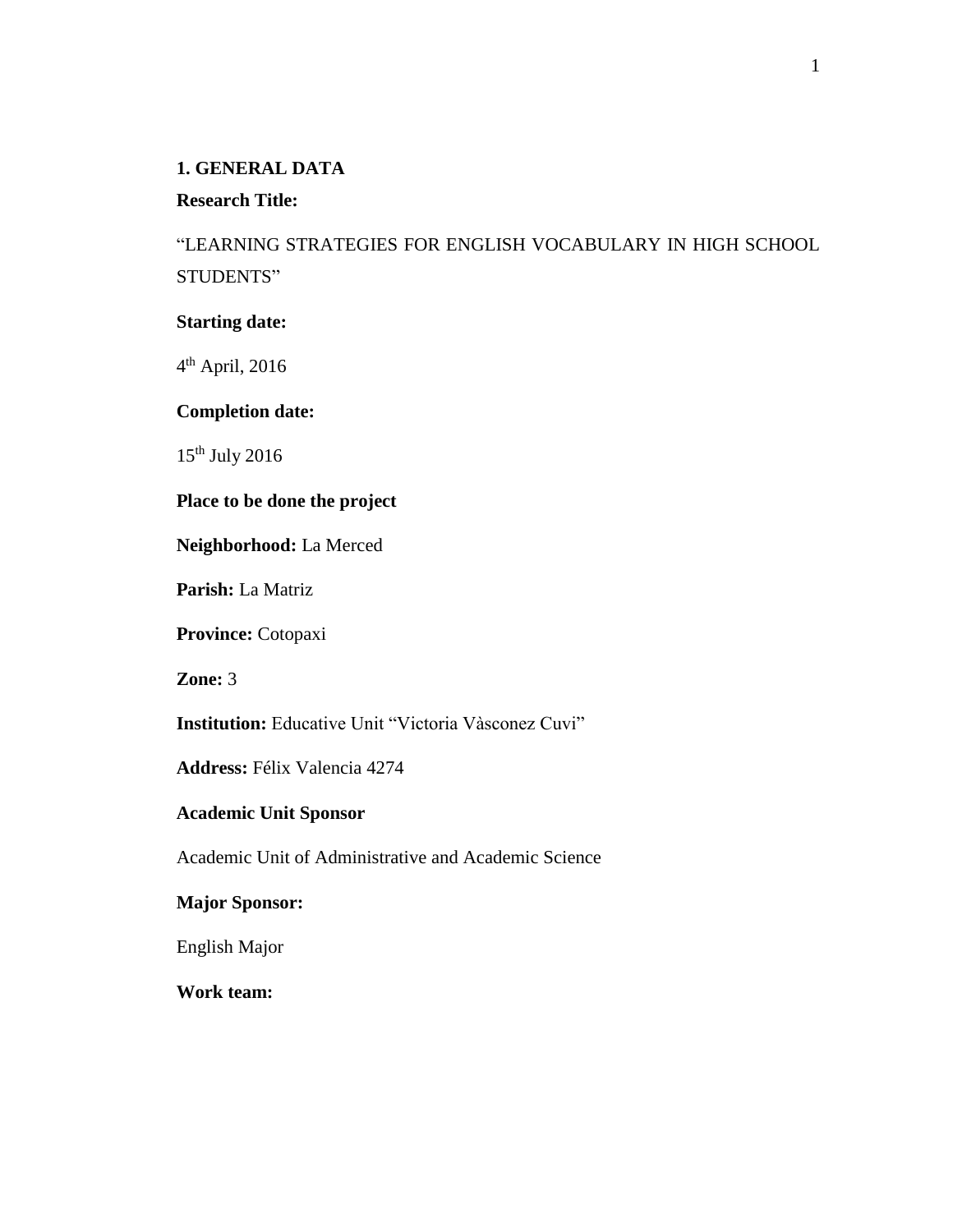## 1. GENERAL DATA

**Research Title:**

"LEARNING STRATEGIES FOR ENGLISH VOCABULARY IN HIGH SCHOOL STUDENTS"

**Starting date:**

4th April, 2016

**Completion date:**

15th July 2016

**Place to be done the project**

**Neighborhood:** La Merced

**Parish:** La Matriz

**Province:** Cotopaxi

**Zone:** 3

**Institution:** Educative Unit "Victoria Vàsconez Cuvi"

**Address:** Félix Valencia 4274

**Academic Unit Sponsor**

Academic Unit of Administrative and Academic Science

**Major Sponsor:**

English Major

**Work team:**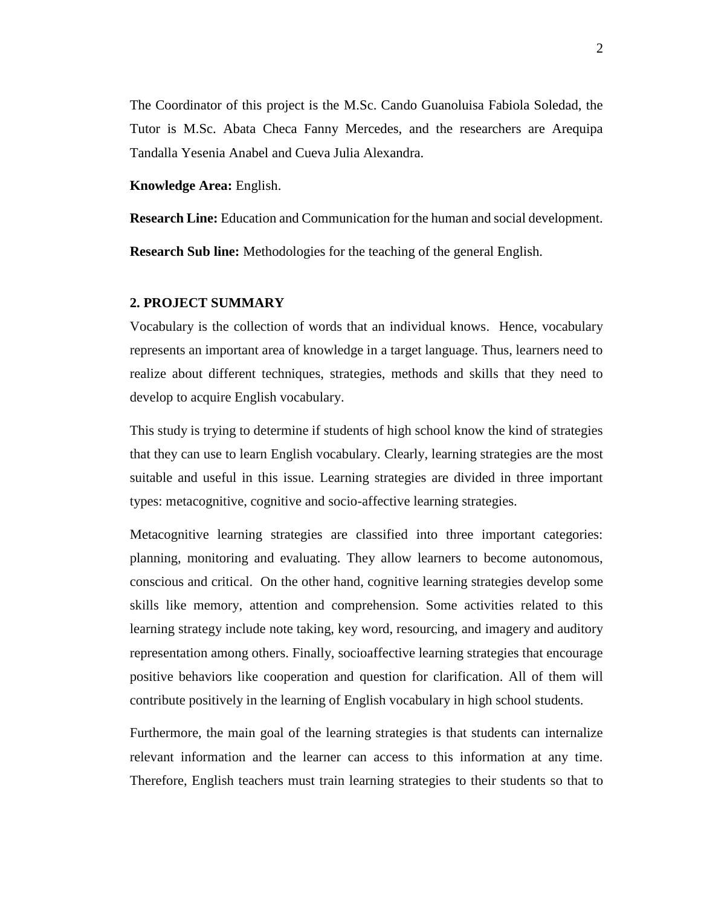The Coordinator of this project is the M.Sc. Cando Guanoluisa Fabiola Soledad, the Tutor is M.Sc. Abata Checa Fanny Mercedes, and the researchers are Arequipa Tandalla Yesenia Anabel and Cueva Julia Alexandra.

**Knowledge Area:** English.

**Research Line:** Education and Communication for the human and social development.

**Research Sub line:** Methodologies for the teaching of the general English.

## 2. PROJECT SUMMARY

Vocabulary is the collection of words that an individual knows. Hence, vocabulary represents an important area of knowledge in a target language. Thus, learners need to realize about different techniques, strategies, methods and skills that they need to develop to acquire English vocabulary.

This study is trying to determine if students of high school know the kind of strategies that they can use to learn English vocabulary. Clearly, learning strategies are the most suitable and useful in this issue. Learning strategies are divided in three important types: metacognitive, cognitive and socio-affective learning strategies.

Metacognitive learning strategies are classified into three important categories: planning, monitoring and evaluating. They allow learners to become autonomous, conscious and critical. On the other hand, cognitive learning strategies develop some skills like memory, attention and comprehension. Some activities related to this learning strategy include note taking, key word, resourcing, and imagery and auditory representation among others. Finally, socioaffective learning strategies that encourage positive behaviors like cooperation and question for clarification. All of them will contribute positively in the learning of English vocabulary in high school students.

Furthermore, the main goal of the learning strategies is that students can internalize relevant information and the learner can access to this information at any time. Therefore, English teachers must train learning strategies to their students so that to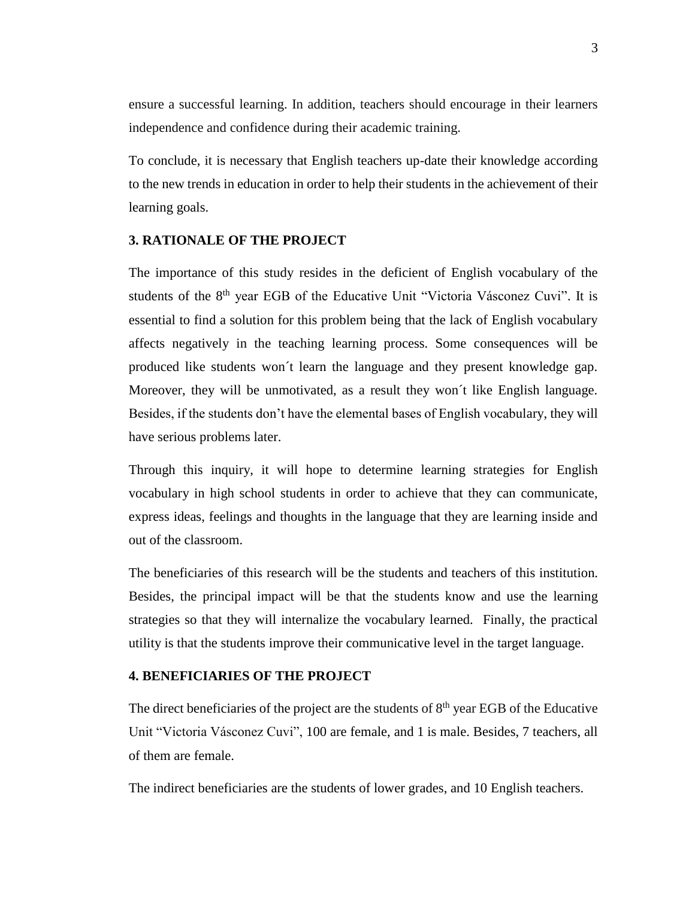ensure a successful learning. In addition, teachers should encourage in their learners independence and confidence during their academic training.

To conclude, it is necessary that English teachers up-date their knowledge according to the new trends in education in order to help their students in the achievement of their learning goals.

## 3. RATIONALE OF THE PROJECT

The importance of this study resides in the deficient of English vocabulary of the students of the 8th year EGB of the Educative Unit "Victoria Vásconez Cuvi". It is essential to find a solution for this problem being that the lack of English vocabulary affects negatively in the teaching learning process. Some consequences will be produced like students won´t learn the language and they present knowledge gap. Moreover, they will be unmotivated, as a result they won´t like English language. Besides, if the students don't have the elemental bases of English vocabulary, they will have serious problems later.

Through this inquiry, it will hope to determine learning strategies for English vocabulary in high school students in order to achieve that they can communicate, express ideas, feelings and thoughts in the language that they are learning inside and out of the classroom.

The beneficiaries of this research will be the students and teachers of this institution. Besides, the principal impact will be that the students know and use the learning strategies so that they will internalize the vocabulary learned. Finally, the practical utility is that the students improve their communicative level in the target language.

## 4. BENEFICIARIES OF THE PROJECT

The direct beneficiaries of the project are the students of 8th year EGB of the Educative Unit "Victoria Vásconez Cuvi", 100 are female, and 1 is male. Besides, 7 teachers, all of them are female.

The indirect beneficiaries are the students of lower grades, and 10 English teachers.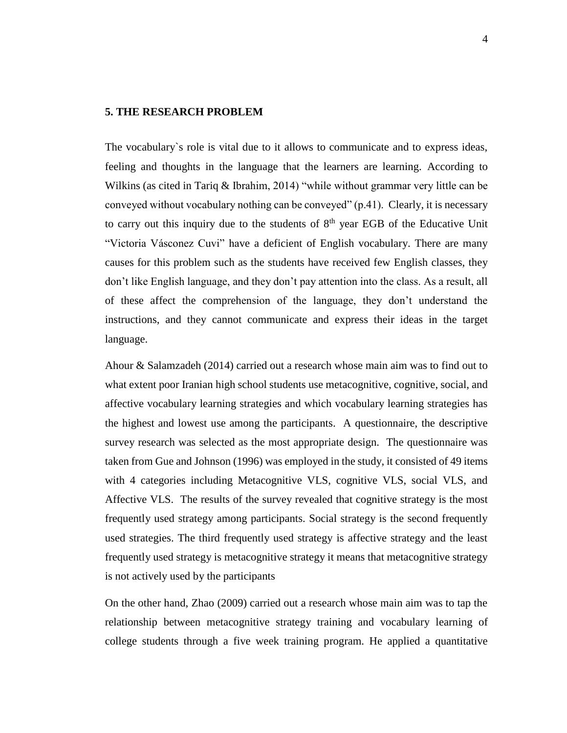## 5. THE RESEARCH PROBLEM

The vocabulary`s role is vital due to it allows to communicate and to express ideas, feeling and thoughts in the language that the learners are learning. According to Wilkins (as cited in Tariq & Ibrahim, 2014) "while without grammar very little can be conveyed without vocabulary nothing can be conveyed" (p.41). Clearly, it is necessary to carry out this inquiry due to the students of 8th year EGB of the Educative Unit "Victoria Vásconez Cuvi" have a deficient of English vocabulary. There are many causes for this problem such as the students have received few English classes, they don't like English language, and they don't pay attention into the class. As a result, all of these affect the comprehension of the language, they don't understand the instructions, and they cannot communicate and express their ideas in the target language.

Ahour & Salamzadeh (2014) carried out a research whose main aim was to find out to what extent poor Iranian high school students use metacognitive, cognitive, social, and affective vocabulary learning strategies and which vocabulary learning strategies has the highest and lowest use among the participants. A questionnaire, the descriptive survey research was selected as the most appropriate design. The questionnaire was taken from Gue and Johnson (1996) was employed in the study, it consisted of 49 items with 4 categories including Metacognitive VLS, cognitive VLS, social VLS, and Affective VLS. The results of the survey revealed that cognitive strategy is the most frequently used strategy among participants. Social strategy is the second frequently used strategies. The third frequently used strategy is affective strategy and the least frequently used strategy is metacognitive strategy it means that metacognitive strategy is not actively used by the participants

On the other hand, Zhao (2009) carried out a research whose main aim was to tap the relationship between metacognitive strategy training and vocabulary learning of college students through a five week training program. He applied a quantitative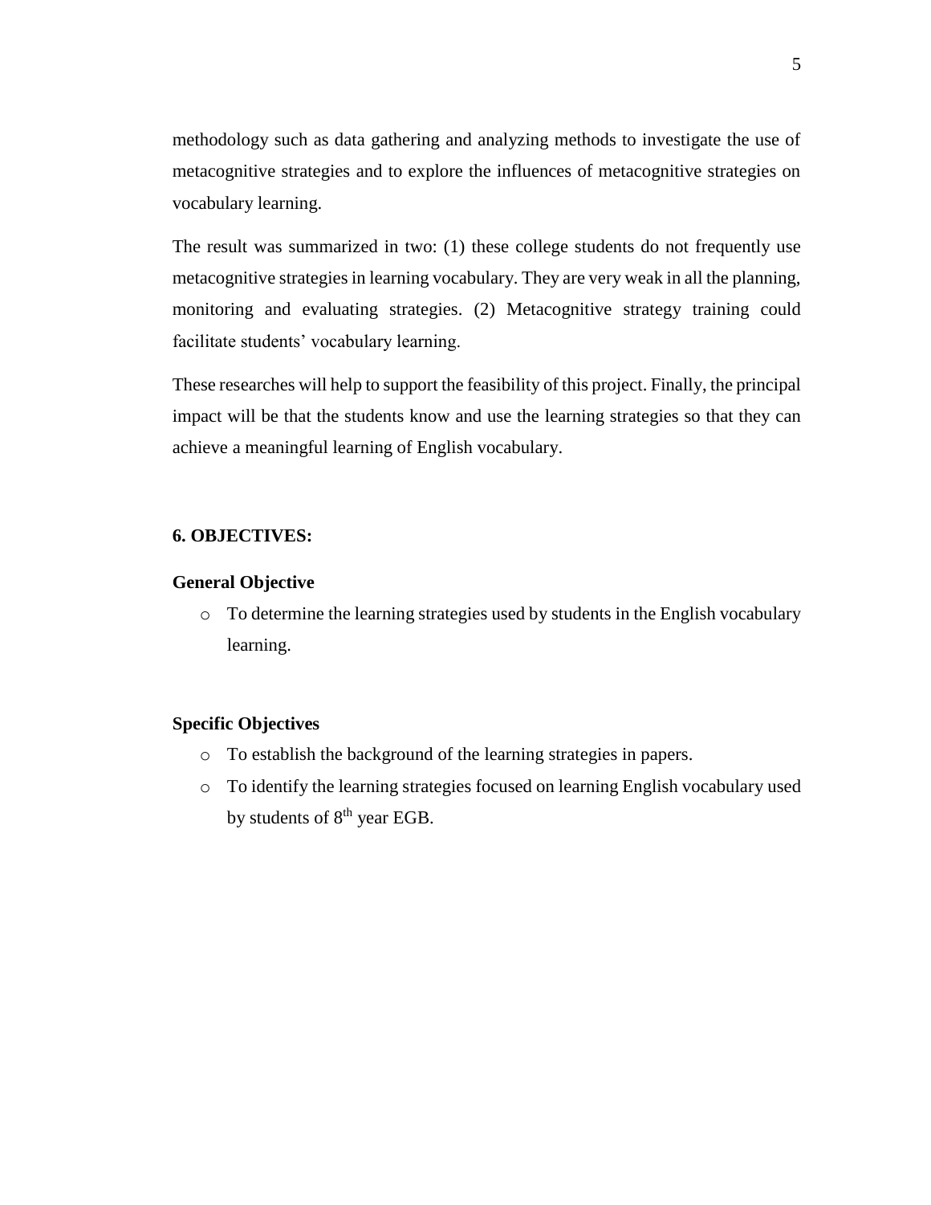methodology such as data gathering and analyzing methods to investigate the use of metacognitive strategies and to explore the influences of metacognitive strategies on vocabulary learning.

The result was summarized in two: (1) these college students do not frequently use metacognitive strategies in learning vocabulary. They are very weak in all the planning, monitoring and evaluating strategies. (2) Metacognitive strategy training could facilitate students' vocabulary learning.

These researches will help to support the feasibility of this project. Finally, the principal impact will be that the students know and use the learning strategies so that they can achieve a meaningful learning of English vocabulary.

## 6. OBJECTIVES:

### General Objective

- To determine the learning strategies used by students in the English vocabulary learning.

### Specific Objectives

- To establish the background of the learning strategies in papers.
- To identify the learning strategies focused on learning English vocabulary used by students of $8^{th}$ year EGB.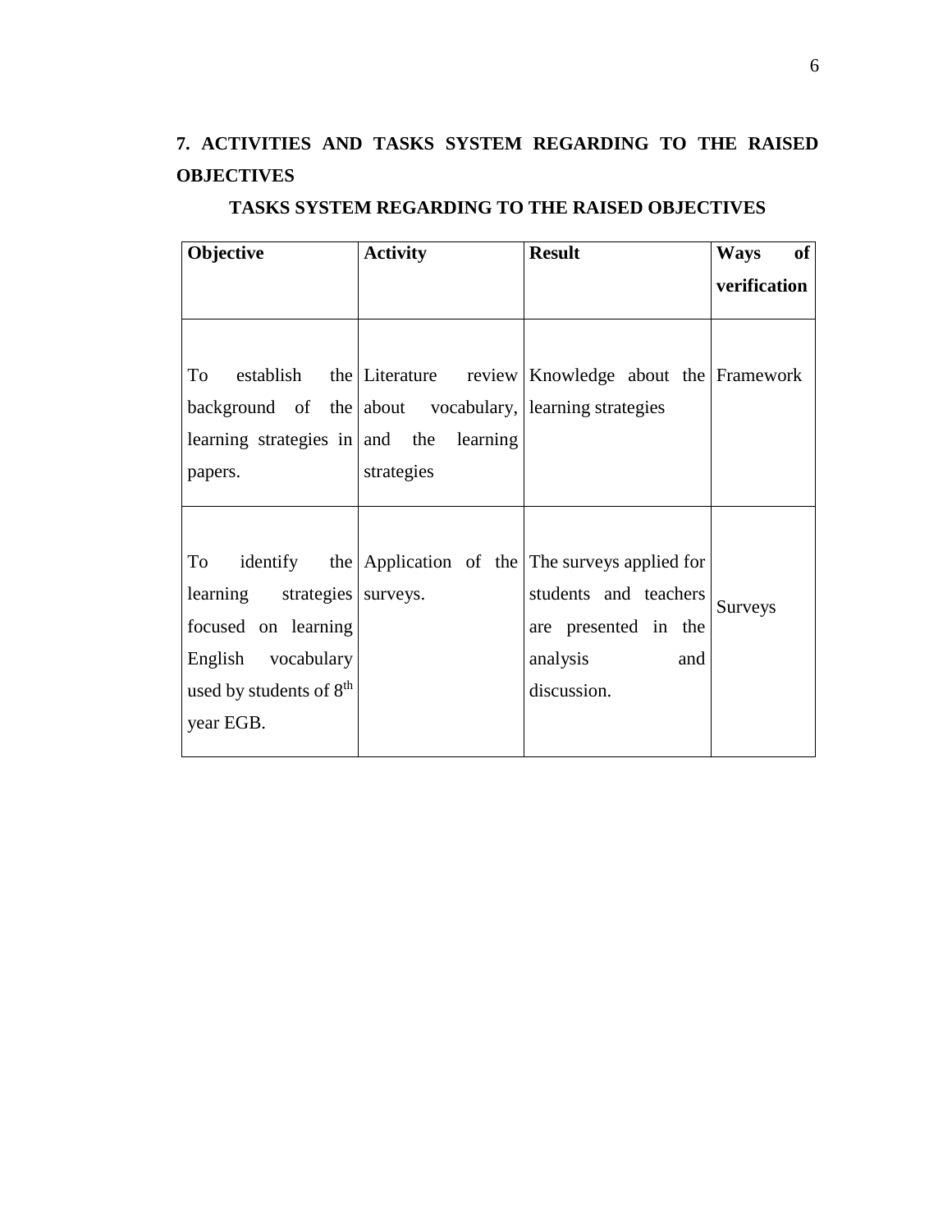## 7. ACTIVITIES AND TASKS SYSTEM REGARDING TO THE RAISED OBJECTIVES

**TASKS SYSTEM REGARDING TO THE RAISED OBJECTIVES**

| Objective | Activity | Result | Ways of verification |
|---|---|---|---|
| To establish the background of the learning strategies in papers. | Literature review about vocabulary, and the learning strategies | Knowledge about the learning strategies | Framework |
| To identify the learning strategies focused on learning English vocabulary used by students of 8th year EGB. | Application of the surveys. | The surveys applied for students and teachers are presented in the analysis and discussion. | Surveys |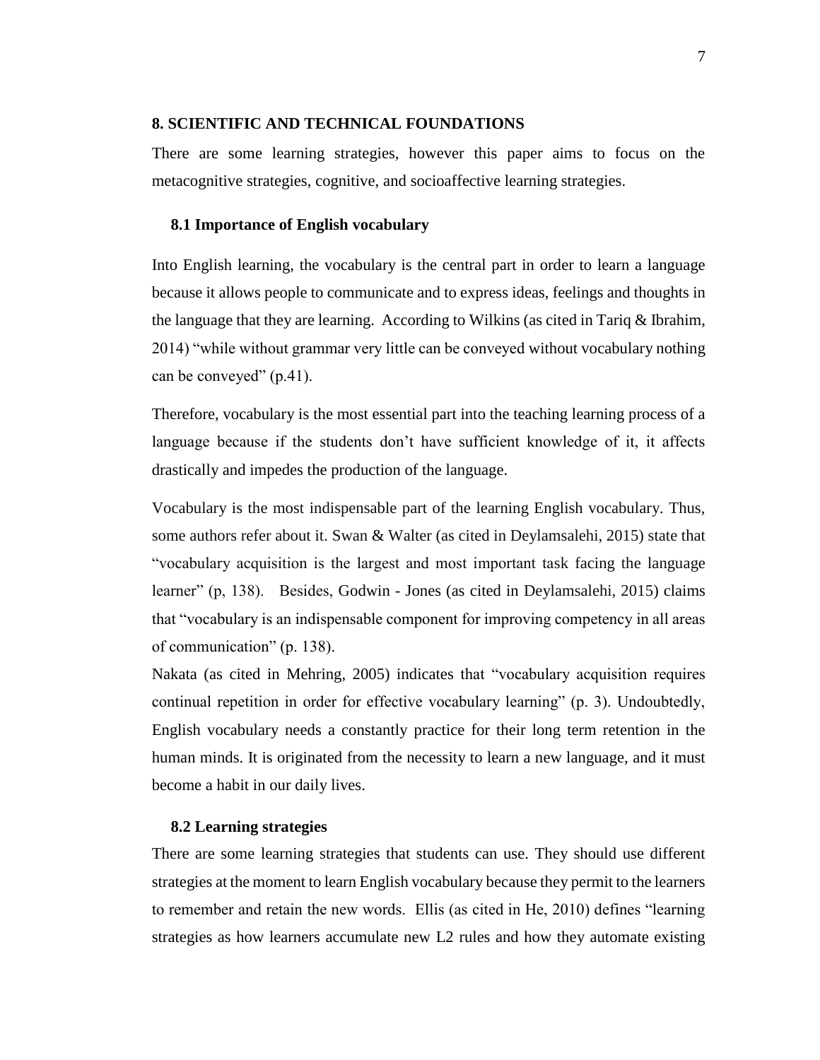## 8. SCIENTIFIC AND TECHNICAL FOUNDATIONS

There are some learning strategies, however this paper aims to focus on the metacognitive strategies, cognitive, and socioaffective learning strategies.

### 8.1 Importance of English vocabulary

Into English learning, the vocabulary is the central part in order to learn a language because it allows people to communicate and to express ideas, feelings and thoughts in the language that they are learning. According to Wilkins (as cited in Tariq & Ibrahim, 2014) "while without grammar very little can be conveyed without vocabulary nothing can be conveyed" (p.41).

Therefore, vocabulary is the most essential part into the teaching learning process of a language because if the students don't have sufficient knowledge of it, it affects drastically and impedes the production of the language.

Vocabulary is the most indispensable part of the learning English vocabulary. Thus, some authors refer about it. Swan & Walter (as cited in Deylamsalehi, 2015) state that "vocabulary acquisition is the largest and most important task facing the language learner" (p, 138). Besides, Godwin - Jones (as cited in Deylamsalehi, 2015) claims that "vocabulary is an indispensable component for improving competency in all areas of communication" (p. 138).

Nakata (as cited in Mehring, 2005) indicates that "vocabulary acquisition requires continual repetition in order for effective vocabulary learning" (p. 3). Undoubtedly, English vocabulary needs a constantly practice for their long term retention in the human minds. It is originated from the necessity to learn a new language, and it must become a habit in our daily lives.

### 8.2 Learning strategies

There are some learning strategies that students can use. They should use different strategies at the moment to learn English vocabulary because they permit to the learners to remember and retain the new words. Ellis (as cited in He, 2010) defines "learning strategies as how learners accumulate new L2 rules and how they automate existing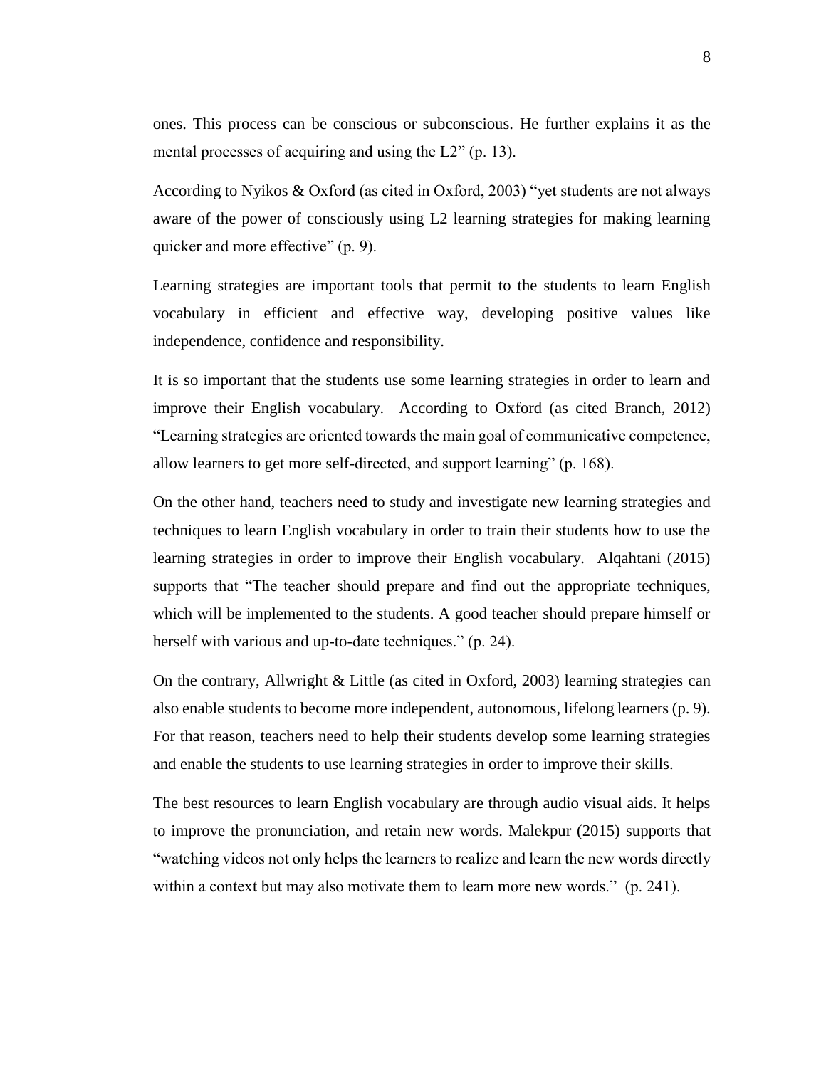ones. This process can be conscious or subconscious. He further explains it as the mental processes of acquiring and using the L2" (p. 13).

According to Nyikos & Oxford (as cited in Oxford, 2003) "yet students are not always aware of the power of consciously using L2 learning strategies for making learning quicker and more effective" (p. 9).

Learning strategies are important tools that permit to the students to learn English vocabulary in efficient and effective way, developing positive values like independence, confidence and responsibility.

It is so important that the students use some learning strategies in order to learn and improve their English vocabulary. According to Oxford (as cited Branch, 2012) "Learning strategies are oriented towards the main goal of communicative competence, allow learners to get more self-directed, and support learning" (p. 168).

On the other hand, teachers need to study and investigate new learning strategies and techniques to learn English vocabulary in order to train their students how to use the learning strategies in order to improve their English vocabulary. Alqahtani (2015) supports that "The teacher should prepare and find out the appropriate techniques, which will be implemented to the students. A good teacher should prepare himself or herself with various and up-to-date techniques." (p. 24).

On the contrary, Allwright & Little (as cited in Oxford, 2003) learning strategies can also enable students to become more independent, autonomous, lifelong learners (p. 9). For that reason, teachers need to help their students develop some learning strategies and enable the students to use learning strategies in order to improve their skills.

The best resources to learn English vocabulary are through audio visual aids. It helps to improve the pronunciation, and retain new words. Malekpur (2015) supports that "watching videos not only helps the learners to realize and learn the new words directly within a context but may also motivate them to learn more new words." (p. 241).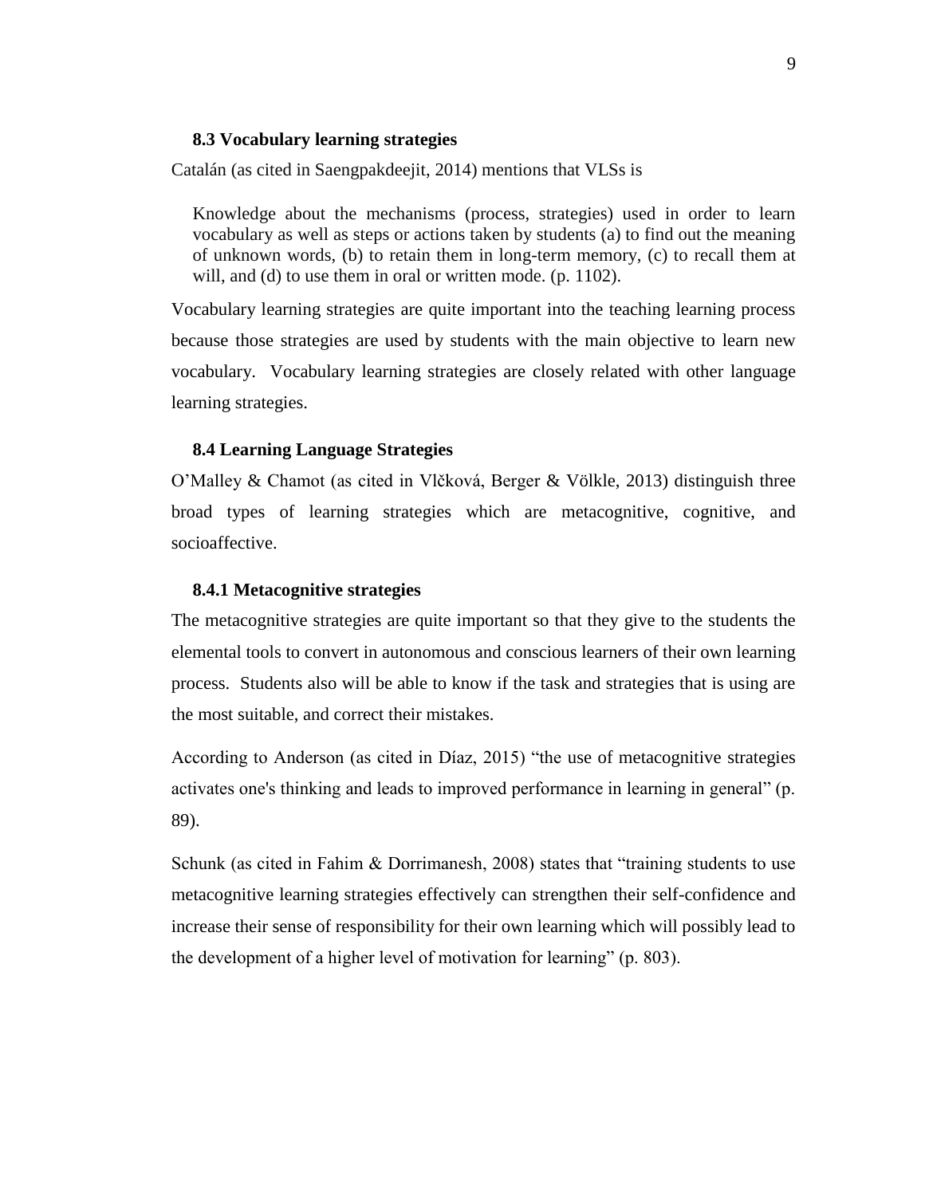### 8.3 Vocabulary learning strategies

Catalán (as cited in Saengpakdeejit, 2014) mentions that VLSs is

> Knowledge about the mechanisms (process, strategies) used in order to learn vocabulary as well as steps or actions taken by students (a) to find out the meaning of unknown words, (b) to retain them in long-term memory, (c) to recall them at will, and (d) to use them in oral or written mode. (p. 1102).

Vocabulary learning strategies are quite important into the teaching learning process because those strategies are used by students with the main objective to learn new vocabulary. Vocabulary learning strategies are closely related with other language learning strategies.

### 8.4 Learning Language Strategies

O'Malley & Chamot (as cited in Vlčková, Berger & Völkle, 2013) distinguish three broad types of learning strategies which are metacognitive, cognitive, and socioaffective.

#### 8.4.1 Metacognitive strategies

The metacognitive strategies are quite important so that they give to the students the elemental tools to convert in autonomous and conscious learners of their own learning process. Students also will be able to know if the task and strategies that is using are the most suitable, and correct their mistakes.

According to Anderson (as cited in Díaz, 2015) "the use of metacognitive strategies activates one's thinking and leads to improved performance in learning in general" (p. 89).

Schunk (as cited in Fahim & Dorrimanesh, 2008) states that "training students to use metacognitive learning strategies effectively can strengthen their self-confidence and increase their sense of responsibility for their own learning which will possibly lead to the development of a higher level of motivation for learning" (p. 803).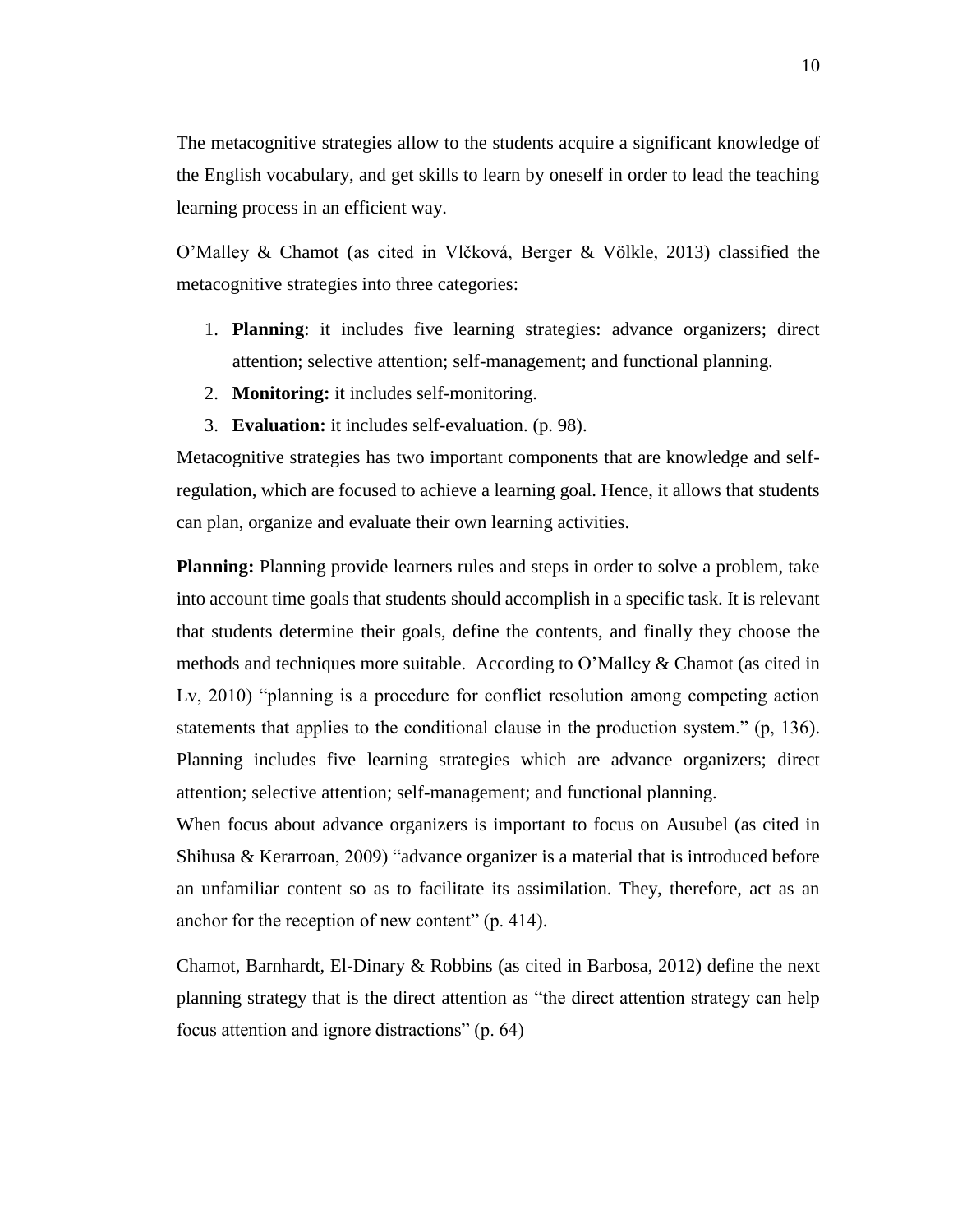The metacognitive strategies allow to the students acquire a significant knowledge of the English vocabulary, and get skills to learn by oneself in order to lead the teaching learning process in an efficient way.

O'Malley & Chamot (as cited in Vlčková, Berger & Völkle, 2013) classified the metacognitive strategies into three categories:

1. **Planning**: it includes five learning strategies: advance organizers; direct attention; selective attention; self-management; and functional planning.
2. **Monitoring:** it includes self-monitoring.
3. **Evaluation:** it includes self-evaluation. (p. 98).

Metacognitive strategies has two important components that are knowledge and self-regulation, which are focused to achieve a learning goal. Hence, it allows that students can plan, organize and evaluate their own learning activities.

**Planning:** Planning provide learners rules and steps in order to solve a problem, take into account time goals that students should accomplish in a specific task. It is relevant that students determine their goals, define the contents, and finally they choose the methods and techniques more suitable. According to O'Malley & Chamot (as cited in Lv, 2010) "planning is a procedure for conflict resolution among competing action statements that applies to the conditional clause in the production system." (p, 136). Planning includes five learning strategies which are advance organizers; direct attention; selective attention; self-management; and functional planning.

When focus about advance organizers is important to focus on Ausubel (as cited in Shihusa & Kerarroan, 2009) "advance organizer is a material that is introduced before an unfamiliar content so as to facilitate its assimilation. They, therefore, act as an anchor for the reception of new content" (p. 414).

Chamot, Barnhardt, El-Dinary & Robbins (as cited in Barbosa, 2012) define the next planning strategy that is the direct attention as "the direct attention strategy can help focus attention and ignore distractions" (p. 64)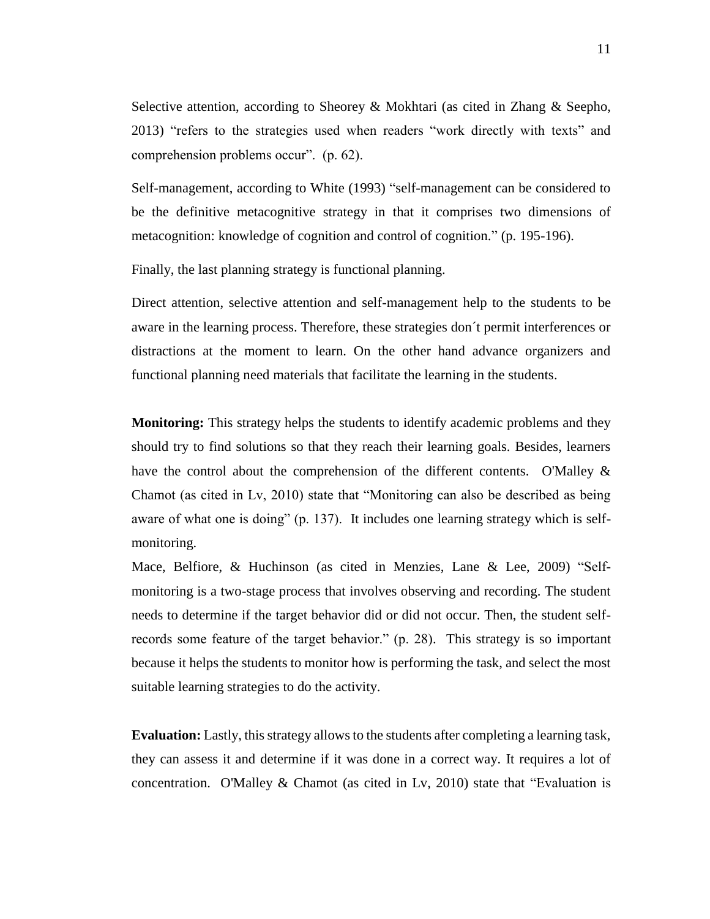Selective attention, according to Sheorey & Mokhtari (as cited in Zhang & Seepho, 2013) "refers to the strategies used when readers "work directly with texts" and comprehension problems occur". (p. 62).

Self-management, according to White (1993) "self-management can be considered to be the definitive metacognitive strategy in that it comprises two dimensions of metacognition: knowledge of cognition and control of cognition." (p. 195-196).

Finally, the last planning strategy is functional planning.

Direct attention, selective attention and self-management help to the students to be aware in the learning process. Therefore, these strategies don´t permit interferences or distractions at the moment to learn. On the other hand advance organizers and functional planning need materials that facilitate the learning in the students.

**Monitoring:** This strategy helps the students to identify academic problems and they should try to find solutions so that they reach their learning goals. Besides, learners have the control about the comprehension of the different contents. O'Malley & Chamot (as cited in Lv, 2010) state that "Monitoring can also be described as being aware of what one is doing" (p. 137). It includes one learning strategy which is self-monitoring.

Mace, Belfiore, & Huchinson (as cited in Menzies, Lane & Lee, 2009) "Self-monitoring is a two-stage process that involves observing and recording. The student needs to determine if the target behavior did or did not occur. Then, the student self-records some feature of the target behavior." (p. 28). This strategy is so important because it helps the students to monitor how is performing the task, and select the most suitable learning strategies to do the activity.

**Evaluation:** Lastly, this strategy allows to the students after completing a learning task, they can assess it and determine if it was done in a correct way. It requires a lot of concentration. O'Malley & Chamot (as cited in Lv, 2010) state that "Evaluation is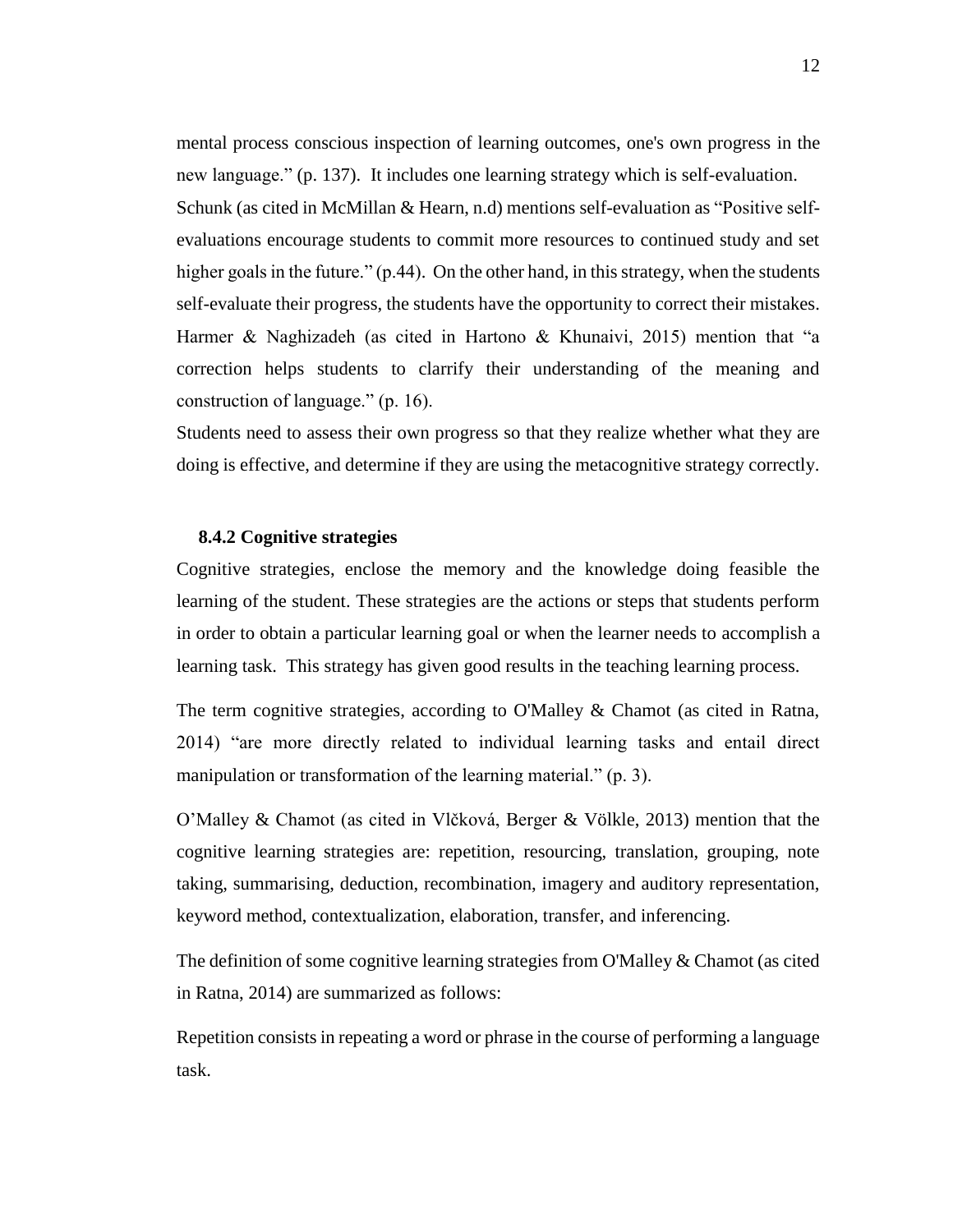mental process conscious inspection of learning outcomes, one's own progress in the new language." (p. 137). It includes one learning strategy which is self-evaluation. Schunk (as cited in McMillan & Hearn, n.d) mentions self-evaluation as "Positive self-evaluations encourage students to commit more resources to continued study and set higher goals in the future." (p.44). On the other hand, in this strategy, when the students self-evaluate their progress, the students have the opportunity to correct their mistakes. Harmer & Naghizadeh (as cited in Hartono & Khunaivi, 2015) mention that "a correction helps students to clarrify their understanding of the meaning and construction of language." (p. 16).

Students need to assess their own progress so that they realize whether what they are doing is effective, and determine if they are using the metacognitive strategy correctly.

### 8.4.2 Cognitive strategies

Cognitive strategies, enclose the memory and the knowledge doing feasible the learning of the student. These strategies are the actions or steps that students perform in order to obtain a particular learning goal or when the learner needs to accomplish a learning task. This strategy has given good results in the teaching learning process.

The term cognitive strategies, according to O'Malley & Chamot (as cited in Ratna, 2014) "are more directly related to individual learning tasks and entail direct manipulation or transformation of the learning material." (p. 3).

O'Malley & Chamot (as cited in Vlčková, Berger & Völkle, 2013) mention that the cognitive learning strategies are: repetition, resourcing, translation, grouping, note taking, summarising, deduction, recombination, imagery and auditory representation, keyword method, contextualization, elaboration, transfer, and inferencing.

The definition of some cognitive learning strategies from O'Malley & Chamot (as cited in Ratna, 2014) are summarized as follows:

Repetition consists in repeating a word or phrase in the course of performing a language task.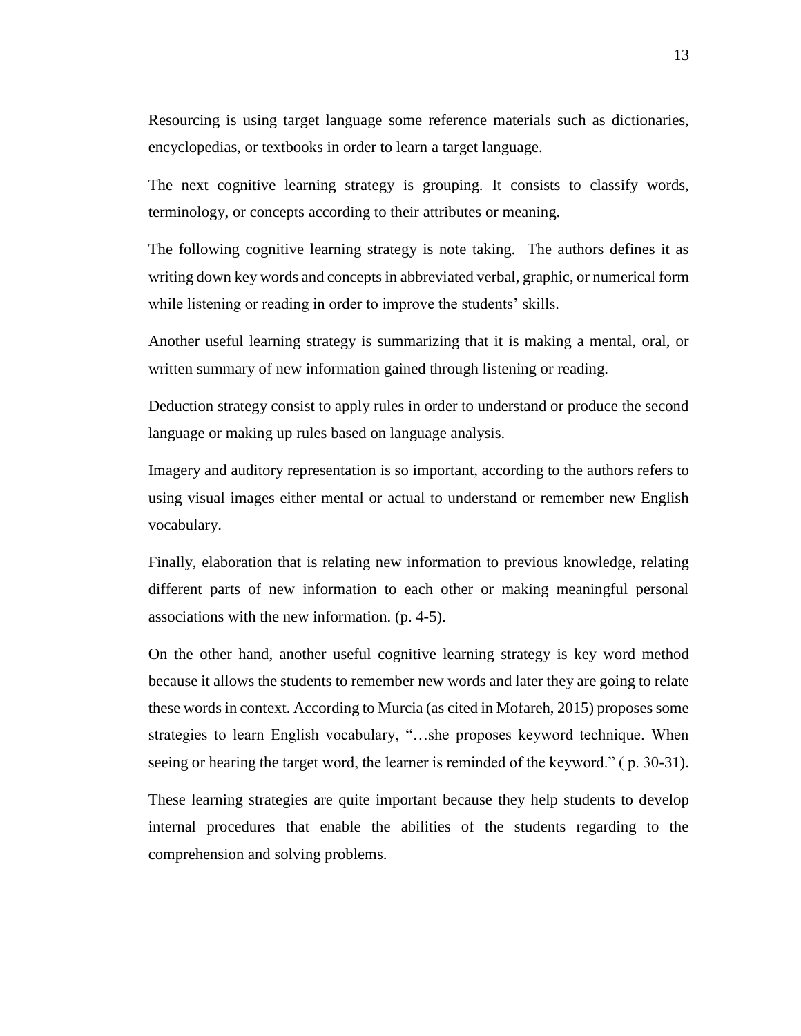Resourcing is using target language some reference materials such as dictionaries, encyclopedias, or textbooks in order to learn a target language.

The next cognitive learning strategy is grouping. It consists to classify words, terminology, or concepts according to their attributes or meaning.

The following cognitive learning strategy is note taking. The authors defines it as writing down key words and concepts in abbreviated verbal, graphic, or numerical form while listening or reading in order to improve the students' skills.

Another useful learning strategy is summarizing that it is making a mental, oral, or written summary of new information gained through listening or reading.

Deduction strategy consist to apply rules in order to understand or produce the second language or making up rules based on language analysis.

Imagery and auditory representation is so important, according to the authors refers to using visual images either mental or actual to understand or remember new English vocabulary.

Finally, elaboration that is relating new information to previous knowledge, relating different parts of new information to each other or making meaningful personal associations with the new information. (p. 4-5).

On the other hand, another useful cognitive learning strategy is key word method because it allows the students to remember new words and later they are going to relate these words in context. According to Murcia (as cited in Mofareh, 2015) proposes some strategies to learn English vocabulary, "…she proposes keyword technique. When seeing or hearing the target word, the learner is reminded of the keyword." ( p. 30-31).

These learning strategies are quite important because they help students to develop internal procedures that enable the abilities of the students regarding to the comprehension and solving problems.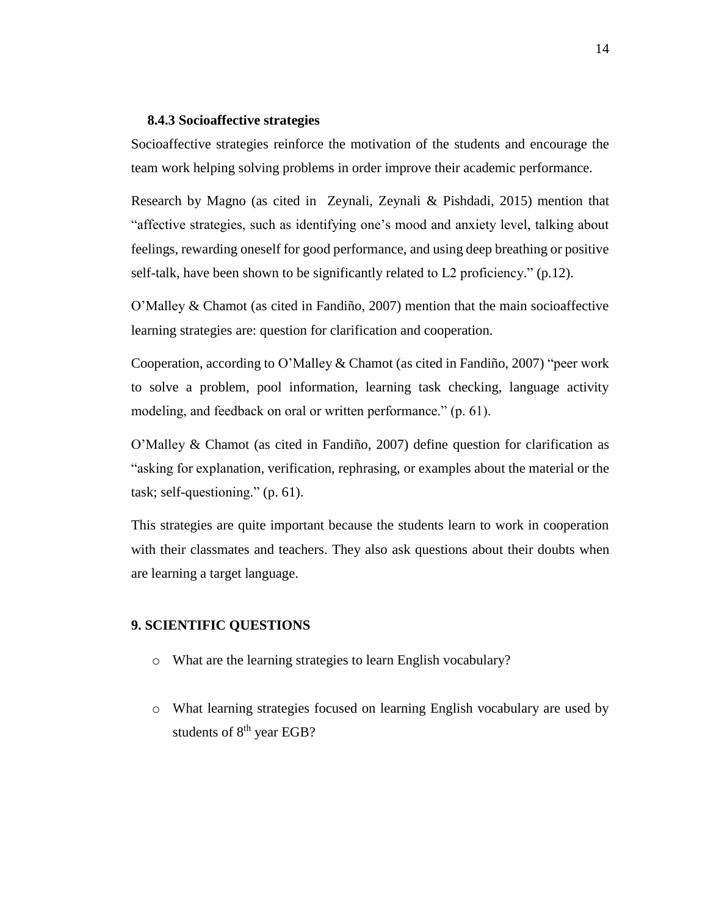### 8.4.3 Socioaffective strategies

Socioaffective strategies reinforce the motivation of the students and encourage the team work helping solving problems in order improve their academic performance.

Research by Magno (as cited in Zeynali, Zeynali & Pishdadi, 2015) mention that "affective strategies, such as identifying one's mood and anxiety level, talking about feelings, rewarding oneself for good performance, and using deep breathing or positive self-talk, have been shown to be significantly related to L2 proficiency." (p.12).

O'Malley & Chamot (as cited in Fandiño, 2007) mention that the main socioaffective learning strategies are: question for clarification and cooperation.

Cooperation, according to O'Malley & Chamot (as cited in Fandiño, 2007) "peer work to solve a problem, pool information, learning task checking, language activity modeling, and feedback on oral or written performance." (p. 61).

O'Malley & Chamot (as cited in Fandiño, 2007) define question for clarification as "asking for explanation, verification, rephrasing, or examples about the material or the task; self-questioning." (p. 61).

This strategies are quite important because the students learn to work in cooperation with their classmates and teachers. They also ask questions about their doubts when are learning a target language.

## 9. SCIENTIFIC QUESTIONS

- What are the learning strategies to learn English vocabulary?
- What learning strategies focused on learning English vocabulary are used by students of $8^{th}$ year EGB?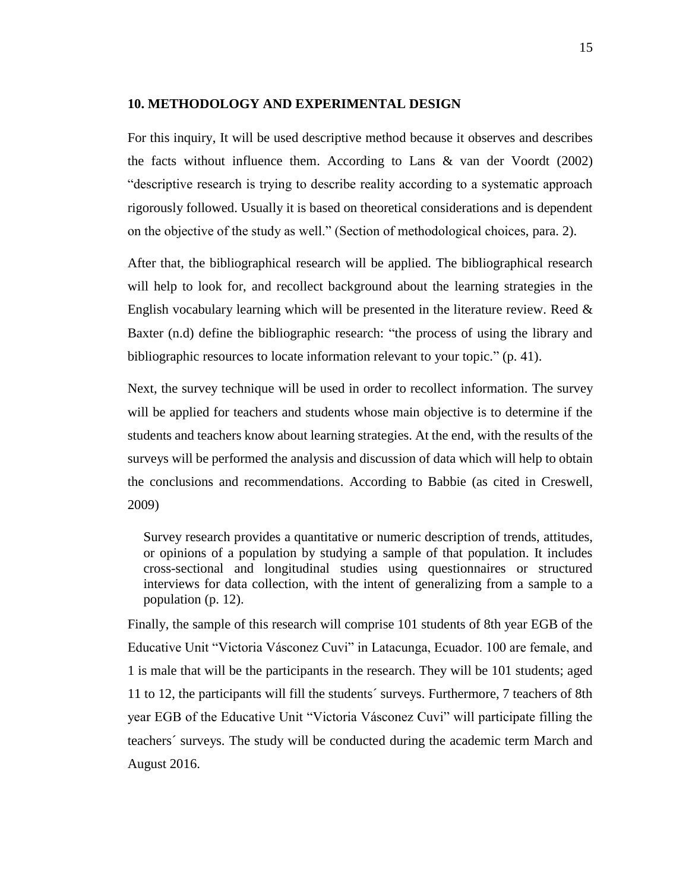## 10. METHODOLOGY AND EXPERIMENTAL DESIGN

For this inquiry, It will be used descriptive method because it observes and describes the facts without influence them. According to Lans & van der Voordt (2002) "descriptive research is trying to describe reality according to a systematic approach rigorously followed. Usually it is based on theoretical considerations and is dependent on the objective of the study as well." (Section of methodological choices, para. 2).

After that, the bibliographical research will be applied. The bibliographical research will help to look for, and recollect background about the learning strategies in the English vocabulary learning which will be presented in the literature review. Reed & Baxter (n.d) define the bibliographic research: "the process of using the library and bibliographic resources to locate information relevant to your topic." (p. 41).

Next, the survey technique will be used in order to recollect information. The survey will be applied for teachers and students whose main objective is to determine if the students and teachers know about learning strategies. At the end, with the results of the surveys will be performed the analysis and discussion of data which will help to obtain the conclusions and recommendations. According to Babbie (as cited in Creswell, 2009)

> Survey research provides a quantitative or numeric description of trends, attitudes, or opinions of a population by studying a sample of that population. It includes cross-sectional and longitudinal studies using questionnaires or structured interviews for data collection, with the intent of generalizing from a sample to a population (p. 12).

Finally, the sample of this research will comprise 101 students of 8th year EGB of the Educative Unit "Victoria Vásconez Cuvi" in Latacunga, Ecuador. 100 are female, and 1 is male that will be the participants in the research. They will be 101 students; aged 11 to 12, the participants will fill the students´ surveys. Furthermore, 7 teachers of 8th year EGB of the Educative Unit "Victoria Vásconez Cuvi" will participate filling the teachers´ surveys. The study will be conducted during the academic term March and August 2016.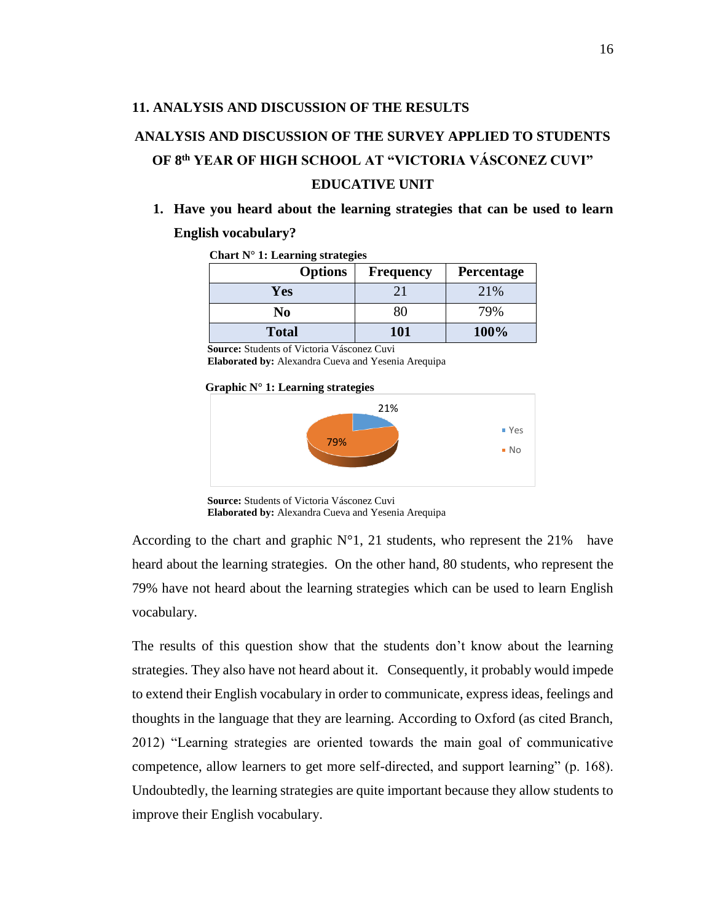## 11. ANALYSIS AND DISCUSSION OF THE RESULTS

### ANALYSIS AND DISCUSSION OF THE SURVEY APPLIED TO STUDENTS OF 8th YEAR OF HIGH SCHOOL AT "VICTORIA VÁSCONEZ CUVI" EDUCATIVE UNIT

1. **Have you heard about the learning strategies that can be used to learn English vocabulary?**

**Chart N° 1: Learning strategies**

| Options | Frequency | Percentage |
|---|---|---|
| **Yes** | 21 | 21% |
| **No** | 80 | 79% |
| **Total** | **101** | **100%** |

**Source:** Students of Victoria Vásconez Cuvi
**Elaborated by:** Alexandra Cueva and Yesenia Arequipa

**Graphic N° 1: Learning strategies**

21%
79%
Yes
No

**Source:** Students of Victoria Vásconez Cuvi
**Elaborated by:** Alexandra Cueva and Yesenia Arequipa

According to the chart and graphic N°1, 21 students, who represent the 21% have heard about the learning strategies. On the other hand, 80 students, who represent the 79% have not heard about the learning strategies which can be used to learn English vocabulary.

The results of this question show that the students don't know about the learning strategies. They also have not heard about it. Consequently, it probably would impede to extend their English vocabulary in order to communicate, express ideas, feelings and thoughts in the language that they are learning. According to Oxford (as cited Branch, 2012) "Learning strategies are oriented towards the main goal of communicative competence, allow learners to get more self-directed, and support learning" (p. 168). Undoubtedly, the learning strategies are quite important because they allow students to improve their English vocabulary.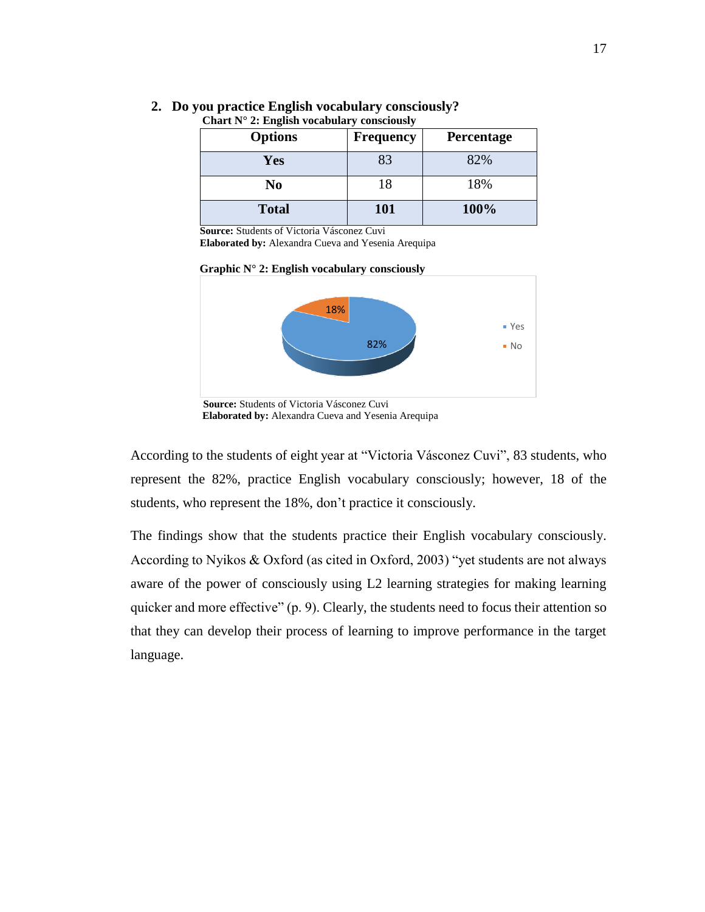## 2. Do you practice English vocabulary consciously?

**Chart N° 2: English vocabulary consciously**

| Options | Frequency | Percentage |
|---|---|---|
| **Yes** | 83 | 82% |
| **No** | 18 | 18% |
| **Total** | **101** | **100%** |

**Source:** Students of Victoria Vásconez Cuvi
**Elaborated by:** Alexandra Cueva and Yesenia Arequipa

**Graphic N° 2: English vocabulary consciously**

**Source:** Students of Victoria Vásconez Cuvi
**Elaborated by:** Alexandra Cueva and Yesenia Arequipa

According to the students of eight year at "Victoria Vásconez Cuvi", 83 students, who represent the 82%, practice English vocabulary consciously; however, 18 of the students, who represent the 18%, don't practice it consciously.

The findings show that the students practice their English vocabulary consciously. According to Nyikos & Oxford (as cited in Oxford, 2003) "yet students are not always aware of the power of consciously using L2 learning strategies for making learning quicker and more effective" (p. 9). Clearly, the students need to focus their attention so that they can develop their process of learning to improve performance in the target language.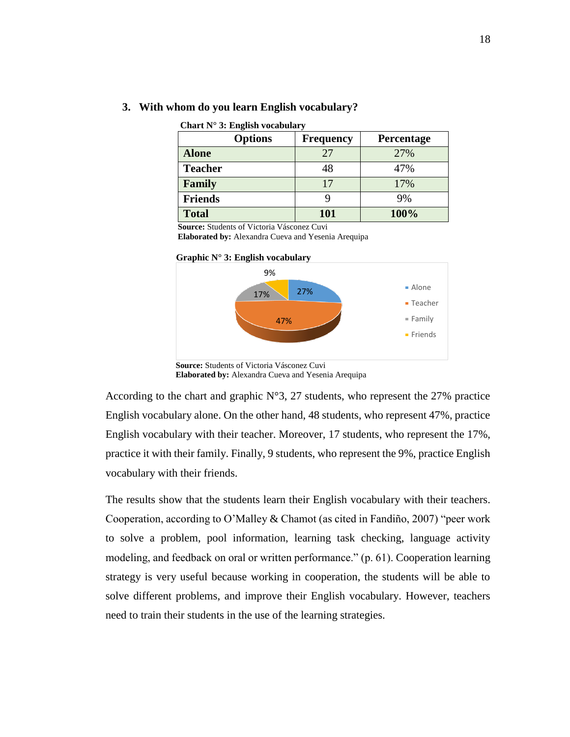**3. With whom do you learn English vocabulary?**

**Chart N° 3: English vocabulary**

| Options | Frequency | Percentage |
|---|---|---|
| **Alone** | 27 | 27% |
| **Teacher** | 48 | 47% |
| **Family** | 17 | 17% |
| **Friends** | 9 | 9% |
| **Total** | **101** | **100%** |

**Source:** Students of Victoria Vásconez Cuvi
**Elaborated by:** Alexandra Cueva and Yesenia Arequipa

**Graphic N° 3: English vocabulary**

9%
17%
27%
47%

Alone
Teacher
Family
Friends

**Source:** Students of Victoria Vásconez Cuvi
**Elaborated by:** Alexandra Cueva and Yesenia Arequipa

According to the chart and graphic N°3, 27 students, who represent the 27% practice English vocabulary alone. On the other hand, 48 students, who represent 47%, practice English vocabulary with their teacher. Moreover, 17 students, who represent the 17%, practice it with their family. Finally, 9 students, who represent the 9%, practice English vocabulary with their friends.

The results show that the students learn their English vocabulary with their teachers. Cooperation, according to O'Malley & Chamot (as cited in Fandiño, 2007) "peer work to solve a problem, pool information, learning task checking, language activity modeling, and feedback on oral or written performance." (p. 61). Cooperation learning strategy is very useful because working in cooperation, the students will be able to solve different problems, and improve their English vocabulary. However, teachers need to train their students in the use of the learning strategies.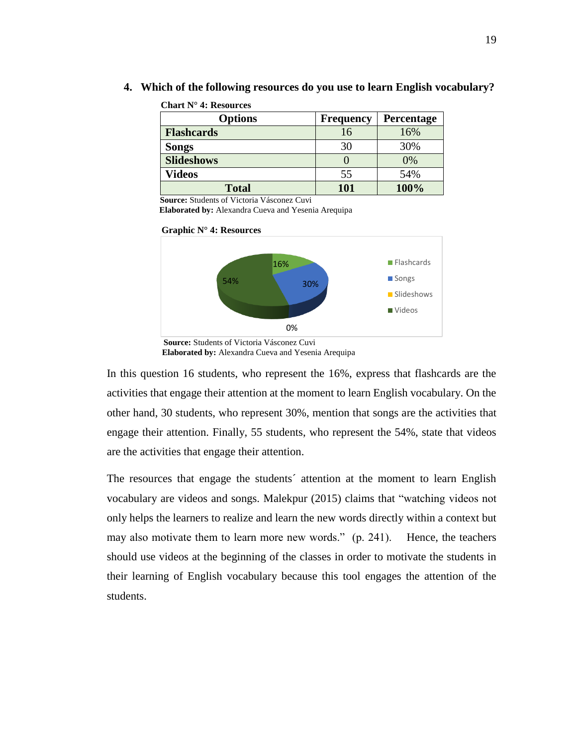**4. Which of the following resources do you use to learn English vocabulary?**

**Chart N° 4: Resources**

| Options | Frequency | Percentage |
|---|---|---|
| **Flashcards** | 16 | 16% |
| **Songs** | 30 | 30% |
| **Slideshows** | 0 | 0% |
| **Videos** | 55 | 54% |
| **Total** | **101** | **100%** |

**Source:** Students of Victoria Vásconez Cuvi
**Elaborated by:** Alexandra Cueva and Yesenia Arequipa

**Graphic N° 4: Resources**

16%
30%
54%
0%

Flashcards
Songs
Slideshows
Videos

**Source:** Students of Victoria Vásconez Cuvi
**Elaborated by:** Alexandra Cueva and Yesenia Arequipa

In this question 16 students, who represent the 16%, express that flashcards are the activities that engage their attention at the moment to learn English vocabulary. On the other hand, 30 students, who represent 30%, mention that songs are the activities that engage their attention. Finally, 55 students, who represent the 54%, state that videos are the activities that engage their attention.

The resources that engage the students´ attention at the moment to learn English vocabulary are videos and songs. Malekpur (2015) claims that "watching videos not only helps the learners to realize and learn the new words directly within a context but may also motivate them to learn more new words." (p. 241). Hence, the teachers should use videos at the beginning of the classes in order to motivate the students in their learning of English vocabulary because this tool engages the attention of the students.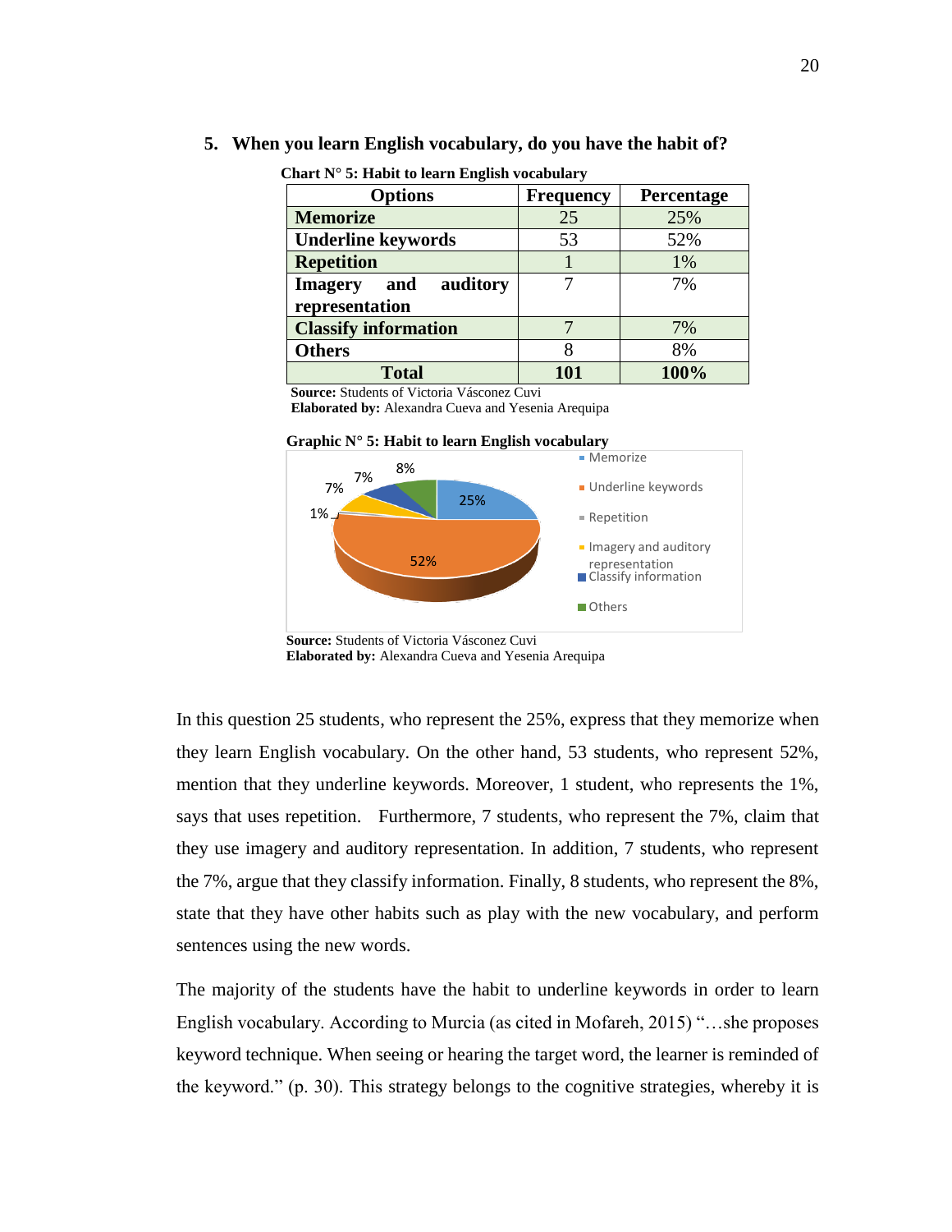**5. When you learn English vocabulary, do you have the habit of?**

**Chart N° 5: Habit to learn English vocabulary**

| Options | Frequency | Percentage |
|---|---|---|
| **Memorize** | 25 | 25% |
| **Underline keywords** | 53 | 52% |
| **Repetition** | 1 | 1% |
| **Imagery and auditory representation** | 7 | 7% |
| **Classify information** | 7 | 7% |
| **Others** | 8 | 8% |
| **Total** | **101** | **100%** |

**Source:** Students of Victoria Vásconez Cuvi
**Elaborated by:** Alexandra Cueva and Yesenia Arequipa

**Graphic N° 5: Habit to learn English vocabulary**

**Source:** Students of Victoria Vásconez Cuvi
**Elaborated by:** Alexandra Cueva and Yesenia Arequipa

In this question 25 students, who represent the 25%, express that they memorize when they learn English vocabulary. On the other hand, 53 students, who represent 52%, mention that they underline keywords. Moreover, 1 student, who represents the 1%, says that uses repetition. Furthermore, 7 students, who represent the 7%, claim that they use imagery and auditory representation. In addition, 7 students, who represent the 7%, argue that they classify information. Finally, 8 students, who represent the 8%, state that they have other habits such as play with the new vocabulary, and perform sentences using the new words.

The majority of the students have the habit to underline keywords in order to learn English vocabulary. According to Murcia (as cited in Mofareh, 2015) "…she proposes keyword technique. When seeing or hearing the target word, the learner is reminded of the keyword." (p. 30). This strategy belongs to the cognitive strategies, whereby it is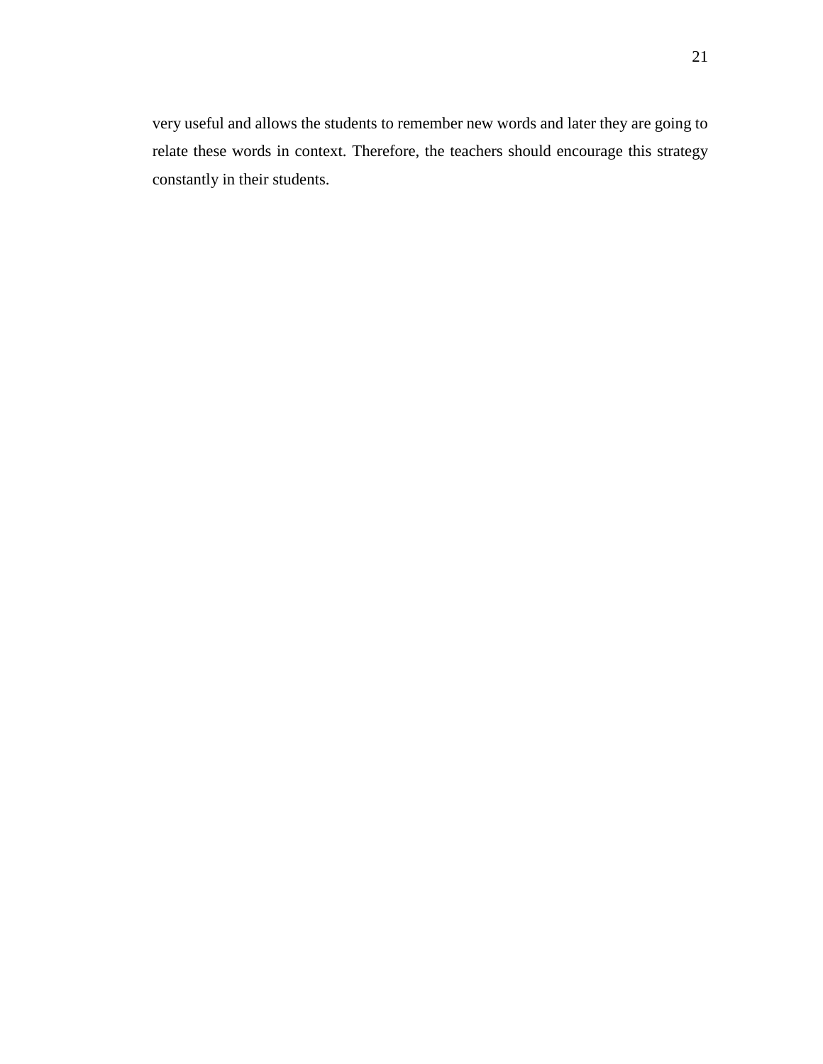very useful and allows the students to remember new words and later they are going to relate these words in context. Therefore, the teachers should encourage this strategy constantly in their students.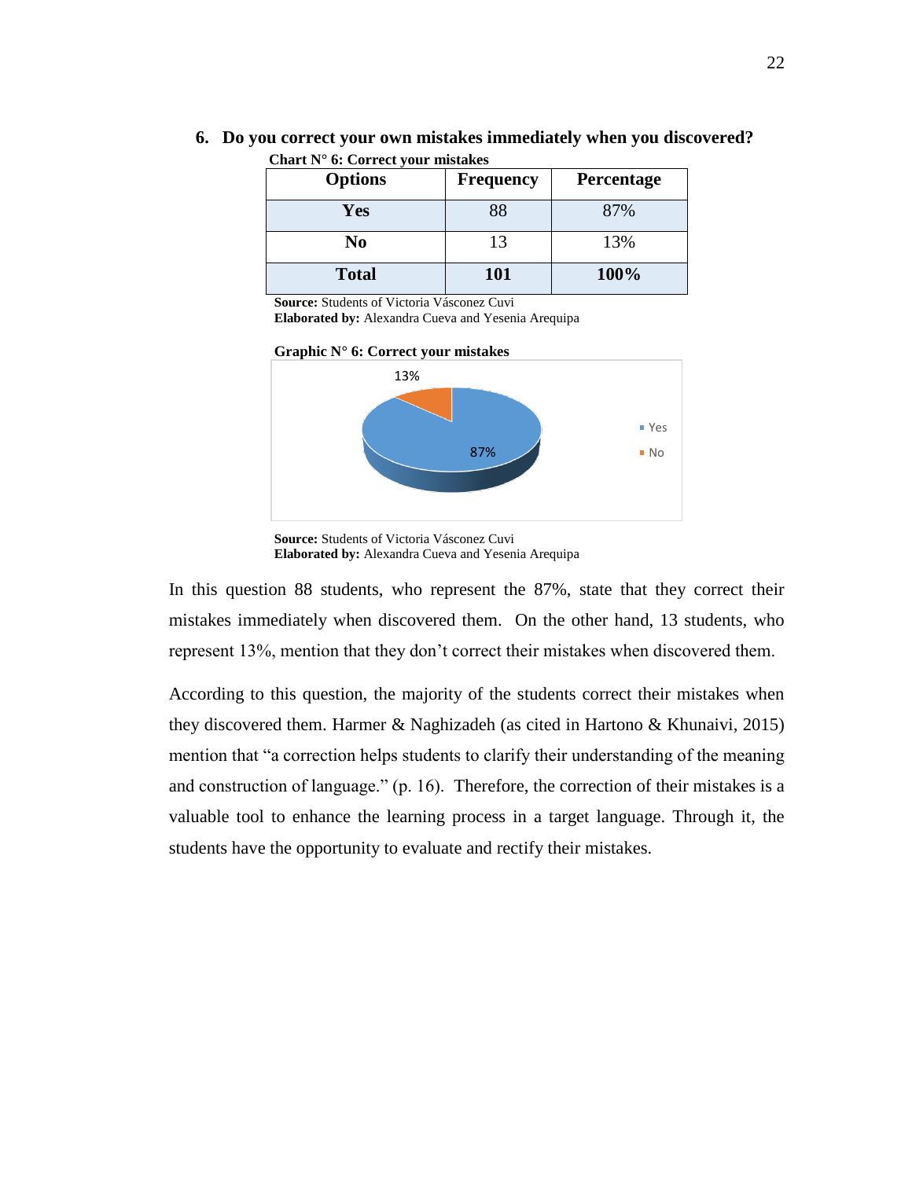**6. Do you correct your own mistakes immediately when you discovered?**

**Chart N° 6: Correct your mistakes**

| Options | Frequency | Percentage |
|---|---|---|
| **Yes** | 88 | 87% |
| **No** | 13 | 13% |
| **Total** | **101** | **100%** |

**Source:** Students of Victoria Vásconez Cuvi
**Elaborated by:** Alexandra Cueva and Yesenia Arequipa

**Graphic N° 6: Correct your mistakes**

**Source:** Students of Victoria Vásconez Cuvi
**Elaborated by:** Alexandra Cueva and Yesenia Arequipa

In this question 88 students, who represent the 87%, state that they correct their mistakes immediately when discovered them. On the other hand, 13 students, who represent 13%, mention that they don't correct their mistakes when discovered them.

According to this question, the majority of the students correct their mistakes when they discovered them. Harmer & Naghizadeh (as cited in Hartono & Khunaivi, 2015) mention that "a correction helps students to clarify their understanding of the meaning and construction of language." (p. 16). Therefore, the correction of their mistakes is a valuable tool to enhance the learning process in a target language. Through it, the students have the opportunity to evaluate and rectify their mistakes.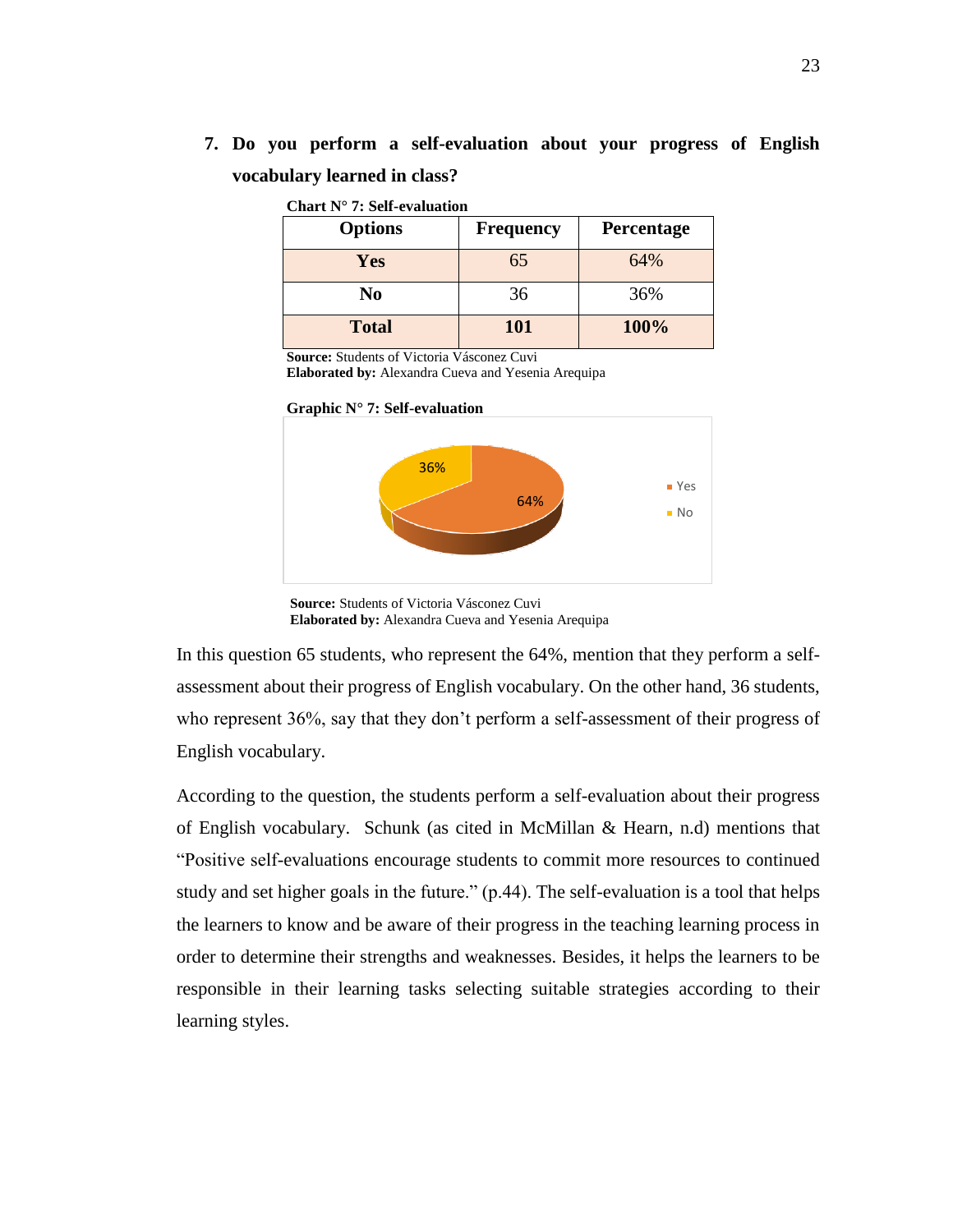**7. Do you perform a self-evaluation about your progress of English vocabulary learned in class?**

**Chart N° 7: Self-evaluation**

| Options | Frequency | Percentage |
|---|---|---|
| **Yes** | 65 | 64% |
| **No** | 36 | 36% |
| **Total** | **101** | **100%** |

**Source:** Students of Victoria Vásconez Cuvi
**Elaborated by:** Alexandra Cueva and Yesenia Arequipa

**Graphic N° 7: Self-evaluation**

**Source:** Students of Victoria Vásconez Cuvi
**Elaborated by:** Alexandra Cueva and Yesenia Arequipa

In this question 65 students, who represent the 64%, mention that they perform a self-assessment about their progress of English vocabulary. On the other hand, 36 students, who represent 36%, say that they don't perform a self-assessment of their progress of English vocabulary.

According to the question, the students perform a self-evaluation about their progress of English vocabulary. Schunk (as cited in McMillan & Hearn, n.d) mentions that "Positive self-evaluations encourage students to commit more resources to continued study and set higher goals in the future." (p.44). The self-evaluation is a tool that helps the learners to know and be aware of their progress in the teaching learning process in order to determine their strengths and weaknesses. Besides, it helps the learners to be responsible in their learning tasks selecting suitable strategies according to their learning styles.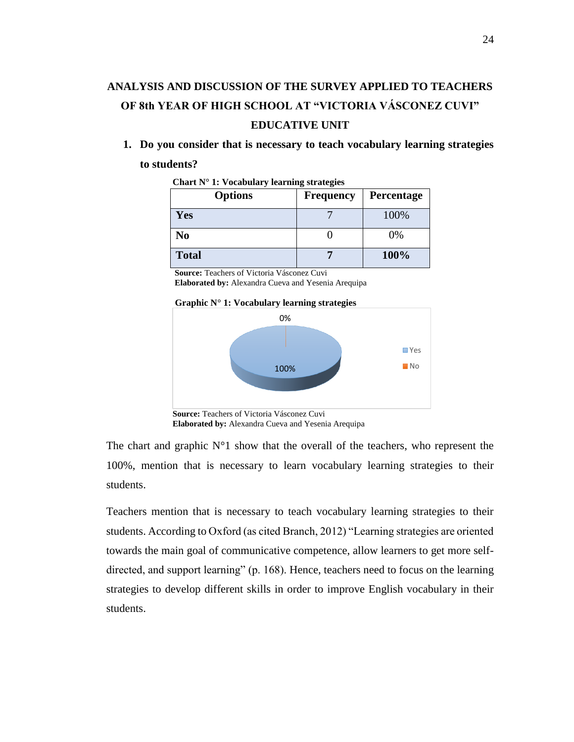## ANALYSIS AND DISCUSSION OF THE SURVEY APPLIED TO TEACHERS OF 8th YEAR OF HIGH SCHOOL AT "VICTORIA VÁSCONEZ CUVI" EDUCATIVE UNIT

1. **Do you consider that is necessary to teach vocabulary learning strategies to students?**

**Chart N° 1: Vocabulary learning strategies**

| Options | Frequency | Percentage |
|---|---|---|
| **Yes** | 7 | 100% |
| **No** | 0 | 0% |
| **Total** | **7** | **100%** |

**Source:** Teachers of Victoria Vásconez Cuvi
**Elaborated by:** Alexandra Cueva and Yesenia Arequipa

**Graphic N° 1: Vocabulary learning strategies**

**Source:** Teachers of Victoria Vásconez Cuvi
**Elaborated by:** Alexandra Cueva and Yesenia Arequipa

The chart and graphic N°1 show that the overall of the teachers, who represent the 100%, mention that is necessary to learn vocabulary learning strategies to their students.

Teachers mention that is necessary to teach vocabulary learning strategies to their students. According to Oxford (as cited Branch, 2012) "Learning strategies are oriented towards the main goal of communicative competence, allow learners to get more self-directed, and support learning" (p. 168). Hence, teachers need to focus on the learning strategies to develop different skills in order to improve English vocabulary in their students.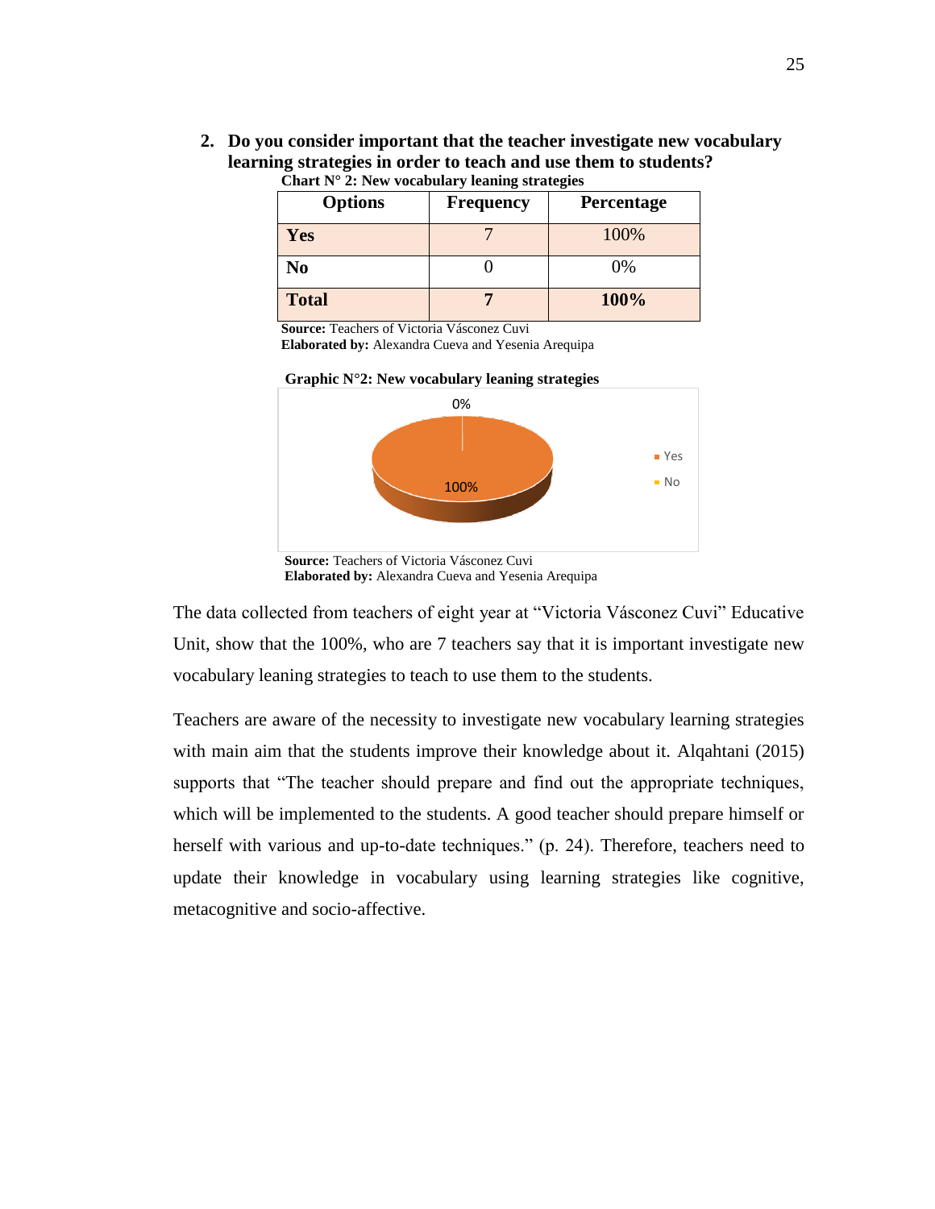**2. Do you consider important that the teacher investigate new vocabulary learning strategies in order to teach and use them to students?**

**Chart N° 2: New vocabulary leaning strategies**

| Options | Frequency | Percentage |
|---|---|---|
| **Yes** | 7 | 100% |
| **No** | 0 | 0% |
| **Total** | **7** | **100%** |

**Source:** Teachers of Victoria Vásconez Cuvi
**Elaborated by:** Alexandra Cueva and Yesenia Arequipa

**Graphic N°2: New vocabulary leaning strategies**

**Source:** Teachers of Victoria Vásconez Cuvi
**Elaborated by:** Alexandra Cueva and Yesenia Arequipa

The data collected from teachers of eight year at "Victoria Vásconez Cuvi" Educative Unit, show that the 100%, who are 7 teachers say that it is important investigate new vocabulary leaning strategies to teach to use them to the students.

Teachers are aware of the necessity to investigate new vocabulary learning strategies with main aim that the students improve their knowledge about it. Alqahtani (2015) supports that "The teacher should prepare and find out the appropriate techniques, which will be implemented to the students. A good teacher should prepare himself or herself with various and up-to-date techniques." (p. 24). Therefore, teachers need to update their knowledge in vocabulary using learning strategies like cognitive, metacognitive and socio-affective.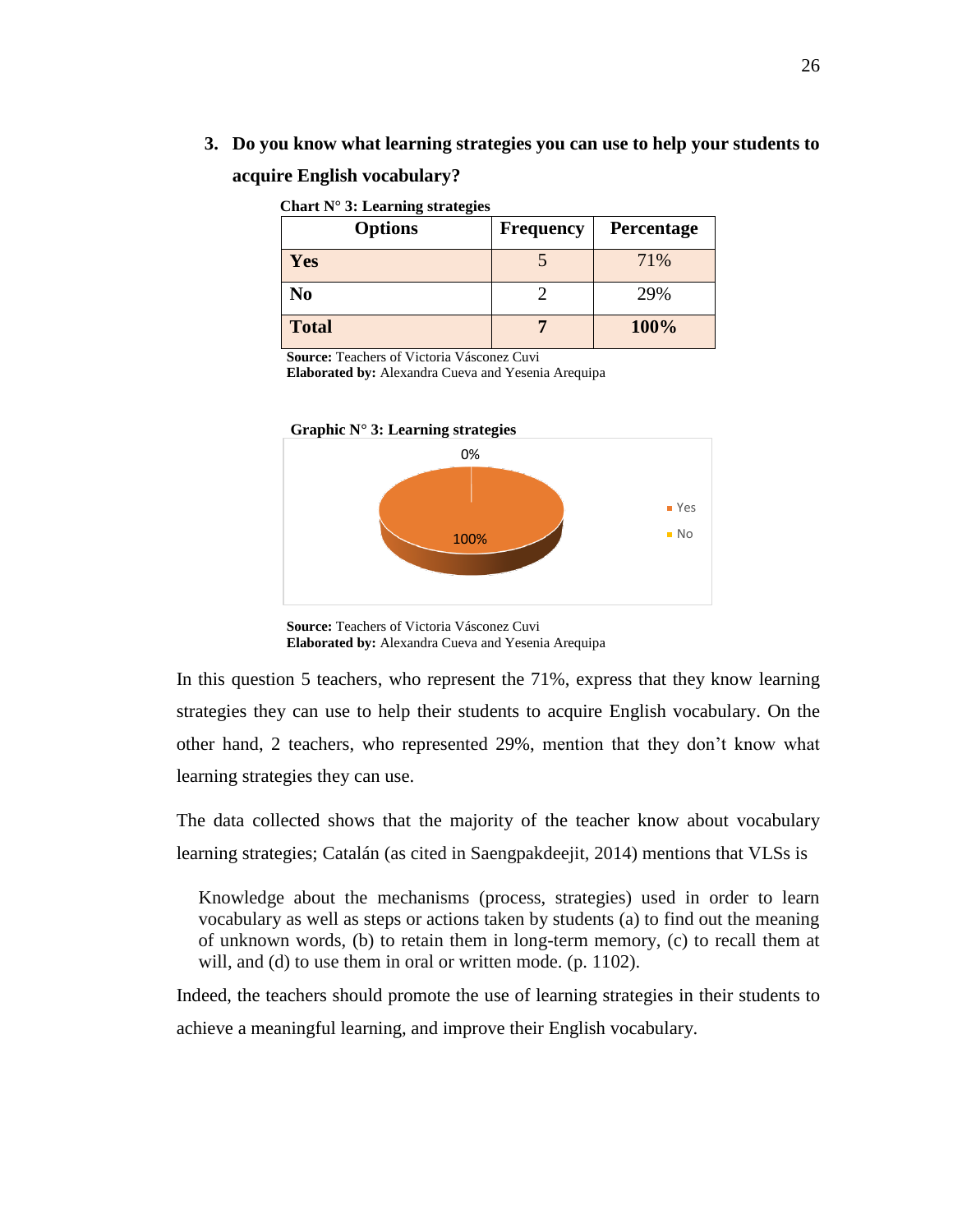**3. Do you know what learning strategies you can use to help your students to acquire English vocabulary?**

**Chart N° 3: Learning strategies**

| Options | Frequency | Percentage |
|---|---|---|
| **Yes** | 5 | 71% |
| **No** | 2 | 29% |
| **Total** | **7** | **100%** |

**Source:** Teachers of Victoria Vásconez Cuvi
**Elaborated by:** Alexandra Cueva and Yesenia Arequipa

**Graphic N° 3: Learning strategies**

**Source:** Teachers of Victoria Vásconez Cuvi
**Elaborated by:** Alexandra Cueva and Yesenia Arequipa

In this question 5 teachers, who represent the 71%, express that they know learning strategies they can use to help their students to acquire English vocabulary. On the other hand, 2 teachers, who represented 29%, mention that they don't know what learning strategies they can use.

The data collected shows that the majority of the teacher know about vocabulary learning strategies; Catalán (as cited in Saengpakdeejit, 2014) mentions that VLSs is

> Knowledge about the mechanisms (process, strategies) used in order to learn vocabulary as well as steps or actions taken by students (a) to find out the meaning of unknown words, (b) to retain them in long-term memory, (c) to recall them at will, and (d) to use them in oral or written mode. (p. 1102).

Indeed, the teachers should promote the use of learning strategies in their students to achieve a meaningful learning, and improve their English vocabulary.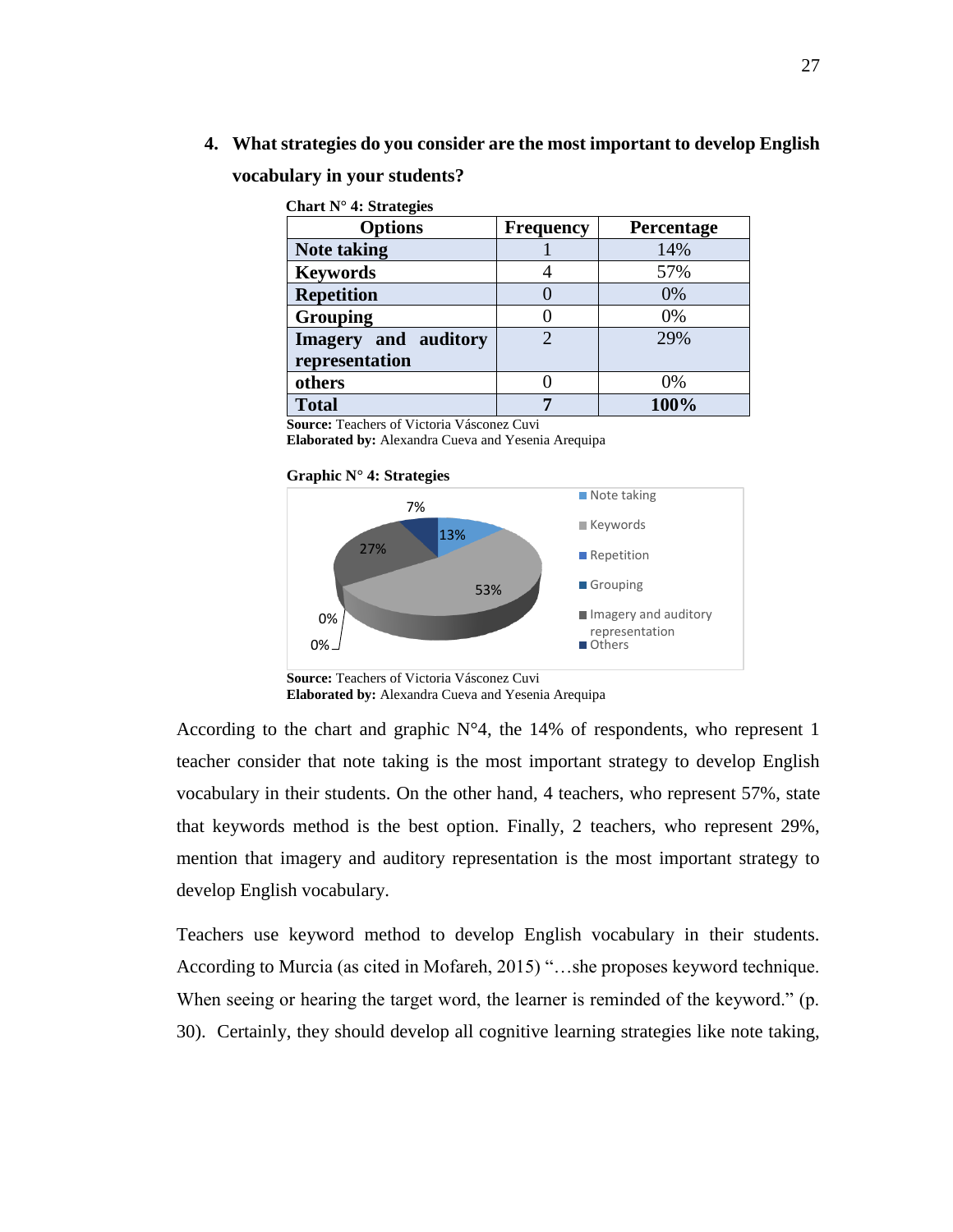**4. What strategies do you consider are the most important to develop English vocabulary in your students?**

**Chart N° 4: Strategies**

| Options | Frequency | Percentage |
|---|---|---|
| **Note taking** | 1 | 14% |
| **Keywords** | 4 | 57% |
| **Repetition** | 0 | 0% |
| **Grouping** | 0 | 0% |
| **Imagery and auditory representation** | 2 | 29% |
| **others** | 0 | 0% |
| **Total** | **7** | **100%** |

**Source:** Teachers of Victoria Vásconez Cuvi
**Elaborated by:** Alexandra Cueva and Yesenia Arequipa

**Graphic N° 4: Strategies**

**Source:** Teachers of Victoria Vásconez Cuvi
**Elaborated by:** Alexandra Cueva and Yesenia Arequipa

According to the chart and graphic N°4, the 14% of respondents, who represent 1 teacher consider that note taking is the most important strategy to develop English vocabulary in their students. On the other hand, 4 teachers, who represent 57%, state that keywords method is the best option. Finally, 2 teachers, who represent 29%, mention that imagery and auditory representation is the most important strategy to develop English vocabulary.

Teachers use keyword method to develop English vocabulary in their students. According to Murcia (as cited in Mofareh, 2015) "…she proposes keyword technique. When seeing or hearing the target word, the learner is reminded of the keyword." (p. 30). Certainly, they should develop all cognitive learning strategies like note taking,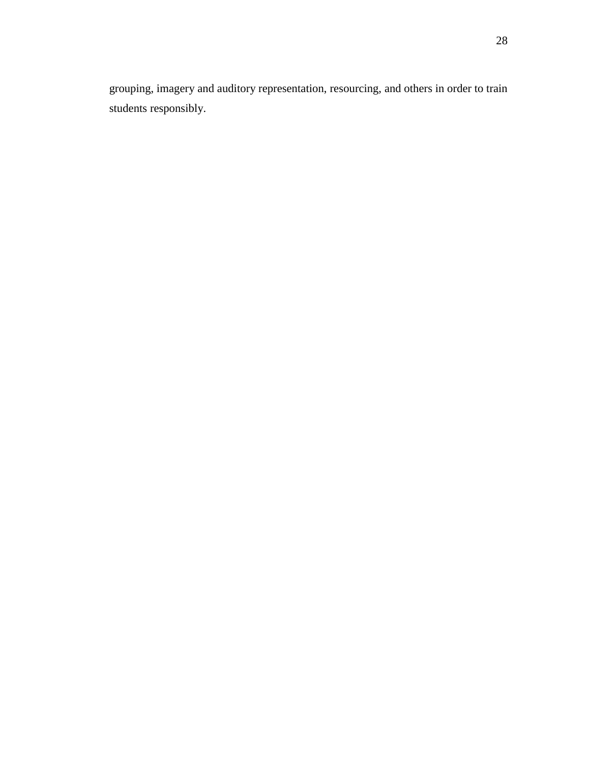grouping, imagery and auditory representation, resourcing, and others in order to train students responsibly.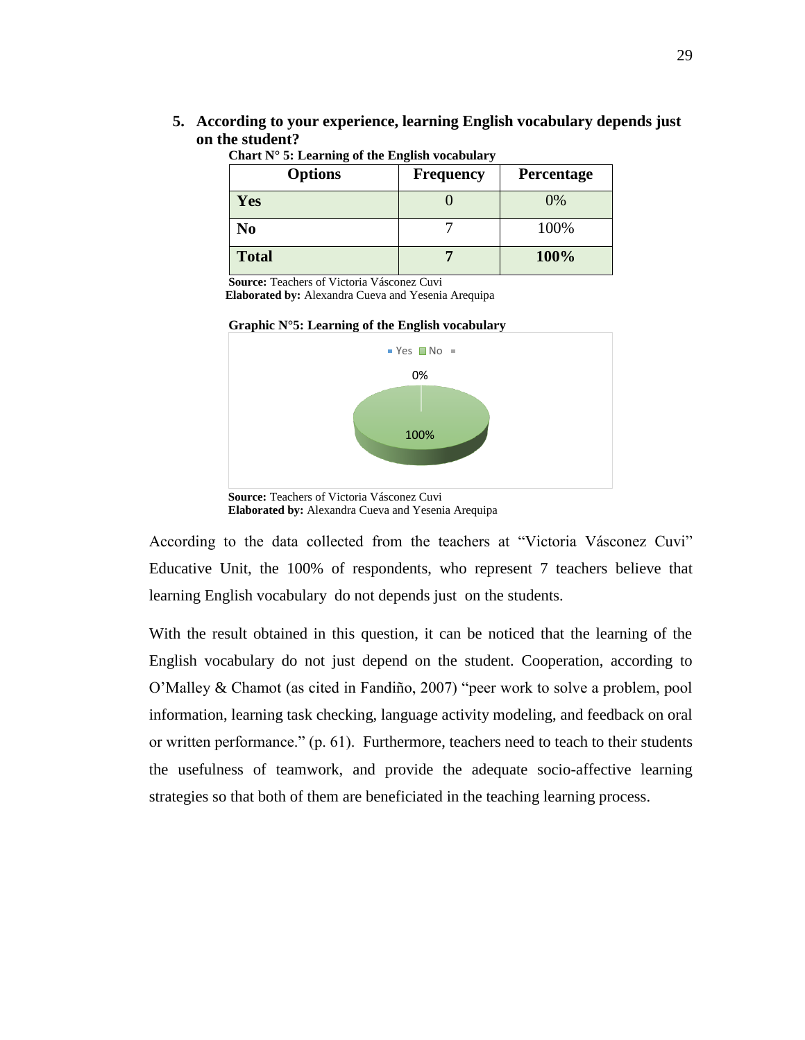5. **According to your experience, learning English vocabulary depends just on the student?**

**Chart N° 5: Learning of the English vocabulary**

| Options | Frequency | Percentage |
|---|---|---|
| **Yes** | 0 | 0% |
| **No** | 7 | 100% |
| **Total** | **7** | **100%** |

**Source:** Teachers of Victoria Vásconez Cuvi
**Elaborated by:** Alexandra Cueva and Yesenia Arequipa

**Graphic N°5: Learning of the English vocabulary**

**Source:** Teachers of Victoria Vásconez Cuvi
**Elaborated by:** Alexandra Cueva and Yesenia Arequipa

According to the data collected from the teachers at "Victoria Vásconez Cuvi" Educative Unit, the 100% of respondents, who represent 7 teachers believe that learning English vocabulary do not depends just on the students.

With the result obtained in this question, it can be noticed that the learning of the English vocabulary do not just depend on the student. Cooperation, according to O'Malley & Chamot (as cited in Fandiño, 2007) "peer work to solve a problem, pool information, learning task checking, language activity modeling, and feedback on oral or written performance." (p. 61). Furthermore, teachers need to teach to their students the usefulness of teamwork, and provide the adequate socio-affective learning strategies so that both of them are beneficiated in the teaching learning process.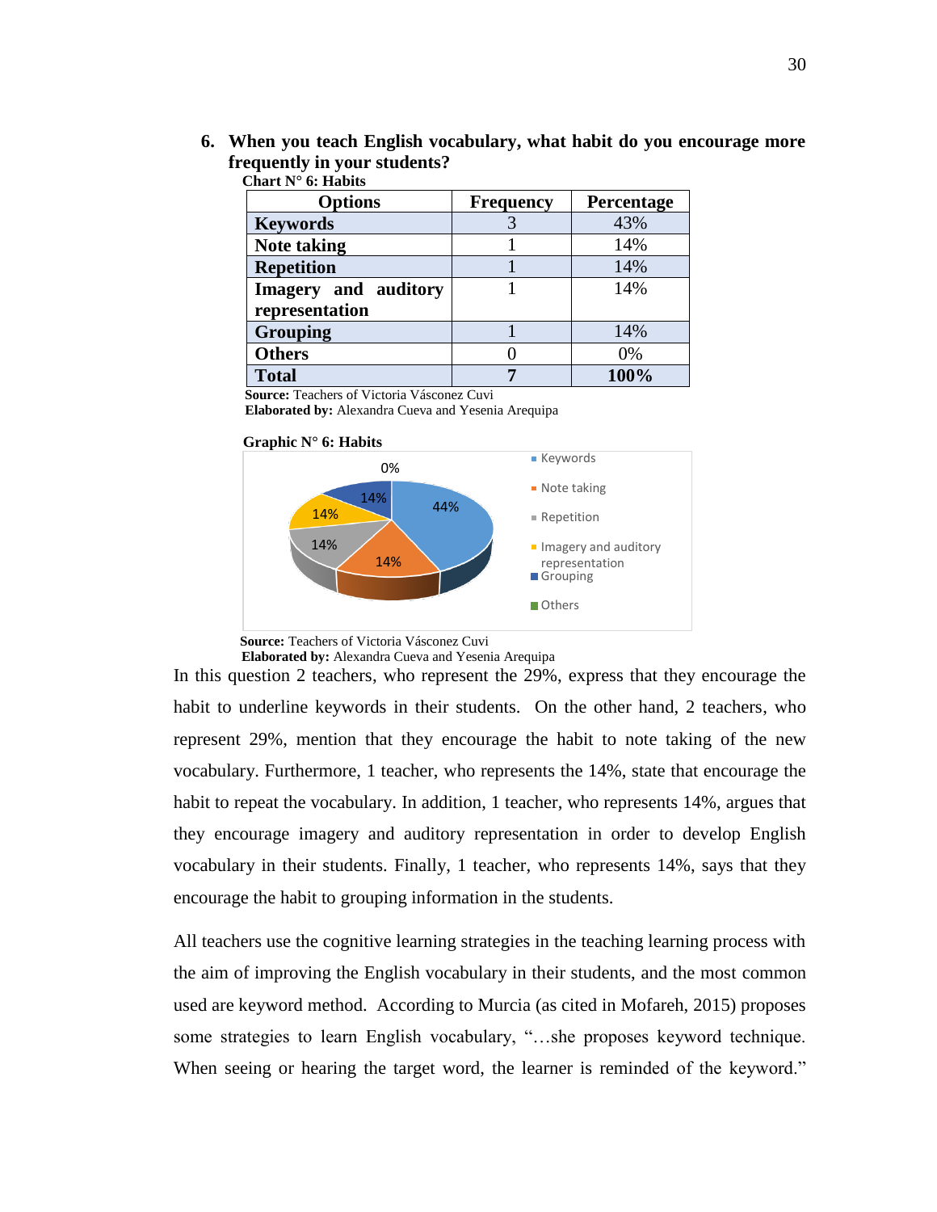6. **When you teach English vocabulary, what habit do you encourage more frequently in your students?**

**Chart N° 6: Habits**

| Options | Frequency | Percentage |
|---|---|---|
| **Keywords** | 3 | 43% |
| **Note taking** | 1 | 14% |
| **Repetition** | 1 | 14% |
| **Imagery and auditory representation** | 1 | 14% |
| **Grouping** | 1 | 14% |
| **Others** | 0 | 0% |
| **Total** | **7** | **100%** |

**Source:** Teachers of Victoria Vásconez Cuvi
**Elaborated by:** Alexandra Cueva and Yesenia Arequipa

**Graphic N° 6: Habits**

0%

44%

14%

14%

14%

14%

Keywords
Note taking
Repetition
Imagery and auditory representation
Grouping
Others

**Source:** Teachers of Victoria Vásconez Cuvi
**Elaborated by:** Alexandra Cueva and Yesenia Arequipa

In this question 2 teachers, who represent the 29%, express that they encourage the habit to underline keywords in their students. On the other hand, 2 teachers, who represent 29%, mention that they encourage the habit to note taking of the new vocabulary. Furthermore, 1 teacher, who represents the 14%, state that encourage the habit to repeat the vocabulary. In addition, 1 teacher, who represents 14%, argues that they encourage imagery and auditory representation in order to develop English vocabulary in their students. Finally, 1 teacher, who represents 14%, says that they encourage the habit to grouping information in the students.

All teachers use the cognitive learning strategies in the teaching learning process with the aim of improving the English vocabulary in their students, and the most common used are keyword method. According to Murcia (as cited in Mofareh, 2015) proposes some strategies to learn English vocabulary, "…she proposes keyword technique. When seeing or hearing the target word, the learner is reminded of the keyword."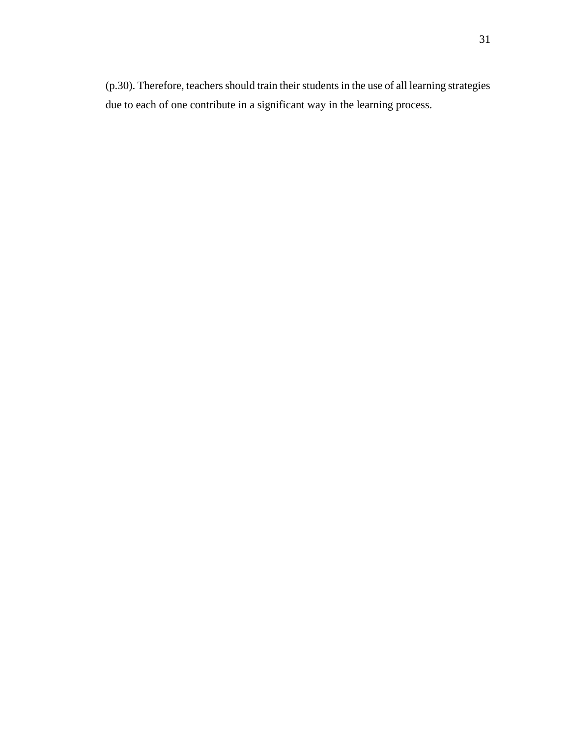(p.30). Therefore, teachers should train their students in the use of all learning strategies due to each of one contribute in a significant way in the learning process.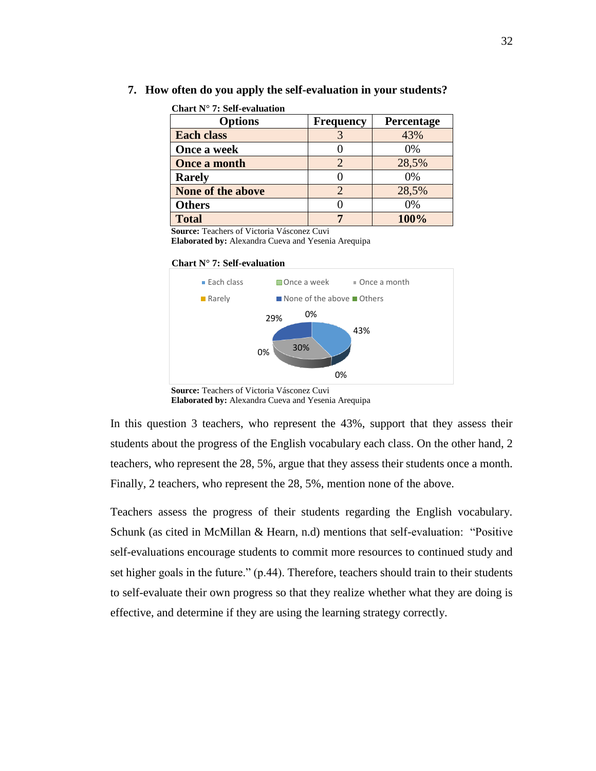**7. How often do you apply the self-evaluation in your students?**

**Chart N° 7: Self-evaluation**

| Options | Frequency | Percentage |
|---|---|---|
| **Each class** | 3 | 43% |
| **Once a week** | 0 | 0% |
| **Once a month** | 2 | 28,5% |
| **Rarely** | 0 | 0% |
| **None of the above** | 2 | 28,5% |
| **Others** | 0 | 0% |
| **Total** | **7** | **100%** |

**Source:** Teachers of Victoria Vásconez Cuvi
**Elaborated by:** Alexandra Cueva and Yesenia Arequipa

**Chart N° 7: Self-evaluation**

Each class, Once a week, Once a month, Rarely, None of the above, Others

29%, 0%, 43%, 30%, 0%, 0%

**Source:** Teachers of Victoria Vásconez Cuvi
**Elaborated by:** Alexandra Cueva and Yesenia Arequipa

In this question 3 teachers, who represent the 43%, support that they assess their students about the progress of the English vocabulary each class. On the other hand, 2 teachers, who represent the 28, 5%, argue that they assess their students once a month. Finally, 2 teachers, who represent the 28, 5%, mention none of the above.

Teachers assess the progress of their students regarding the English vocabulary. Schunk (as cited in McMillan & Hearn, n.d) mentions that self-evaluation: "Positive self-evaluations encourage students to commit more resources to continued study and set higher goals in the future." (p.44). Therefore, teachers should train to their students to self-evaluate their own progress so that they realize whether what they are doing is effective, and determine if they are using the learning strategy correctly.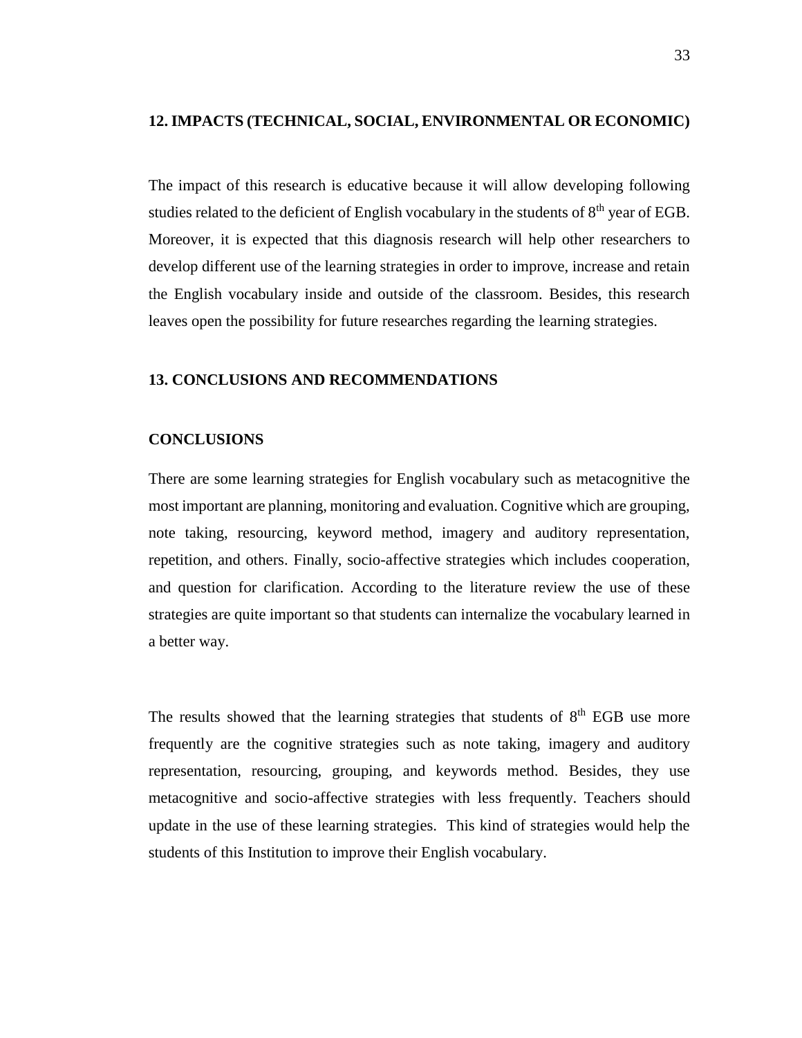## 12. IMPACTS (TECHNICAL, SOCIAL, ENVIRONMENTAL OR ECONOMIC)

The impact of this research is educative because it will allow developing following studies related to the deficient of English vocabulary in the students of 8th year of EGB. Moreover, it is expected that this diagnosis research will help other researchers to develop different use of the learning strategies in order to improve, increase and retain the English vocabulary inside and outside of the classroom. Besides, this research leaves open the possibility for future researches regarding the learning strategies.

## 13. CONCLUSIONS AND RECOMMENDATIONS

### CONCLUSIONS

There are some learning strategies for English vocabulary such as metacognitive the most important are planning, monitoring and evaluation. Cognitive which are grouping, note taking, resourcing, keyword method, imagery and auditory representation, repetition, and others. Finally, socio-affective strategies which includes cooperation, and question for clarification. According to the literature review the use of these strategies are quite important so that students can internalize the vocabulary learned in a better way.

The results showed that the learning strategies that students of 8th EGB use more frequently are the cognitive strategies such as note taking, imagery and auditory representation, resourcing, grouping, and keywords method. Besides, they use metacognitive and socio-affective strategies with less frequently. Teachers should update in the use of these learning strategies. This kind of strategies would help the students of this Institution to improve their English vocabulary.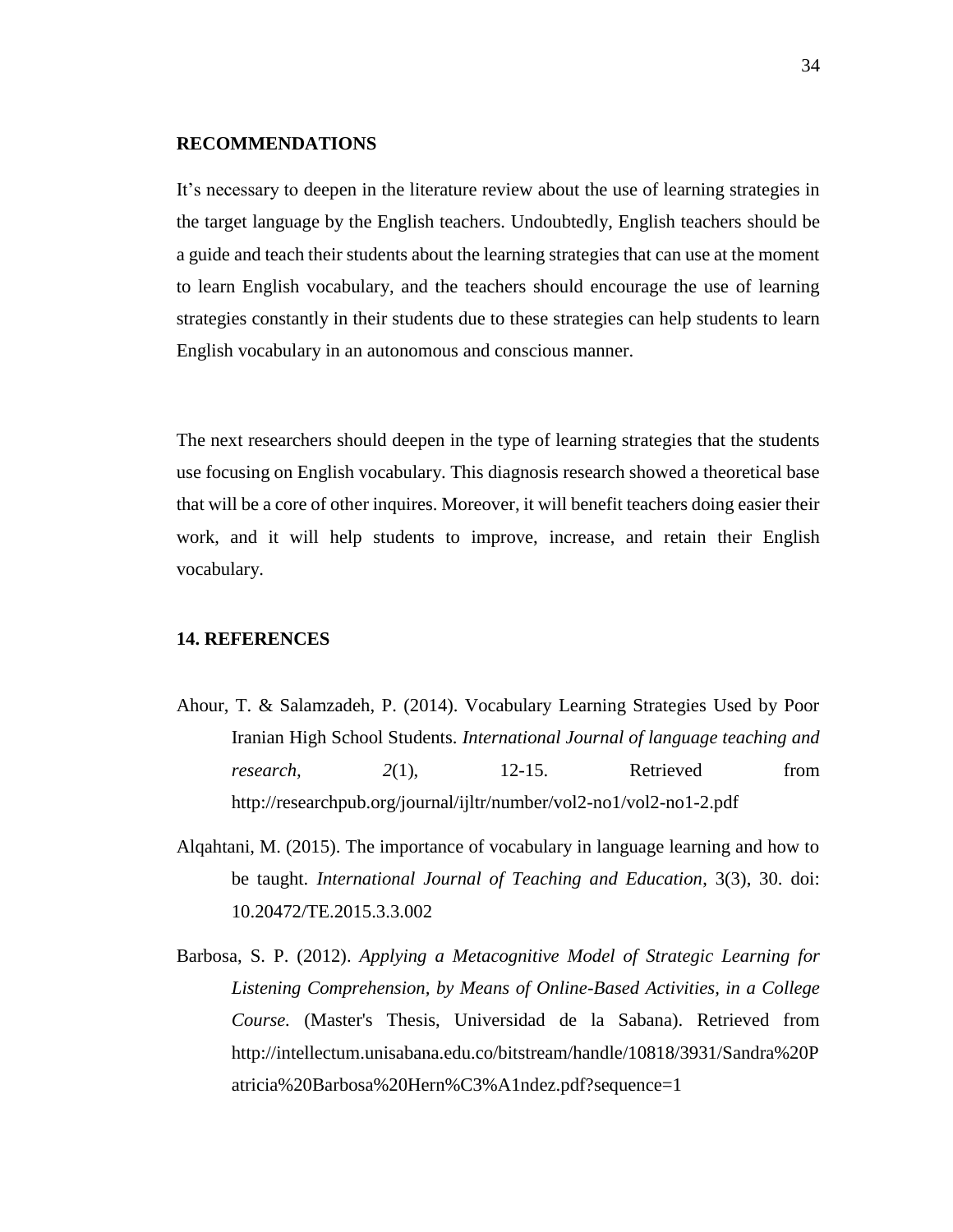## RECOMMENDATIONS

It's necessary to deepen in the literature review about the use of learning strategies in the target language by the English teachers. Undoubtedly, English teachers should be a guide and teach their students about the learning strategies that can use at the moment to learn English vocabulary, and the teachers should encourage the use of learning strategies constantly in their students due to these strategies can help students to learn English vocabulary in an autonomous and conscious manner.

The next researchers should deepen in the type of learning strategies that the students use focusing on English vocabulary. This diagnosis research showed a theoretical base that will be a core of other inquires. Moreover, it will benefit teachers doing easier their work, and it will help students to improve, increase, and retain their English vocabulary.

## 14. REFERENCES

Ahour, T. & Salamzadeh, P. (2014). Vocabulary Learning Strategies Used by Poor Iranian High School Students. *International Journal of language teaching and research, 2*(1), 12-15. Retrieved from http://researchpub.org/journal/ijltr/number/vol2-no1/vol2-no1-2.pdf

Alqahtani, M. (2015). The importance of vocabulary in language learning and how to be taught. *International Journal of Teaching and Education*, 3(3), 30. doi: 10.20472/TE.2015.3.3.002

Barbosa, S. P. (2012). *Applying a Metacognitive Model of Strategic Learning for Listening Comprehension, by Means of Online-Based Activities, in a College Course.* (Master's Thesis, Universidad de la Sabana). Retrieved from http://intellectum.unisabana.edu.co/bitstream/handle/10818/3931/Sandra%20Patricia%20Barbosa%20Hern%C3%A1ndez.pdf?sequence=1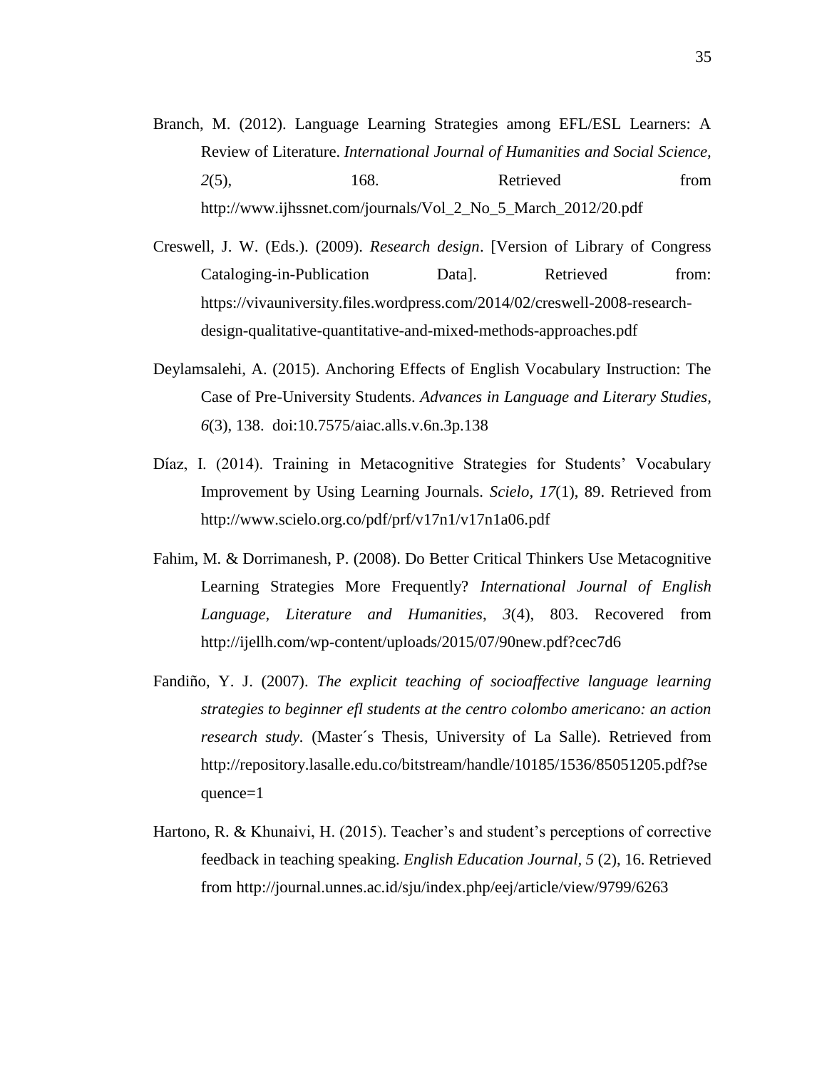Branch, M. (2012). Language Learning Strategies among EFL/ESL Learners: A Review of Literature. *International Journal of Humanities and Social Science, 2*(5), 168. Retrieved from http://www.ijhssnet.com/journals/Vol_2_No_5_March_2012/20.pdf

Creswell, J. W. (Eds.). (2009). *Research design*. [Version of Library of Congress Cataloging-in-Publication Data]. Retrieved from: https://vivauniversity.files.wordpress.com/2014/02/creswell-2008-research-design-qualitative-quantitative-and-mixed-methods-approaches.pdf

Deylamsalehi, A. (2015). Anchoring Effects of English Vocabulary Instruction: The Case of Pre-University Students. *Advances in Language and Literary Studies, 6*(3), 138. doi:10.7575/aiac.alls.v.6n.3p.138

Díaz, I. (2014). Training in Metacognitive Strategies for Students' Vocabulary Improvement by Using Learning Journals. *Scielo, 17*(1), 89. Retrieved from http://www.scielo.org.co/pdf/prf/v17n1/v17n1a06.pdf

Fahim, M. & Dorrimanesh, P. (2008). Do Better Critical Thinkers Use Metacognitive Learning Strategies More Frequently? *International Journal of English Language, Literature and Humanities, 3*(4), 803. Recovered from http://ijellh.com/wp-content/uploads/2015/07/90new.pdf?cec7d6

Fandiño, Y. J. (2007). *The explicit teaching of socioaffective language learning strategies to beginner efl students at the centro colombo americano: an action research study.* (Master´s Thesis, University of La Salle). Retrieved from http://repository.lasalle.edu.co/bitstream/handle/10185/1536/85051205.pdf?sequence=1

Hartono, R. & Khunaivi, H. (2015). Teacher's and student's perceptions of corrective feedback in teaching speaking. *English Education Journal, 5* (2), 16. Retrieved from http://journal.unnes.ac.id/sju/index.php/eej/article/view/9799/6263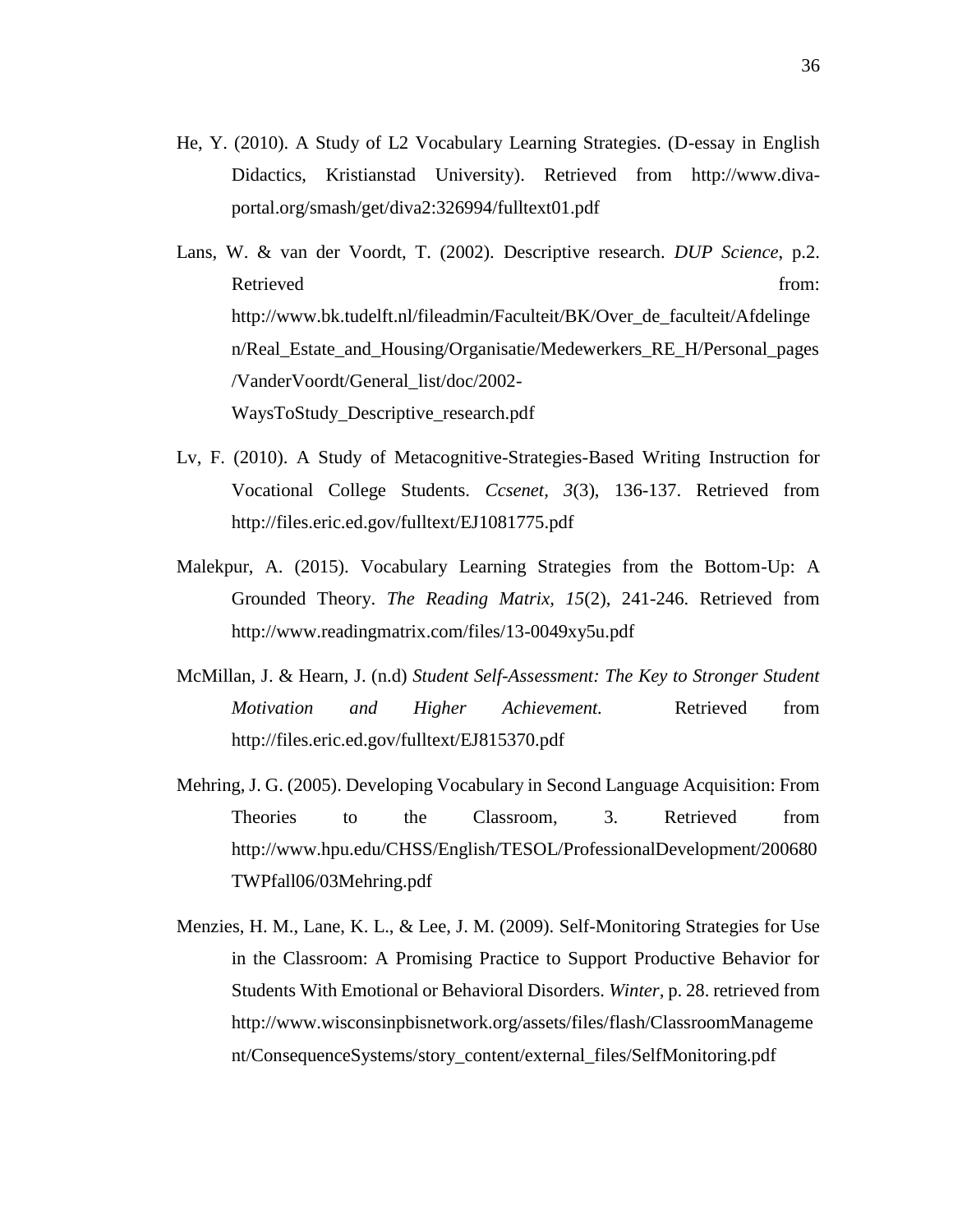He, Y. (2010). A Study of L2 Vocabulary Learning Strategies. (D-essay in English Didactics, Kristianstad University). Retrieved from http://www.diva-portal.org/smash/get/diva2:326994/fulltext01.pdf

Lans, W. & van der Voordt, T. (2002). Descriptive research. *DUP Science*, p.2. Retrieved from: http://www.bk.tudelft.nl/fileadmin/Faculteit/BK/Over_de_faculteit/Afdelingen/Real_Estate_and_Housing/Organisatie/Medewerkers_RE_H/Personal_pages/VanderVoordt/General_list/doc/2002-WaysToStudy_Descriptive_research.pdf

Lv, F. (2010). A Study of Metacognitive-Strategies-Based Writing Instruction for Vocational College Students. *Ccsenet, 3*(3), 136-137. Retrieved from http://files.eric.ed.gov/fulltext/EJ1081775.pdf

Malekpur, A. (2015). Vocabulary Learning Strategies from the Bottom-Up: A Grounded Theory. *The Reading Matrix, 15*(2), 241-246. Retrieved from http://www.readingmatrix.com/files/13-0049xy5u.pdf

McMillan, J. & Hearn, J. (n.d) *Student Self-Assessment: The Key to Stronger Student Motivation and Higher Achievement.* Retrieved from http://files.eric.ed.gov/fulltext/EJ815370.pdf

Mehring, J. G. (2005). Developing Vocabulary in Second Language Acquisition: From Theories to the Classroom, 3. Retrieved from http://www.hpu.edu/CHSS/English/TESOL/ProfessionalDevelopment/200680TWPfall06/03Mehring.pdf

Menzies, H. M., Lane, K. L., & Lee, J. M. (2009). Self-Monitoring Strategies for Use in the Classroom: A Promising Practice to Support Productive Behavior for Students With Emotional or Behavioral Disorders. *Winter*, p. 28. retrieved from http://www.wisconsinpbisnetwork.org/assets/files/flash/ClassroomManagement/ConsequenceSystems/story_content/external_files/SelfMonitoring.pdf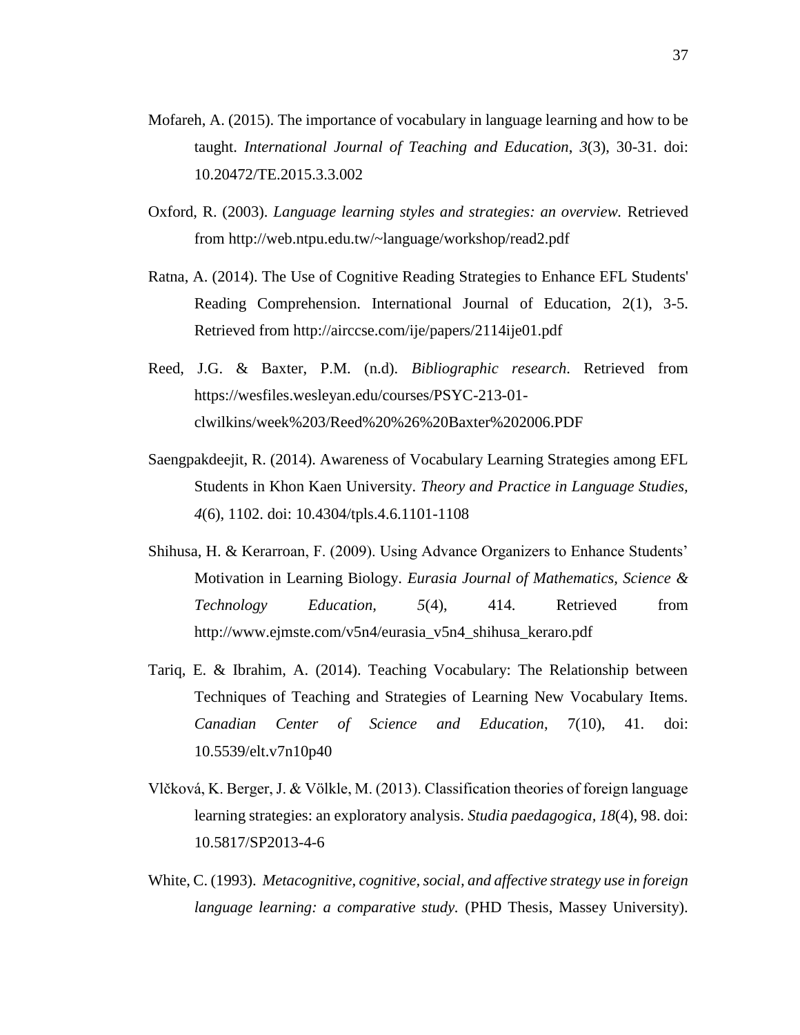Mofareh, A. (2015). The importance of vocabulary in language learning and how to be taught. *International Journal of Teaching and Education*, *3*(3), 30-31. doi: 10.20472/TE.2015.3.3.002

Oxford, R. (2003). *Language learning styles and strategies: an overview.* Retrieved from http://web.ntpu.edu.tw/~language/workshop/read2.pdf

Ratna, A. (2014). The Use of Cognitive Reading Strategies to Enhance EFL Students' Reading Comprehension. International Journal of Education, 2(1), 3-5. Retrieved from http://airccse.com/ije/papers/2114ije01.pdf

Reed, J.G. & Baxter, P.M. (n.d). *Bibliographic research*. Retrieved from https://wesfiles.wesleyan.edu/courses/PSYC-213-01-clwilkins/week%203/Reed%20%26%20Baxter%202006.PDF

Saengpakdeejit, R. (2014). Awareness of Vocabulary Learning Strategies among EFL Students in Khon Kaen University. *Theory and Practice in Language Studies*, *4*(6), 1102. doi: 10.4304/tpls.4.6.1101-1108

Shihusa, H. & Kerarroan, F. (2009). Using Advance Organizers to Enhance Students' Motivation in Learning Biology. *Eurasia Journal of Mathematics, Science & Technology Education*, *5*(4), 414. Retrieved from http://www.ejmste.com/v5n4/eurasia_v5n4_shihusa_keraro.pdf

Tariq, E. & Ibrahim, A. (2014). Teaching Vocabulary: The Relationship between Techniques of Teaching and Strategies of Learning New Vocabulary Items. *Canadian Center of Science and Education*, 7(10), 41. doi: 10.5539/elt.v7n10p40

Vlčková, K. Berger, J. & Völkle, M. (2013). Classification theories of foreign language learning strategies: an exploratory analysis. *Studia paedagogica*, *18*(4), 98. doi: 10.5817/SP2013-4-6

White, C. (1993). *Metacognitive, cognitive, social, and affective strategy use in foreign language learning: a comparative study.* (PHD Thesis, Massey University).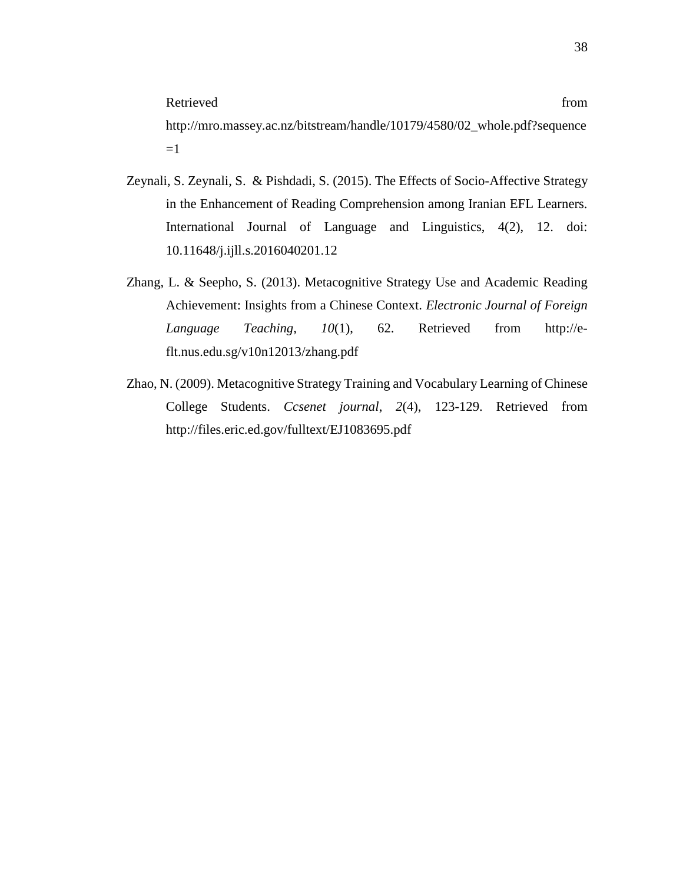Retrieved from http://mro.massey.ac.nz/bitstream/handle/10179/4580/02_whole.pdf?sequence=1

Zeynali, S. Zeynali, S.  & Pishdadi, S. (2015). The Effects of Socio-Affective Strategy in the Enhancement of Reading Comprehension among Iranian EFL Learners. International Journal of Language and Linguistics, 4(2), 12. doi: 10.11648/j.ijll.s.2016040201.12

Zhang, L. & Seepho, S. (2013). Metacognitive Strategy Use and Academic Reading Achievement: Insights from a Chinese Context. *Electronic Journal of Foreign Language Teaching*, *10*(1), 62. Retrieved from http://e-flt.nus.edu.sg/v10n12013/zhang.pdf

Zhao, N. (2009). Metacognitive Strategy Training and Vocabulary Learning of Chinese College Students. *Ccsenet journal*, *2*(4), 123-129. Retrieved from http://files.eric.ed.gov/fulltext/EJ1083695.pdf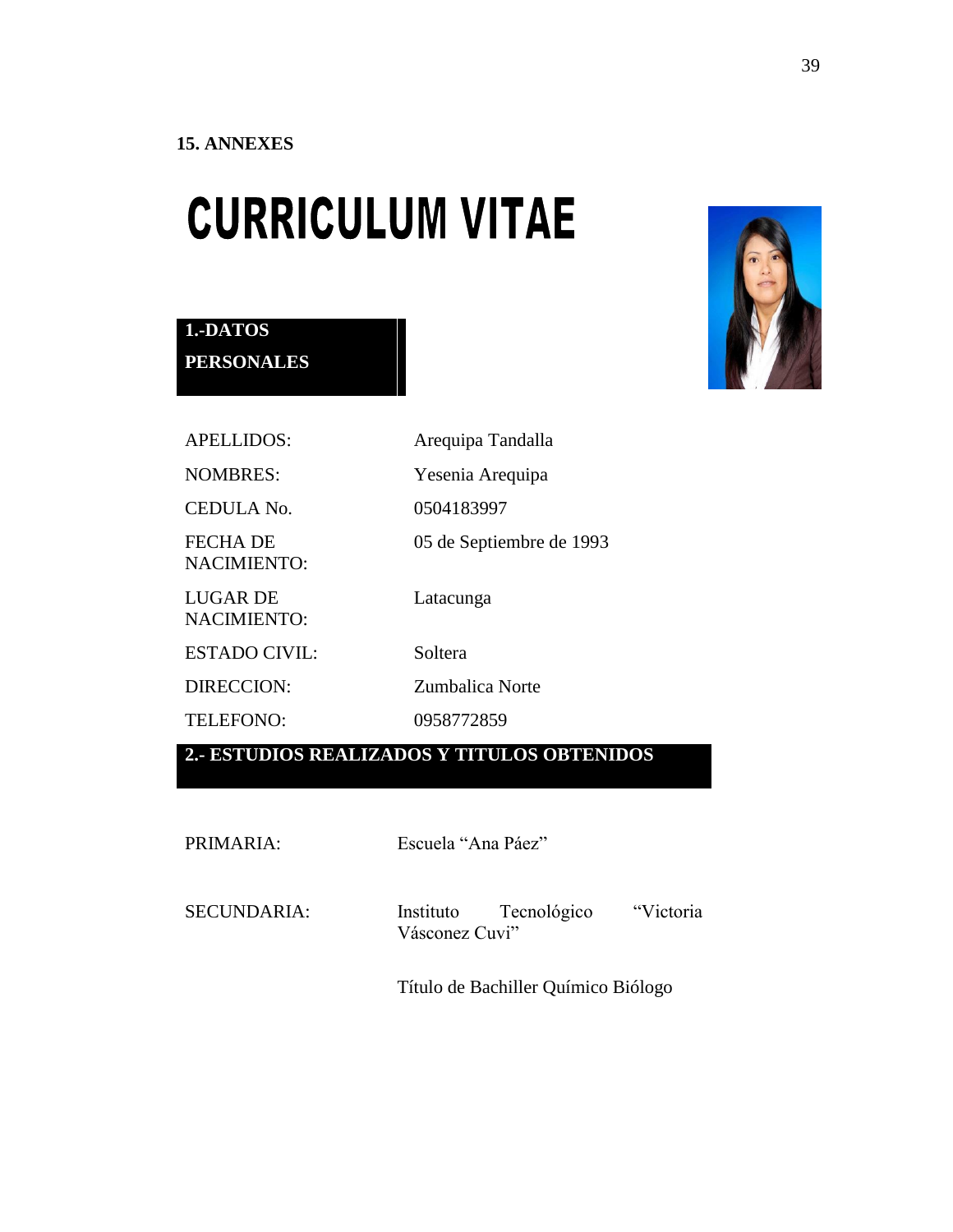**15. ANNEXES**

# CURRICULUM VITAE

## 1.-DATOS PERSONALES

| | |
|---|---|
| APELLIDOS: | Arequipa Tandalla |
| NOMBRES: | Yesenia Arequipa |
| CEDULA No. | 0504183997 |
| FECHA DE NACIMIENTO: | 05 de Septiembre de 1993 |
| LUGAR DE NACIMIENTO: | Latacunga |
| ESTADO CIVIL: | Soltera |
| DIRECCION: | Zumbalica Norte |
| TELEFONO: | 0958772859 |

## 2.- ESTUDIOS REALIZADOS Y TITULOS OBTENIDOS

| | |
|---|---|
| PRIMARIA: | Escuela “Ana Páez” |
| SECUNDARIA: | Instituto Tecnológico “Victoria Vásconez Cuvi” |
| | Título de Bachiller Químico Biólogo |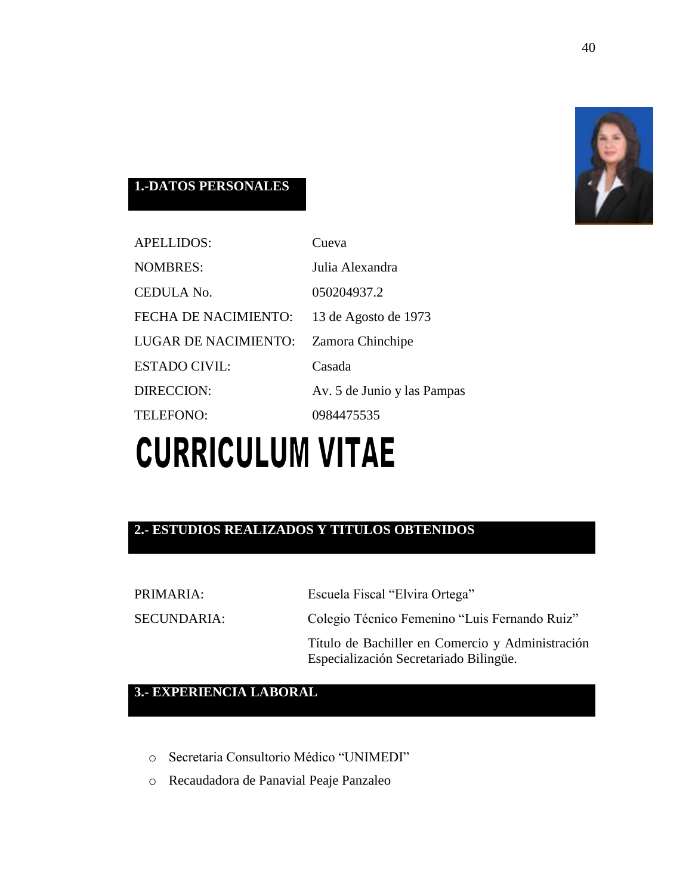## 1.-DATOS PERSONALES

| | |
|---|---|
| APELLIDOS: | Cueva |
| NOMBRES: | Julia Alexandra |
| CEDULA No. | 050204937.2 |
| FECHA DE NACIMIENTO: | 13 de Agosto de 1973 |
| LUGAR DE NACIMIENTO: | Zamora Chinchipe |
| ESTADO CIVIL: | Casada |
| DIRECCION: | Av. 5 de Junio y las Pampas |
| TELEFONO: | 0984475535 |

# CURRICULUM VITAE

## 2.- ESTUDIOS REALIZADOS Y TITULOS OBTENIDOS

| | |
|---|---|
| PRIMARIA: | Escuela Fiscal “Elvira Ortega” |
| SECUNDARIA: | Colegio Técnico Femenino “Luis Fernando Ruiz” |
| | Título de Bachiller en Comercio y Administración Especialización Secretariado Bilingüe. |

## 3.- EXPERIENCIA LABORAL

- Secretaria Consultorio Médico “UNIMEDI”
- Recaudadora de Panavial Peaje Panzaleo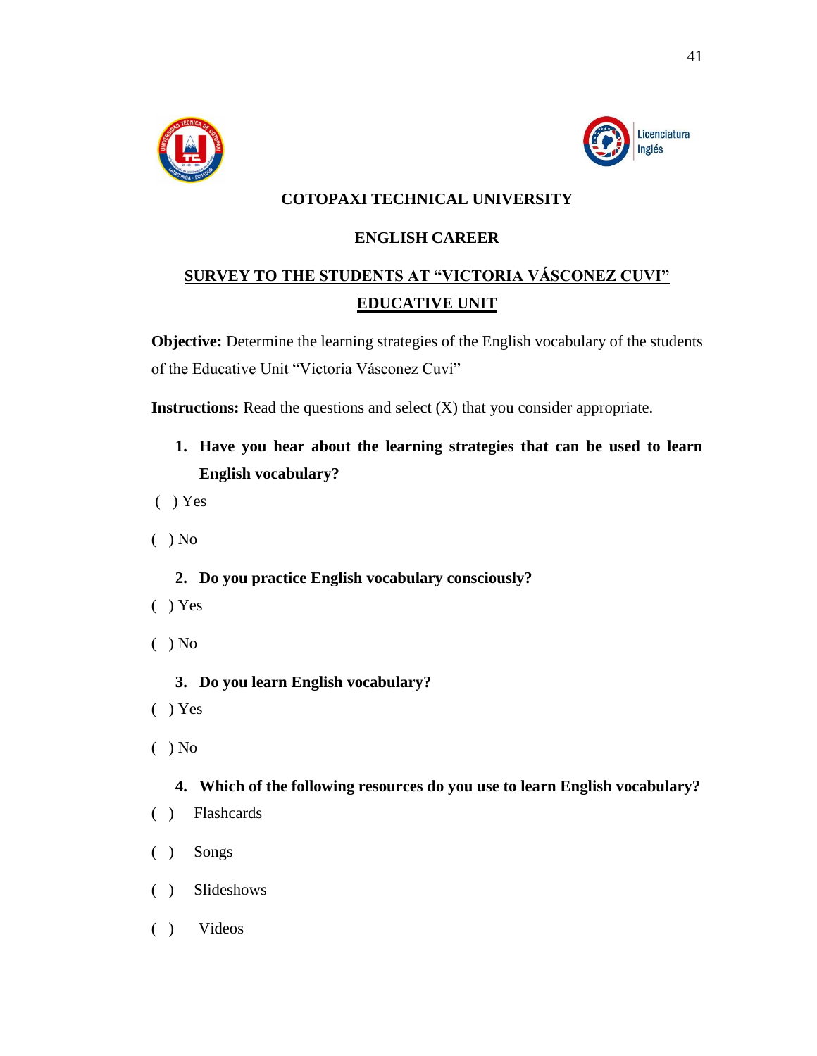**COTOPAXI TECHNICAL UNIVERSITY**

**ENGLISH CAREER**

**SURVEY TO THE STUDENTS AT "VICTORIA VÁSCONEZ CUVI" EDUCATIVE UNIT**

**Objective:** Determine the learning strategies of the English vocabulary of the students of the Educative Unit "Victoria Vásconez Cuvi"

**Instructions:** Read the questions and select (X) that you consider appropriate.

1. **Have you hear about the learning strategies that can be used to learn English vocabulary?**

( ) Yes

( ) No

2. **Do you practice English vocabulary consciously?**

( ) Yes

( ) No

3. **Do you learn English vocabulary?**

( ) Yes

( ) No

4. **Which of the following resources do you use to learn English vocabulary?**

( ) Flashcards

( ) Songs

( ) Slideshows

( ) Videos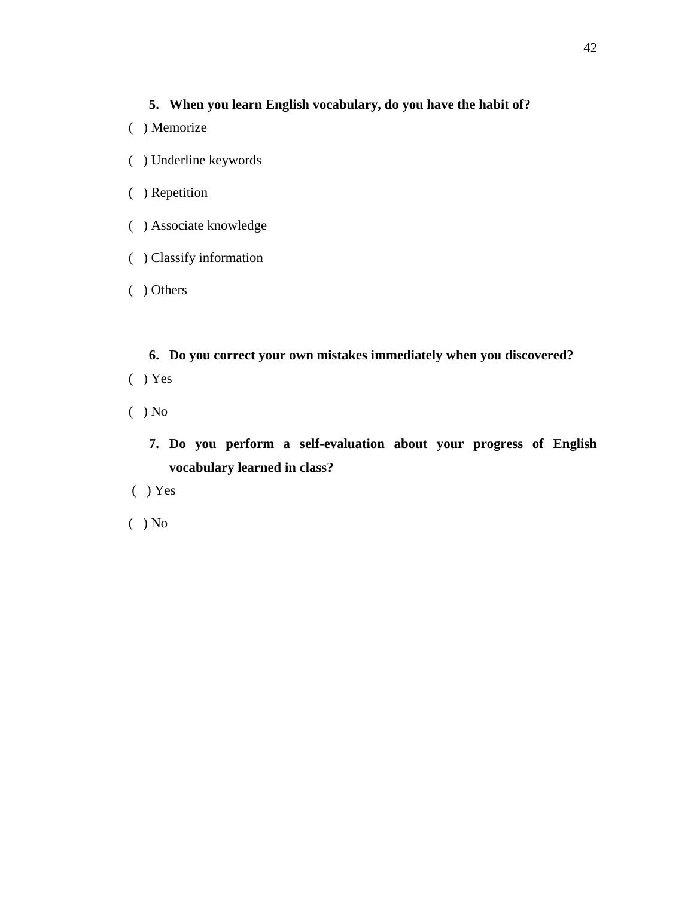**5. When you learn English vocabulary, do you have the habit of?**

( ) Memorize

( ) Underline keywords

( ) Repetition

( ) Associate knowledge

( ) Classify information

( ) Others

**6. Do you correct your own mistakes immediately when you discovered?**

( ) Yes

( ) No

**7. Do you perform a self-evaluation about your progress of English vocabulary learned in class?**

( ) Yes

( ) No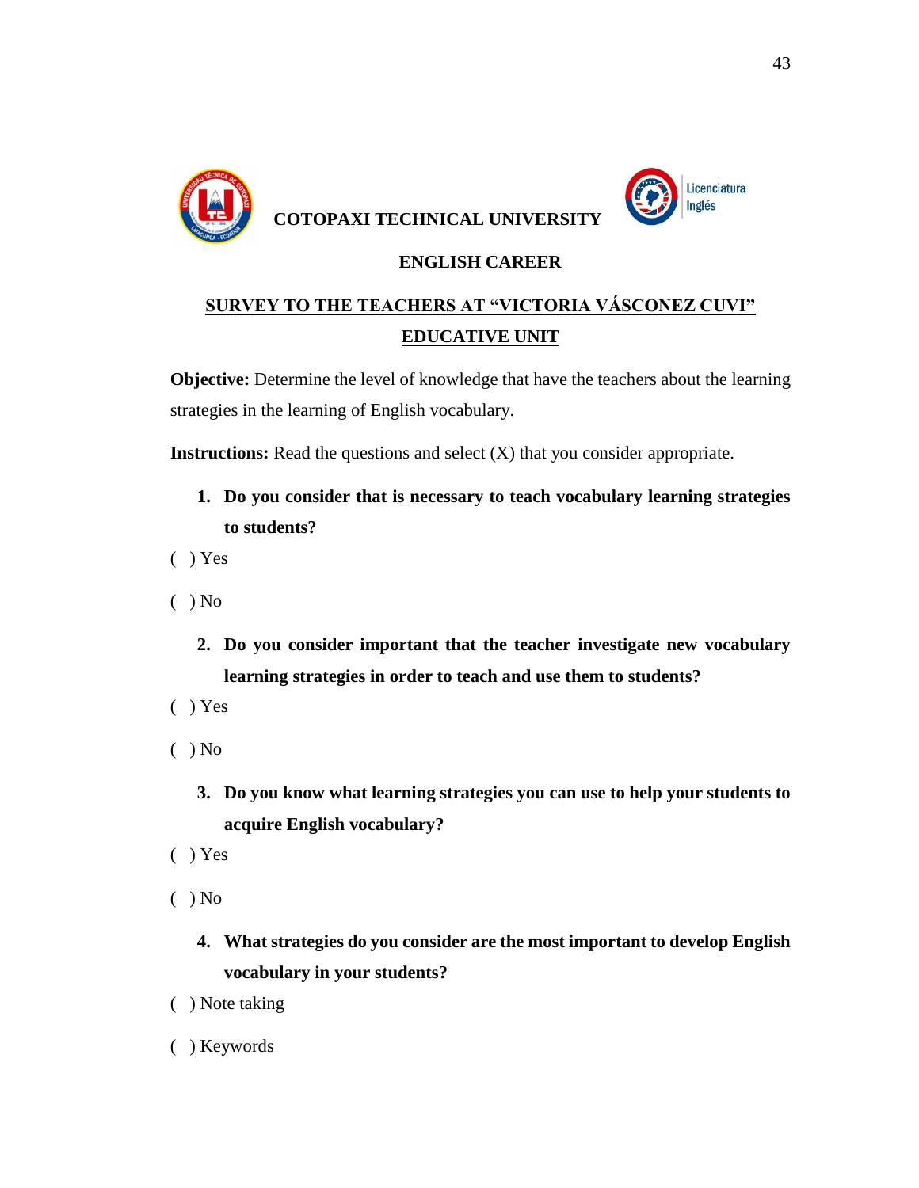**COTOPAXI TECHNICAL UNIVERSITY**

**ENGLISH CAREER**

**SURVEY TO THE TEACHERS AT "VICTORIA VÁSCONEZ CUVI" EDUCATIVE UNIT**

**Objective:** Determine the level of knowledge that have the teachers about the learning strategies in the learning of English vocabulary.

**Instructions:** Read the questions and select (X) that you consider appropriate.

1. **Do you consider that is necessary to teach vocabulary learning strategies to students?**

( ) Yes

( ) No

2. **Do you consider important that the teacher investigate new vocabulary learning strategies in order to teach and use them to students?**

( ) Yes

( ) No

3. **Do you know what learning strategies you can use to help your students to acquire English vocabulary?**

( ) Yes

( ) No

4. **What strategies do you consider are the most important to develop English vocabulary in your students?**

( ) Note taking

( ) Keywords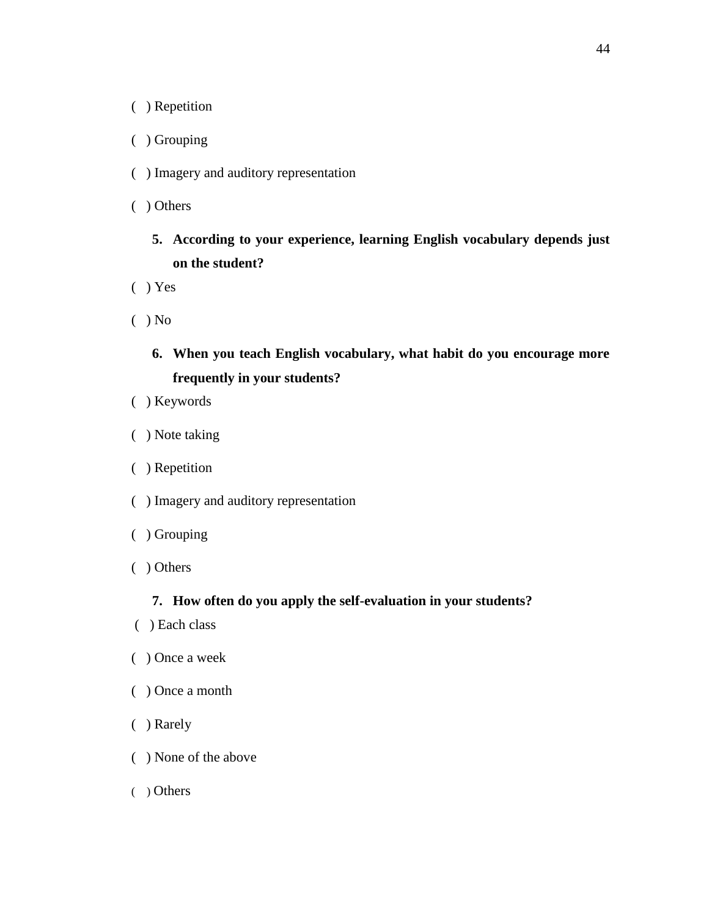( ) Repetition

( ) Grouping

( ) Imagery and auditory representation

( ) Others

5. **According to your experience, learning English vocabulary depends just on the student?**

( ) Yes

( ) No

6. **When you teach English vocabulary, what habit do you encourage more frequently in your students?**

( ) Keywords

( ) Note taking

( ) Repetition

( ) Imagery and auditory representation

( ) Grouping

( ) Others

7. **How often do you apply the self-evaluation in your students?**

( ) Each class

( ) Once a week

( ) Once a month

( ) Rarely

( ) None of the above

( ) Others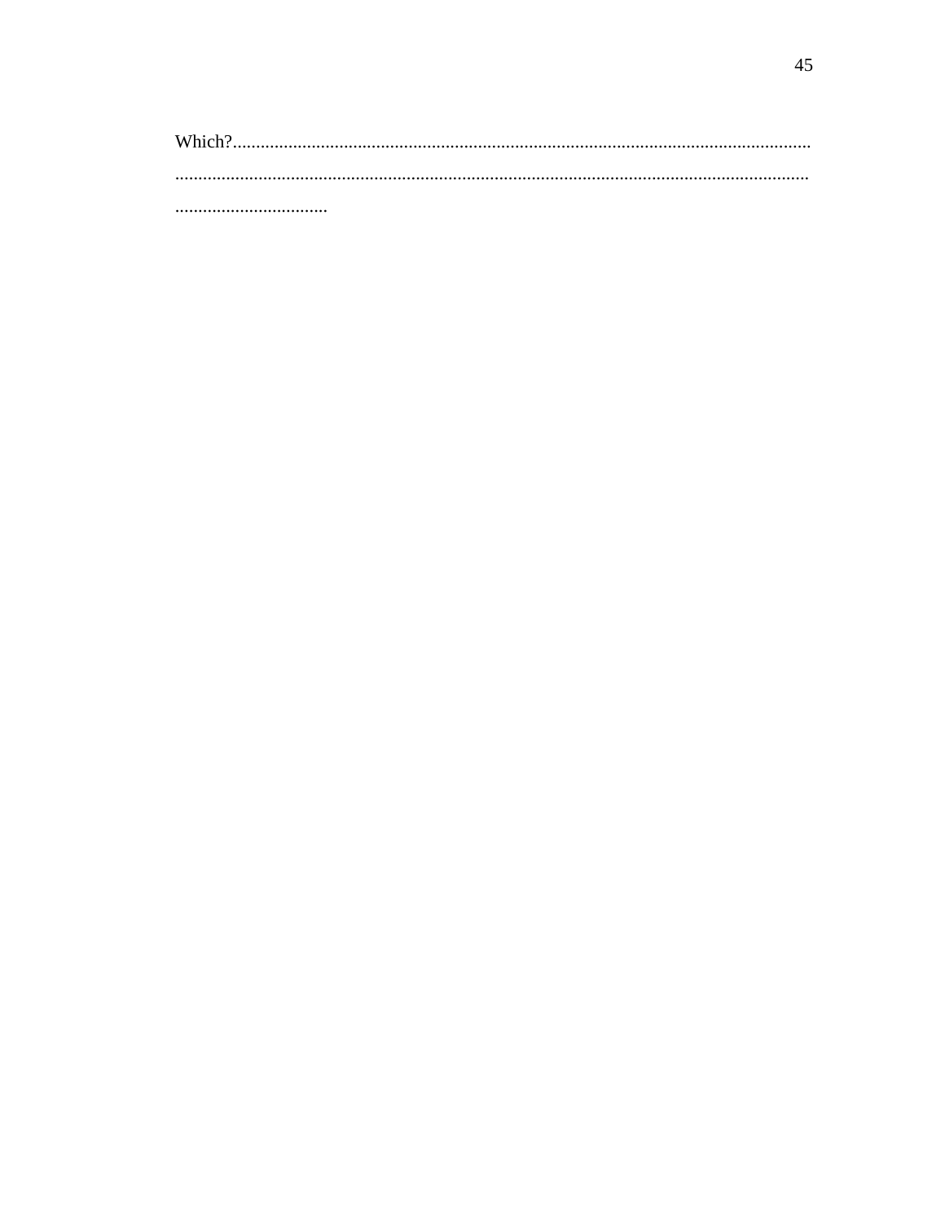Which?...........................................................................................................................
...........................................................................................................................
.................................